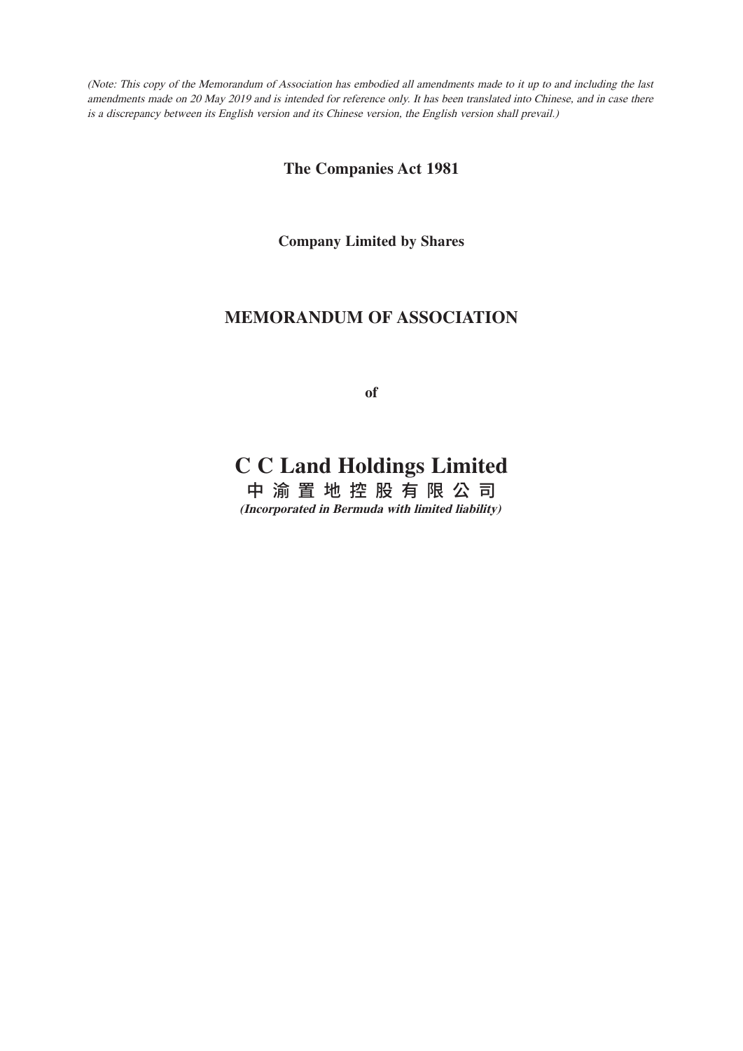*(Note: This copy of the Memorandum of Association has embodied all amendments made to it up to and including the last amendments made on 20 May 2019 and is intended for reference only. It has been translated into Chinese, and in case there is a discrepancy between its English version and its Chinese version, the English version shall prevail.)*

**The Companies Act 1981**

**Company Limited by Shares**

# MEMORANDUM OF ASSOCIATION

**of**

# C C Land Holdings Limited

**中 渝 置 地 控 股 有 限 公 司**

***(Incorporated in Bermuda with limited liability)***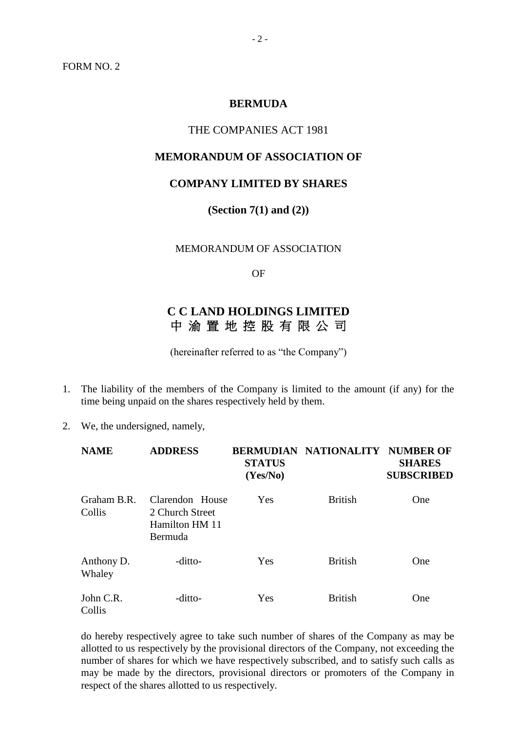FORM NO. 2

**BERMUDA**

THE COMPANIES ACT 1981

**MEMORANDUM OF ASSOCIATION OF**

**COMPANY LIMITED BY SHARES**

**(Section 7(1) and (2))**

MEMORANDUM OF ASSOCIATION

OF

# C C LAND HOLDINGS LIMITED
# 中 渝 置 地 控 股 有 限 公 司

(hereinafter referred to as "the Company")

1. The liability of the members of the Company is limited to the amount (if any) for the time being unpaid on the shares respectively held by them.

2. We, the undersigned, namely,

| NAME | ADDRESS | BERMUDIAN STATUS (Yes/No) | NATIONALITY | NUMBER OF SHARES SUBSCRIBED |
|---|---|---|---|---|
| Graham B.R. Collis | Clarendon House 2 Church Street Hamilton HM 11 Bermuda | Yes | British | One |
| Anthony D. Whaley | -ditto- | Yes | British | One |
| John C.R. Collis | -ditto- | Yes | British | One |

do hereby respectively agree to take such number of shares of the Company as may be allotted to us respectively by the provisional directors of the Company, not exceeding the number of shares for which we have respectively subscribed, and to satisfy such calls as may be made by the directors, provisional directors or promoters of the Company in respect of the shares allotted to us respectively.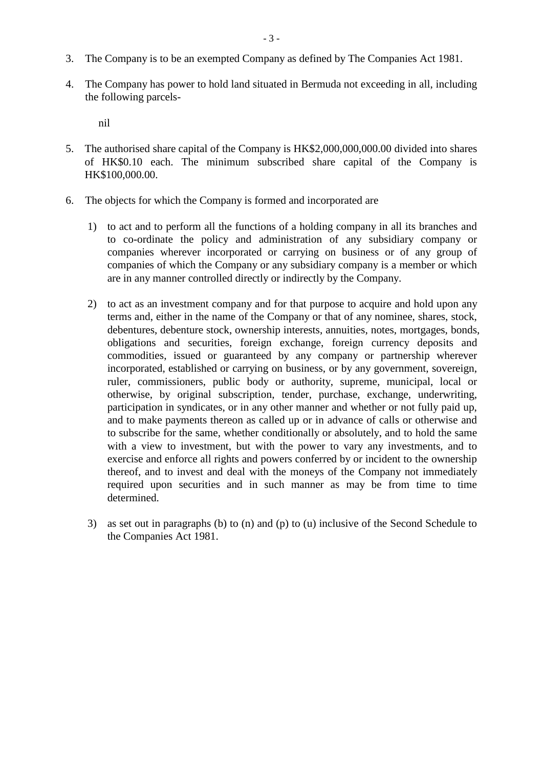3. The Company is to be an exempted Company as defined by The Companies Act 1981.

4. The Company has power to hold land situated in Bermuda not exceeding in all, including the following parcels-

   nil

5. The authorised share capital of the Company is HK$2,000,000,000.00 divided into shares of HK$0.10 each. The minimum subscribed share capital of the Company is HK$100,000.00.

6. The objects for which the Company is formed and incorporated are

   1) to act and to perform all the functions of a holding company in all its branches and to co-ordinate the policy and administration of any subsidiary company or companies wherever incorporated or carrying on business or of any group of companies of which the Company or any subsidiary company is a member or which are in any manner controlled directly or indirectly by the Company.

   2) to act as an investment company and for that purpose to acquire and hold upon any terms and, either in the name of the Company or that of any nominee, shares, stock, debentures, debenture stock, ownership interests, annuities, notes, mortgages, bonds, obligations and securities, foreign exchange, foreign currency deposits and commodities, issued or guaranteed by any company or partnership wherever incorporated, established or carrying on business, or by any government, sovereign, ruler, commissioners, public body or authority, supreme, municipal, local or otherwise, by original subscription, tender, purchase, exchange, underwriting, participation in syndicates, or in any other manner and whether or not fully paid up, and to make payments thereon as called up or in advance of calls or otherwise and to subscribe for the same, whether conditionally or absolutely, and to hold the same with a view to investment, but with the power to vary any investments, and to exercise and enforce all rights and powers conferred by or incident to the ownership thereof, and to invest and deal with the moneys of the Company not immediately required upon securities and in such manner as may be from time to time determined.

   3) as set out in paragraphs (b) to (n) and (p) to (u) inclusive of the Second Schedule to the Companies Act 1981.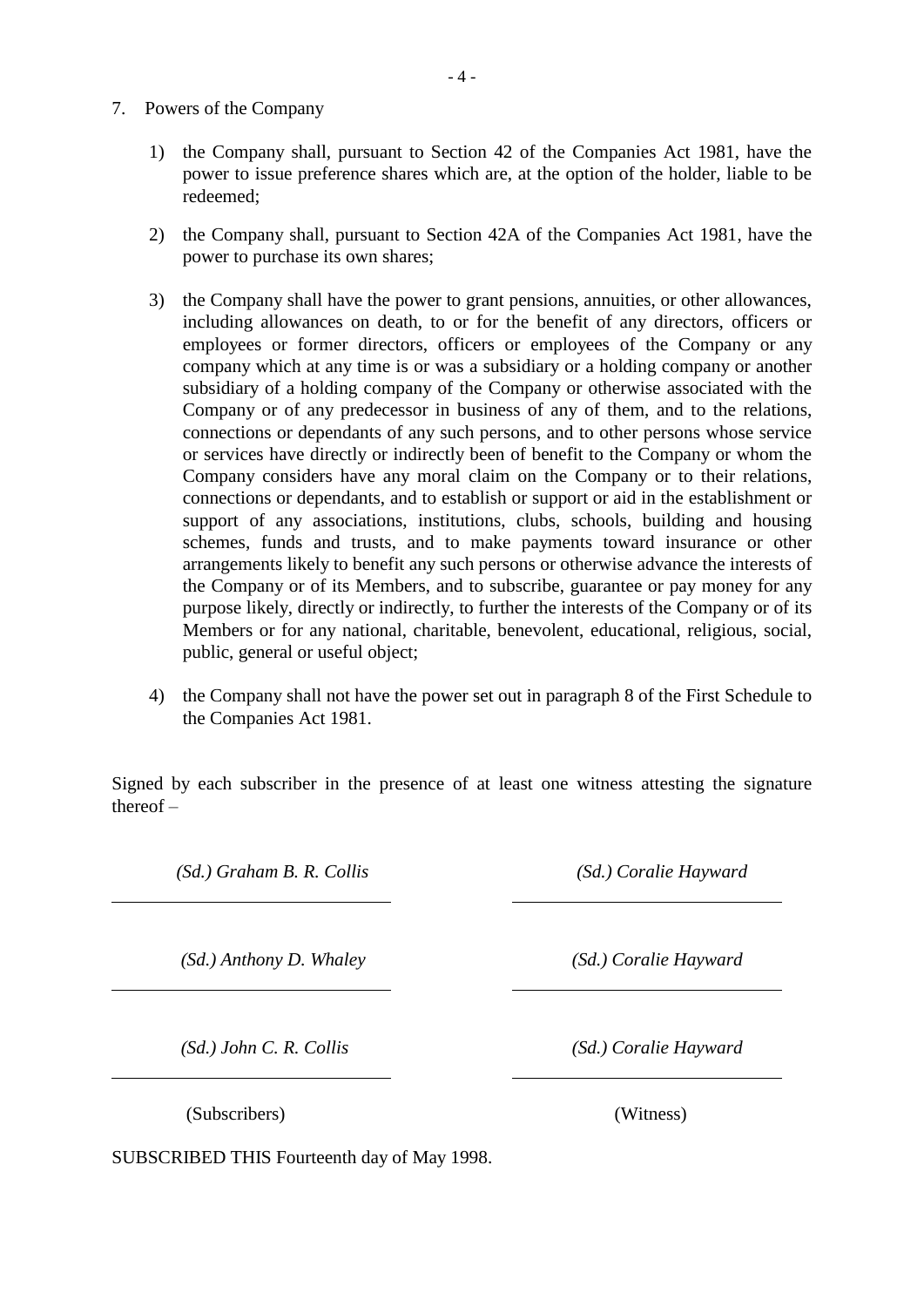7. Powers of the Company

   1) the Company shall, pursuant to Section 42 of the Companies Act 1981, have the power to issue preference shares which are, at the option of the holder, liable to be redeemed;

   2) the Company shall, pursuant to Section 42A of the Companies Act 1981, have the power to purchase its own shares;

   3) the Company shall have the power to grant pensions, annuities, or other allowances, including allowances on death, to or for the benefit of any directors, officers or employees or former directors, officers or employees of the Company or any company which at any time is or was a subsidiary or a holding company or another subsidiary of a holding company of the Company or otherwise associated with the Company or of any predecessor in business of any of them, and to the relations, connections or dependants of any such persons, and to other persons whose service or services have directly or indirectly been of benefit to the Company or whom the Company considers have any moral claim on the Company or to their relations, connections or dependants, and to establish or support or aid in the establishment or support of any associations, institutions, clubs, schools, building and housing schemes, funds and trusts, and to make payments toward insurance or other arrangements likely to benefit any such persons or otherwise advance the interests of the Company or of its Members, and to subscribe, guarantee or pay money for any purpose likely, directly or indirectly, to further the interests of the Company or of its Members or for any national, charitable, benevolent, educational, religious, social, public, general or useful object;

   4) the Company shall not have the power set out in paragraph 8 of the First Schedule to the Companies Act 1981.

Signed by each subscriber in the presence of at least one witness attesting the signature thereof –

| (Subscribers) | (Witness) |
| --- | --- |
| *(Sd.) Graham B. R. Collis* | *(Sd.) Coralie Hayward* |
| *(Sd.) Anthony D. Whaley* | *(Sd.) Coralie Hayward* |
| *(Sd.) John C. R. Collis* | *(Sd.) Coralie Hayward* |

SUBSCRIBED THIS Fourteenth day of May 1998.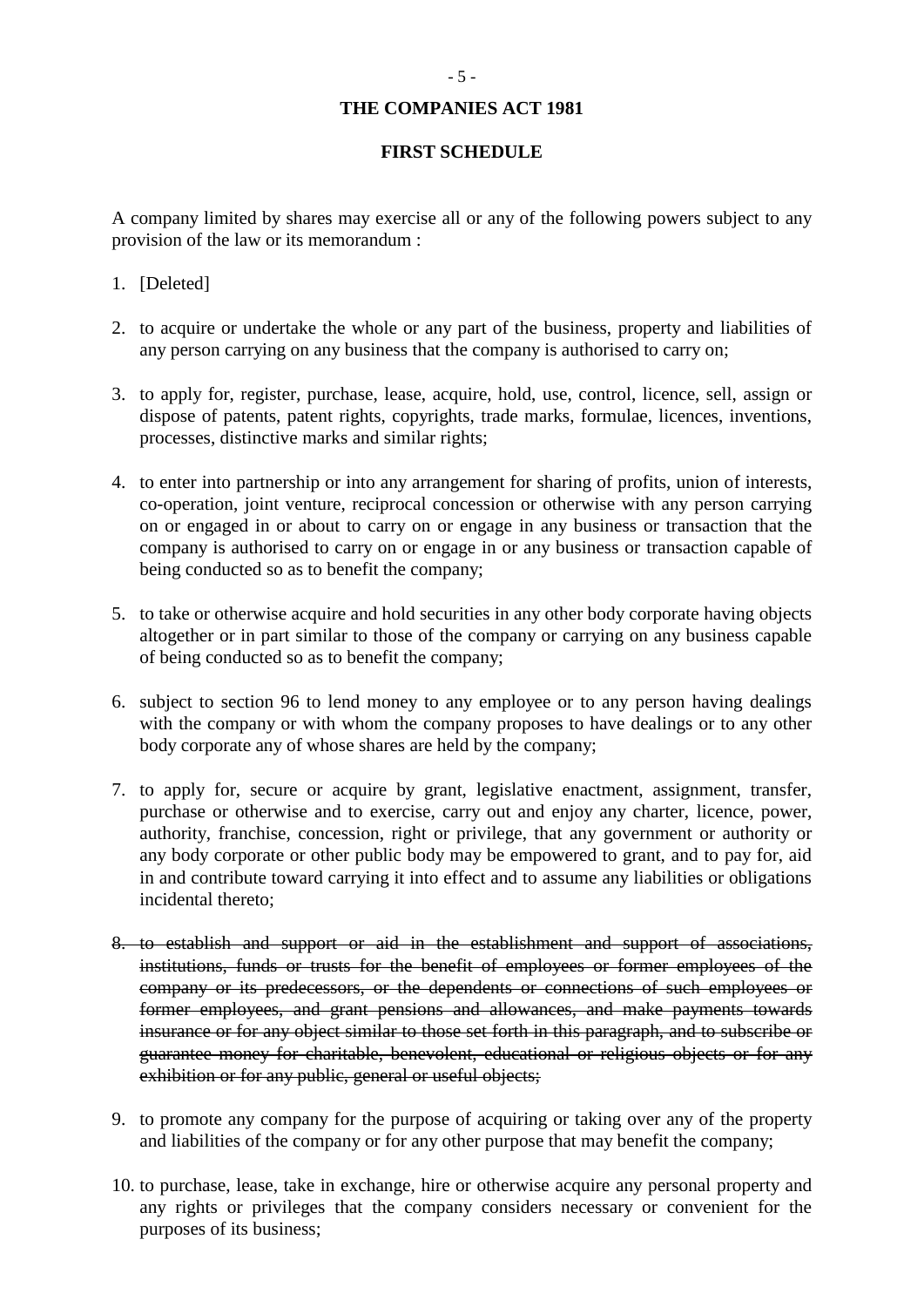## THE COMPANIES ACT 1981

### FIRST SCHEDULE

A company limited by shares may exercise all or any of the following powers subject to any provision of the law or its memorandum :

1. [Deleted]

2. to acquire or undertake the whole or any part of the business, property and liabilities of any person carrying on any business that the company is authorised to carry on;

3. to apply for, register, purchase, lease, acquire, hold, use, control, licence, sell, assign or dispose of patents, patent rights, copyrights, trade marks, formulae, licences, inventions, processes, distinctive marks and similar rights;

4. to enter into partnership or into any arrangement for sharing of profits, union of interests, co-operation, joint venture, reciprocal concession or otherwise with any person carrying on or engaged in or about to carry on or engage in any business or transaction that the company is authorised to carry on or engage in or any business or transaction capable of being conducted so as to benefit the company;

5. to take or otherwise acquire and hold securities in any other body corporate having objects altogether or in part similar to those of the company or carrying on any business capable of being conducted so as to benefit the company;

6. subject to section 96 to lend money to any employee or to any person having dealings with the company or with whom the company proposes to have dealings or to any other body corporate any of whose shares are held by the company;

7. to apply for, secure or acquire by grant, legislative enactment, assignment, transfer, purchase or otherwise and to exercise, carry out and enjoy any charter, licence, power, authority, franchise, concession, right or privilege, that any government or authority or any body corporate or other public body may be empowered to grant, and to pay for, aid in and contribute toward carrying it into effect and to assume any liabilities or obligations incidental thereto;

8. ~~to establish and support or aid in the establishment and support of associations, institutions, funds or trusts for the benefit of employees or former employees of the company or its predecessors, or the dependents or connections of such employees or former employees, and grant pensions and allowances, and make payments towards insurance or for any object similar to those set forth in this paragraph, and to subscribe or guarantee money for charitable, benevolent, educational or religious objects or for any exhibition or for any public, general or useful objects;~~

9. to promote any company for the purpose of acquiring or taking over any of the property and liabilities of the company or for any other purpose that may benefit the company;

10. to purchase, lease, take in exchange, hire or otherwise acquire any personal property and any rights or privileges that the company considers necessary or convenient for the purposes of its business;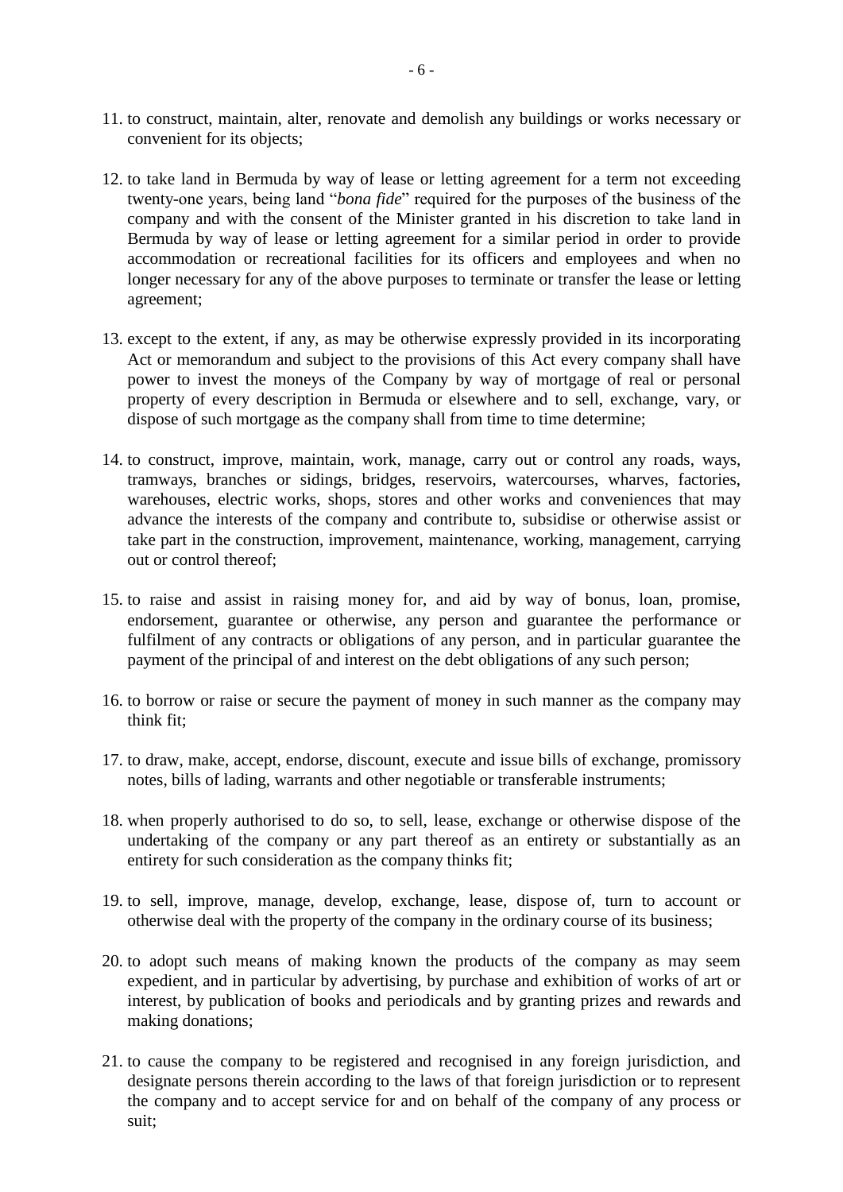11. to construct, maintain, alter, renovate and demolish any buildings or works necessary or convenient for its objects;

12. to take land in Bermuda by way of lease or letting agreement for a term not exceeding twenty-one years, being land "*bona fide*" required for the purposes of the business of the company and with the consent of the Minister granted in his discretion to take land in Bermuda by way of lease or letting agreement for a similar period in order to provide accommodation or recreational facilities for its officers and employees and when no longer necessary for any of the above purposes to terminate or transfer the lease or letting agreement;

13. except to the extent, if any, as may be otherwise expressly provided in its incorporating Act or memorandum and subject to the provisions of this Act every company shall have power to invest the moneys of the Company by way of mortgage of real or personal property of every description in Bermuda or elsewhere and to sell, exchange, vary, or dispose of such mortgage as the company shall from time to time determine;

14. to construct, improve, maintain, work, manage, carry out or control any roads, ways, tramways, branches or sidings, bridges, reservoirs, watercourses, wharves, factories, warehouses, electric works, shops, stores and other works and conveniences that may advance the interests of the company and contribute to, subsidise or otherwise assist or take part in the construction, improvement, maintenance, working, management, carrying out or control thereof;

15. to raise and assist in raising money for, and aid by way of bonus, loan, promise, endorsement, guarantee or otherwise, any person and guarantee the performance or fulfilment of any contracts or obligations of any person, and in particular guarantee the payment of the principal of and interest on the debt obligations of any such person;

16. to borrow or raise or secure the payment of money in such manner as the company may think fit;

17. to draw, make, accept, endorse, discount, execute and issue bills of exchange, promissory notes, bills of lading, warrants and other negotiable or transferable instruments;

18. when properly authorised to do so, to sell, lease, exchange or otherwise dispose of the undertaking of the company or any part thereof as an entirety or substantially as an entirety for such consideration as the company thinks fit;

19. to sell, improve, manage, develop, exchange, lease, dispose of, turn to account or otherwise deal with the property of the company in the ordinary course of its business;

20. to adopt such means of making known the products of the company as may seem expedient, and in particular by advertising, by purchase and exhibition of works of art or interest, by publication of books and periodicals and by granting prizes and rewards and making donations;

21. to cause the company to be registered and recognised in any foreign jurisdiction, and designate persons therein according to the laws of that foreign jurisdiction or to represent the company and to accept service for and on behalf of the company of any process or suit;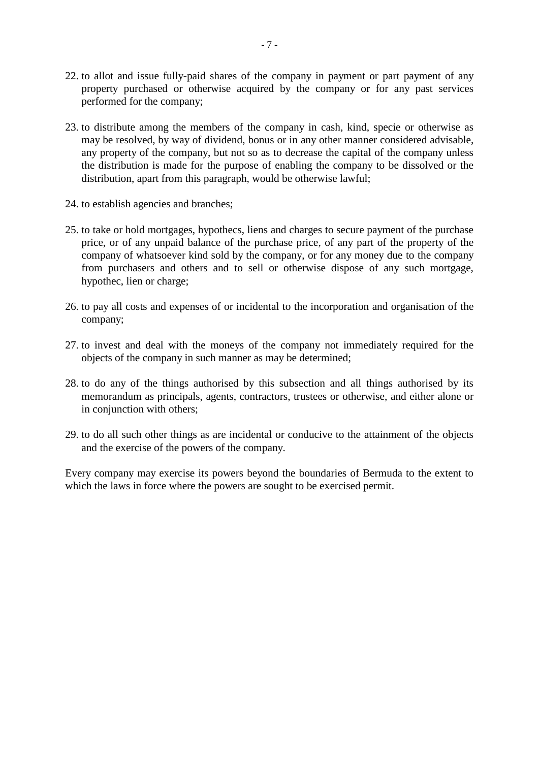22. to allot and issue fully-paid shares of the company in payment or part payment of any property purchased or otherwise acquired by the company or for any past services performed for the company;

23. to distribute among the members of the company in cash, kind, specie or otherwise as may be resolved, by way of dividend, bonus or in any other manner considered advisable, any property of the company, but not so as to decrease the capital of the company unless the distribution is made for the purpose of enabling the company to be dissolved or the distribution, apart from this paragraph, would be otherwise lawful;

24. to establish agencies and branches;

25. to take or hold mortgages, hypothecs, liens and charges to secure payment of the purchase price, or of any unpaid balance of the purchase price, of any part of the property of the company of whatsoever kind sold by the company, or for any money due to the company from purchasers and others and to sell or otherwise dispose of any such mortgage, hypothec, lien or charge;

26. to pay all costs and expenses of or incidental to the incorporation and organisation of the company;

27. to invest and deal with the moneys of the company not immediately required for the objects of the company in such manner as may be determined;

28. to do any of the things authorised by this subsection and all things authorised by its memorandum as principals, agents, contractors, trustees or otherwise, and either alone or in conjunction with others;

29. to do all such other things as are incidental or conducive to the attainment of the objects and the exercise of the powers of the company.

Every company may exercise its powers beyond the boundaries of Bermuda to the extent to which the laws in force where the powers are sought to be exercised permit.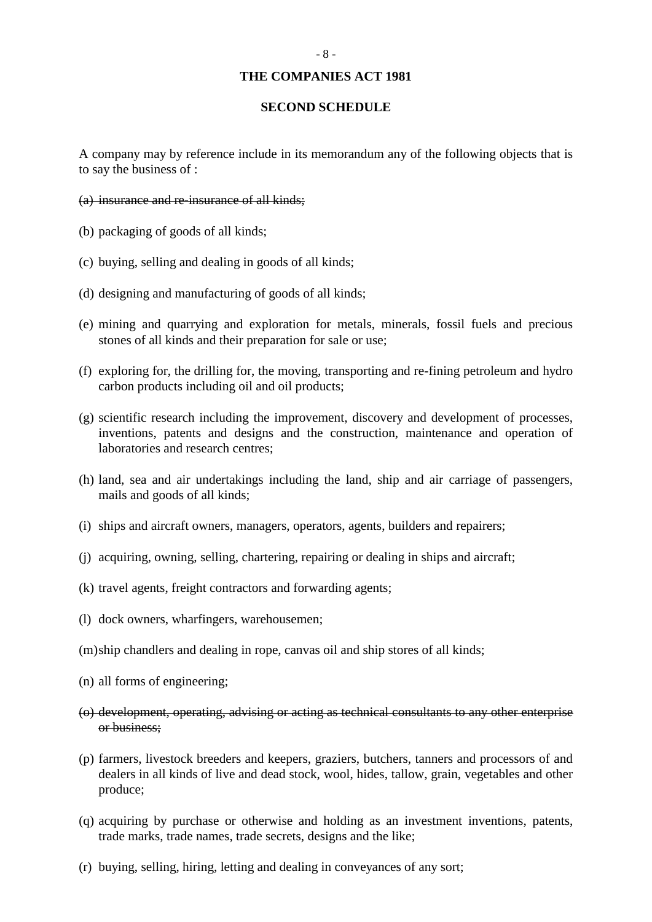## THE COMPANIES ACT 1981

## SECOND SCHEDULE

A company may by reference include in its memorandum any of the following objects that is to say the business of :

(a) ~~insurance and re-insurance of all kinds;~~

(b) packaging of goods of all kinds;

(c) buying, selling and dealing in goods of all kinds;

(d) designing and manufacturing of goods of all kinds;

(e) mining and quarrying and exploration for metals, minerals, fossil fuels and precious stones of all kinds and their preparation for sale or use;

(f) exploring for, the drilling for, the moving, transporting and re-fining petroleum and hydro carbon products including oil and oil products;

(g) scientific research including the improvement, discovery and development of processes, inventions, patents and designs and the construction, maintenance and operation of laboratories and research centres;

(h) land, sea and air undertakings including the land, ship and air carriage of passengers, mails and goods of all kinds;

(i) ships and aircraft owners, managers, operators, agents, builders and repairers;

(j) acquiring, owning, selling, chartering, repairing or dealing in ships and aircraft;

(k) travel agents, freight contractors and forwarding agents;

(l) dock owners, wharfingers, warehousemen;

(m) ship chandlers and dealing in rope, canvas oil and ship stores of all kinds;

(n) all forms of engineering;

(o) ~~development, operating, advising or acting as technical consultants to any other enterprise or business;~~

(p) farmers, livestock breeders and keepers, graziers, butchers, tanners and processors of and dealers in all kinds of live and dead stock, wool, hides, tallow, grain, vegetables and other produce;

(q) acquiring by purchase or otherwise and holding as an investment inventions, patents, trade marks, trade names, trade secrets, designs and the like;

(r) buying, selling, hiring, letting and dealing in conveyances of any sort;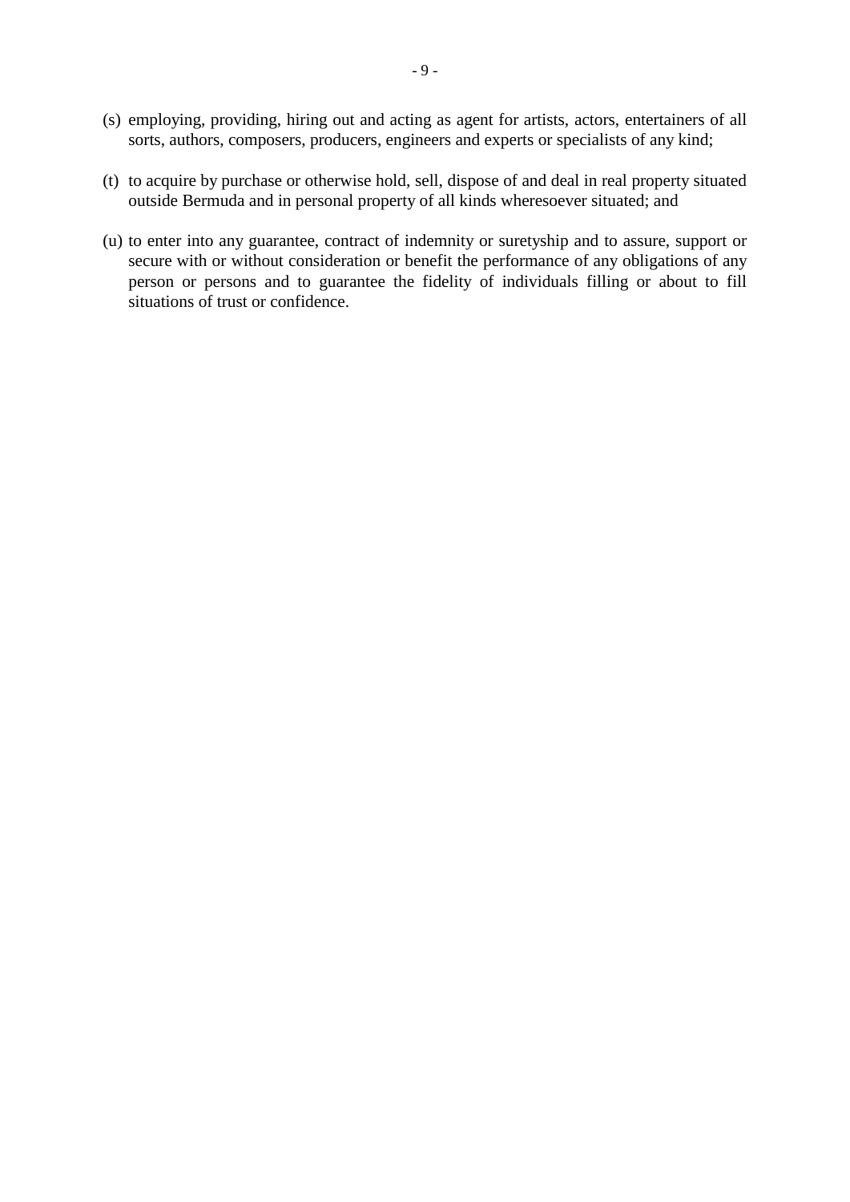(s) employing, providing, hiring out and acting as agent for artists, actors, entertainers of all sorts, authors, composers, producers, engineers and experts or specialists of any kind;

(t) to acquire by purchase or otherwise hold, sell, dispose of and deal in real property situated outside Bermuda and in personal property of all kinds wheresoever situated; and

(u) to enter into any guarantee, contract of indemnity or suretyship and to assure, support or secure with or without consideration or benefit the performance of any obligations of any person or persons and to guarantee the fidelity of individuals filling or about to fill situations of trust or confidence.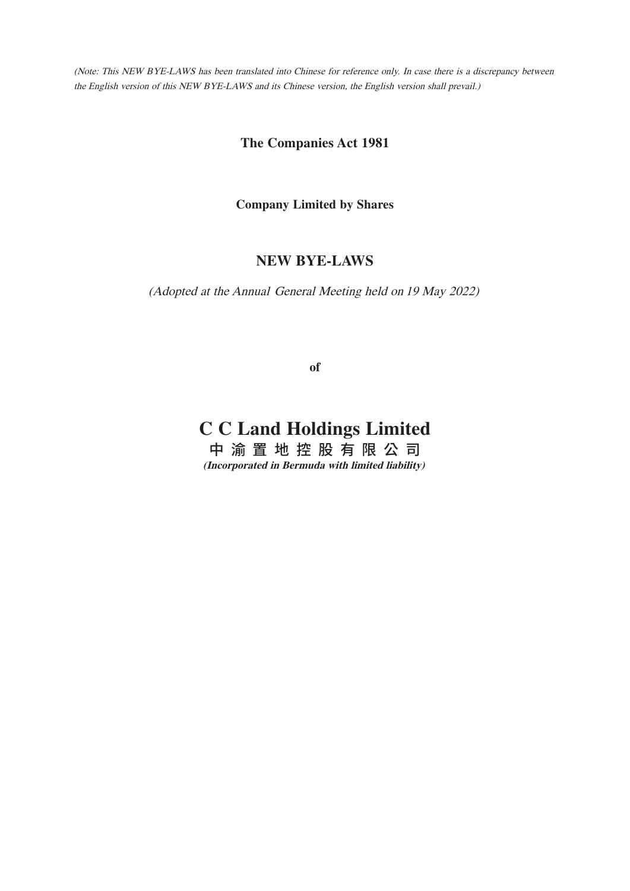*(Note: This NEW BYE-LAWS has been translated into Chinese for reference only. In case there is a discrepancy between the English version of this NEW BYE-LAWS and its Chinese version, the English version shall prevail.)*

**The Companies Act 1981**

**Company Limited by Shares**

## NEW BYE-LAWS

*(Adopted at the Annual General Meeting held on 19 May 2022)*

**of**

# C C Land Holdings Limited

**中 渝 置 地 控 股 有 限 公 司**

***(Incorporated in Bermuda with limited liability)***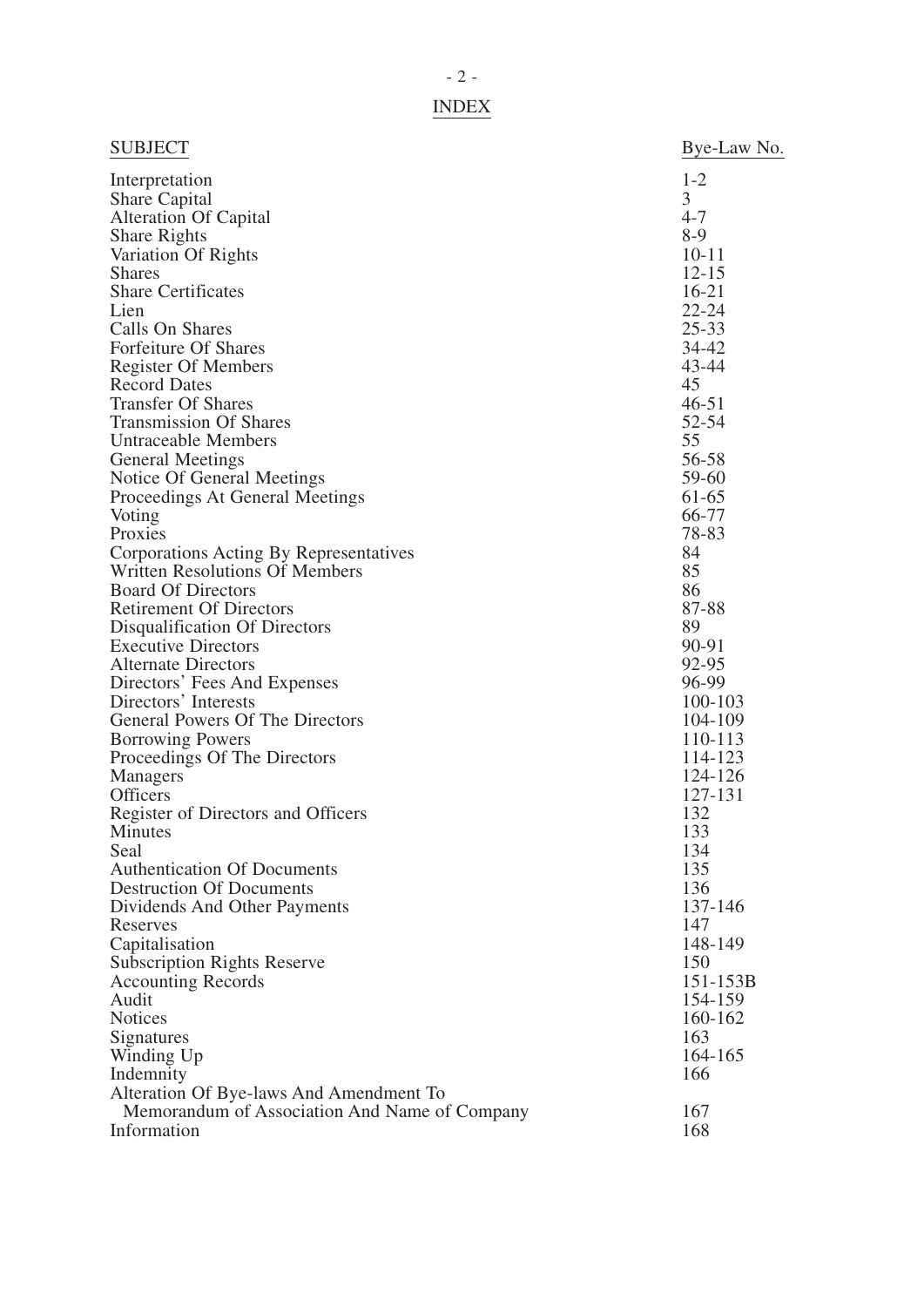# INDEX

| SUBJECT | Bye-Law No. |
|---|---|
| Interpretation | 1-2 |
| Share Capital | 3 |
| Alteration Of Capital | 4-7 |
| Share Rights | 8-9 |
| Variation Of Rights | 10-11 |
| Shares | 12-15 |
| Share Certificates | 16-21 |
| Lien | 22-24 |
| Calls On Shares | 25-33 |
| Forfeiture Of Shares | 34-42 |
| Register Of Members | 43-44 |
| Record Dates | 45 |
| Transfer Of Shares | 46-51 |
| Transmission Of Shares | 52-54 |
| Untraceable Members | 55 |
| General Meetings | 56-58 |
| Notice Of General Meetings | 59-60 |
| Proceedings At General Meetings | 61-65 |
| Voting | 66-77 |
| Proxies | 78-83 |
| Corporations Acting By Representatives | 84 |
| Written Resolutions Of Members | 85 |
| Board Of Directors | 86 |
| Retirement Of Directors | 87-88 |
| Disqualification Of Directors | 89 |
| Executive Directors | 90-91 |
| Alternate Directors | 92-95 |
| Directors' Fees And Expenses | 96-99 |
| Directors' Interests | 100-103 |
| General Powers Of The Directors | 104-109 |
| Borrowing Powers | 110-113 |
| Proceedings Of The Directors | 114-123 |
| Managers | 124-126 |
| Officers | 127-131 |
| Register of Directors and Officers | 132 |
| Minutes | 133 |
| Seal | 134 |
| Authentication Of Documents | 135 |
| Destruction Of Documents | 136 |
| Dividends And Other Payments | 137-146 |
| Reserves | 147 |
| Capitalisation | 148-149 |
| Subscription Rights Reserve | 150 |
| Accounting Records | 151-153B |
| Audit | 154-159 |
| Notices | 160-162 |
| Signatures | 163 |
| Winding Up | 164-165 |
| Indemnity | 166 |
| Alteration Of Bye-laws And Amendment To Memorandum of Association And Name of Company | 167 |
| Information | 168 |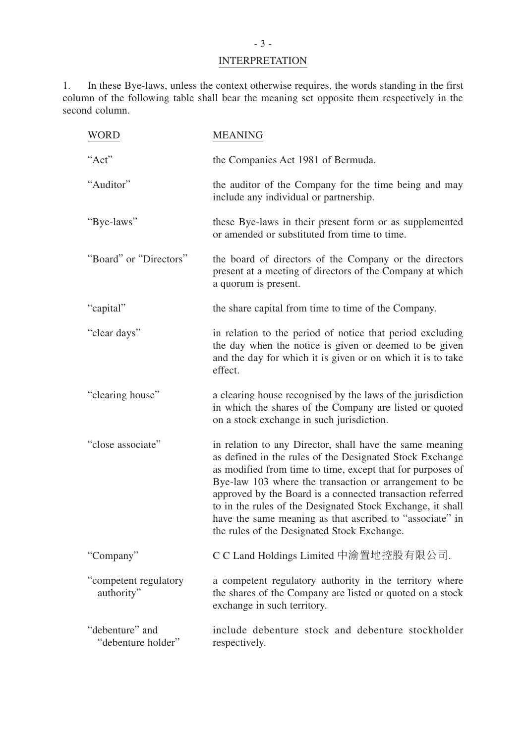## INTERPRETATION

1. In these Bye-laws, unless the context otherwise requires, the words standing in the first column of the following table shall bear the meaning set opposite them respectively in the second column.

| WORD | MEANING |
|---|---|
| "Act" | the Companies Act 1981 of Bermuda. |
| "Auditor" | the auditor of the Company for the time being and may include any individual or partnership. |
| "Bye-laws" | these Bye-laws in their present form or as supplemented or amended or substituted from time to time. |
| "Board" or "Directors" | the board of directors of the Company or the directors present at a meeting of directors of the Company at which a quorum is present. |
| "capital" | the share capital from time to time of the Company. |
| "clear days" | in relation to the period of notice that period excluding the day when the notice is given or deemed to be given and the day for which it is given or on which it is to take effect. |
| "clearing house" | a clearing house recognised by the laws of the jurisdiction in which the shares of the Company are listed or quoted on a stock exchange in such jurisdiction. |
| "close associate" | in relation to any Director, shall have the same meaning as defined in the rules of the Designated Stock Exchange as modified from time to time, except that for purposes of Bye-law 103 where the transaction or arrangement to be approved by the Board is a connected transaction referred to in the rules of the Designated Stock Exchange, it shall have the same meaning as that ascribed to "associate" in the rules of the Designated Stock Exchange. |
| "Company" | C C Land Holdings Limited 中渝置地控股有限公司. |
| "competent regulatory authority" | a competent regulatory authority in the territory where the shares of the Company are listed or quoted on a stock exchange in such territory. |
| "debenture" and "debenture holder" | include debenture stock and debenture stockholder respectively. |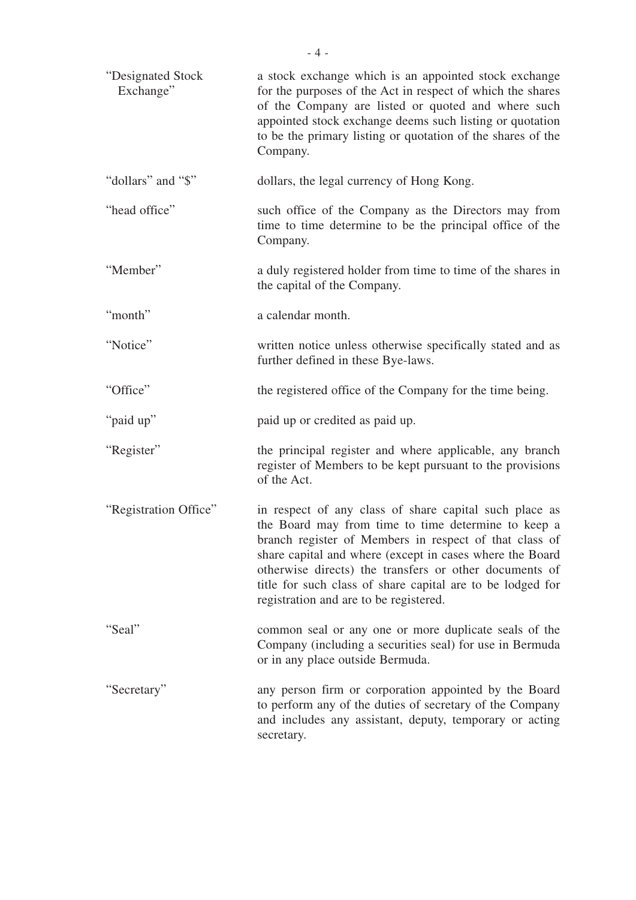| | |
|---|---|
| "Designated Stock Exchange" | a stock exchange which is an appointed stock exchange for the purposes of the Act in respect of which the shares of the Company are listed or quoted and where such appointed stock exchange deems such listing or quotation to be the primary listing or quotation of the shares of the Company. |
| "dollars" and "$" | dollars, the legal currency of Hong Kong. |
| "head office" | such office of the Company as the Directors may from time to time determine to be the principal office of the Company. |
| "Member" | a duly registered holder from time to time of the shares in the capital of the Company. |
| "month" | a calendar month. |
| "Notice" | written notice unless otherwise specifically stated and as further defined in these Bye-laws. |
| "Office" | the registered office of the Company for the time being. |
| "paid up" | paid up or credited as paid up. |
| "Register" | the principal register and where applicable, any branch register of Members to be kept pursuant to the provisions of the Act. |
| "Registration Office" | in respect of any class of share capital such place as the Board may from time to time determine to keep a branch register of Members in respect of that class of share capital and where (except in cases where the Board otherwise directs) the transfers or other documents of title for such class of share capital are to be lodged for registration and are to be registered. |
| "Seal" | common seal or any one or more duplicate seals of the Company (including a securities seal) for use in Bermuda or in any place outside Bermuda. |
| "Secretary" | any person firm or corporation appointed by the Board to perform any of the duties of secretary of the Company and includes any assistant, deputy, temporary or acting secretary. |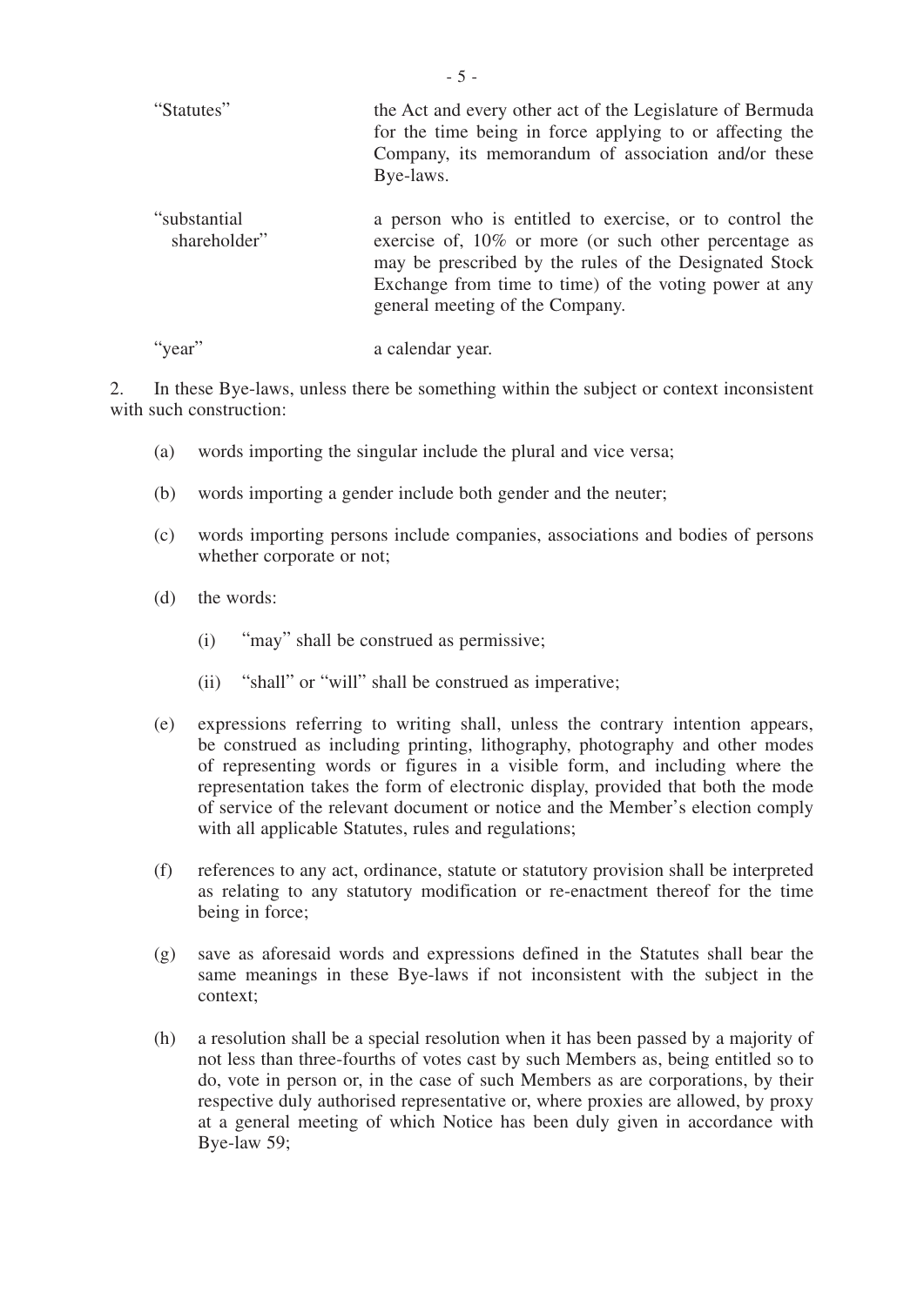| | |
|---|---|
| "Statutes" | the Act and every other act of the Legislature of Bermuda for the time being in force applying to or affecting the Company, its memorandum of association and/or these Bye-laws. |
| "substantial shareholder" | a person who is entitled to exercise, or to control the exercise of, 10% or more (or such other percentage as may be prescribed by the rules of the Designated Stock Exchange from time to time) of the voting power at any general meeting of the Company. |
| "year" | a calendar year. |

2. In these Bye-laws, unless there be something within the subject or context inconsistent with such construction:

(a) words importing the singular include the plural and vice versa;

(b) words importing a gender include both gender and the neuter;

(c) words importing persons include companies, associations and bodies of persons whether corporate or not;

(d) the words:

(i) "may" shall be construed as permissive;

(ii) "shall" or "will" shall be construed as imperative;

(e) expressions referring to writing shall, unless the contrary intention appears, be construed as including printing, lithography, photography and other modes of representing words or figures in a visible form, and including where the representation takes the form of electronic display, provided that both the mode of service of the relevant document or notice and the Member's election comply with all applicable Statutes, rules and regulations;

(f) references to any act, ordinance, statute or statutory provision shall be interpreted as relating to any statutory modification or re-enactment thereof for the time being in force;

(g) save as aforesaid words and expressions defined in the Statutes shall bear the same meanings in these Bye-laws if not inconsistent with the subject in the context;

(h) a resolution shall be a special resolution when it has been passed by a majority of not less than three-fourths of votes cast by such Members as, being entitled so to do, vote in person or, in the case of such Members as are corporations, by their respective duly authorised representative or, where proxies are allowed, by proxy at a general meeting of which Notice has been duly given in accordance with Bye-law 59;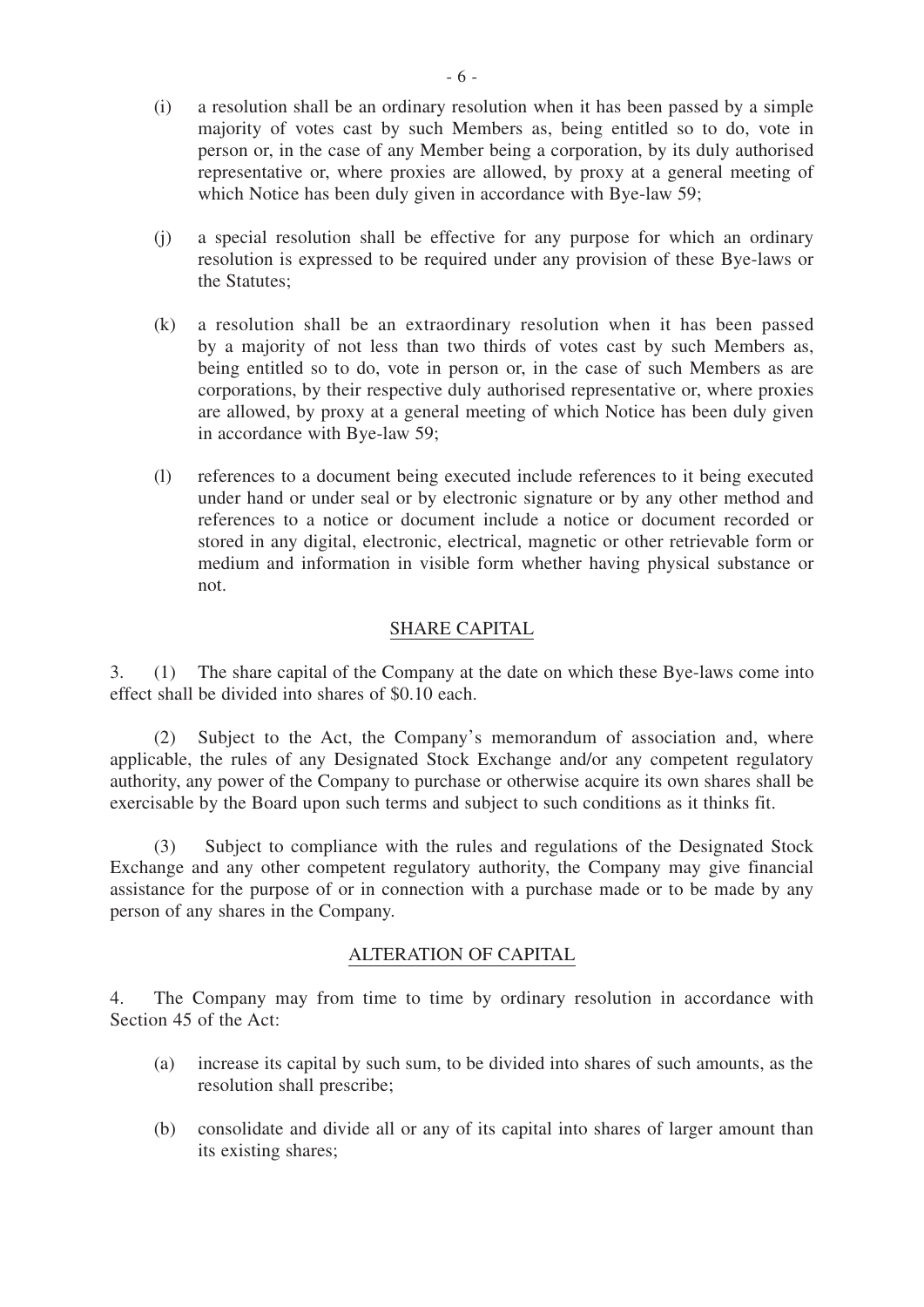(i) a resolution shall be an ordinary resolution when it has been passed by a simple majority of votes cast by such Members as, being entitled so to do, vote in person or, in the case of any Member being a corporation, by its duly authorised representative or, where proxies are allowed, by proxy at a general meeting of which Notice has been duly given in accordance with Bye-law 59;

(j) a special resolution shall be effective for any purpose for which an ordinary resolution is expressed to be required under any provision of these Bye-laws or the Statutes;

(k) a resolution shall be an extraordinary resolution when it has been passed by a majority of not less than two thirds of votes cast by such Members as, being entitled so to do, vote in person or, in the case of such Members as are corporations, by their respective duly authorised representative or, where proxies are allowed, by proxy at a general meeting of which Notice has been duly given in accordance with Bye-law 59;

(l) references to a document being executed include references to it being executed under hand or under seal or by electronic signature or by any other method and references to a notice or document include a notice or document recorded or stored in any digital, electronic, electrical, magnetic or other retrievable form or medium and information in visible form whether having physical substance or not.

## SHARE CAPITAL

3. (1) The share capital of the Company at the date on which these Bye-laws come into effect shall be divided into shares of $0.10 each.

(2) Subject to the Act, the Company's memorandum of association and, where applicable, the rules of any Designated Stock Exchange and/or any competent regulatory authority, any power of the Company to purchase or otherwise acquire its own shares shall be exercisable by the Board upon such terms and subject to such conditions as it thinks fit.

(3) Subject to compliance with the rules and regulations of the Designated Stock Exchange and any other competent regulatory authority, the Company may give financial assistance for the purpose of or in connection with a purchase made or to be made by any person of any shares in the Company.

## ALTERATION OF CAPITAL

4. The Company may from time to time by ordinary resolution in accordance with Section 45 of the Act:

(a) increase its capital by such sum, to be divided into shares of such amounts, as the resolution shall prescribe;

(b) consolidate and divide all or any of its capital into shares of larger amount than its existing shares;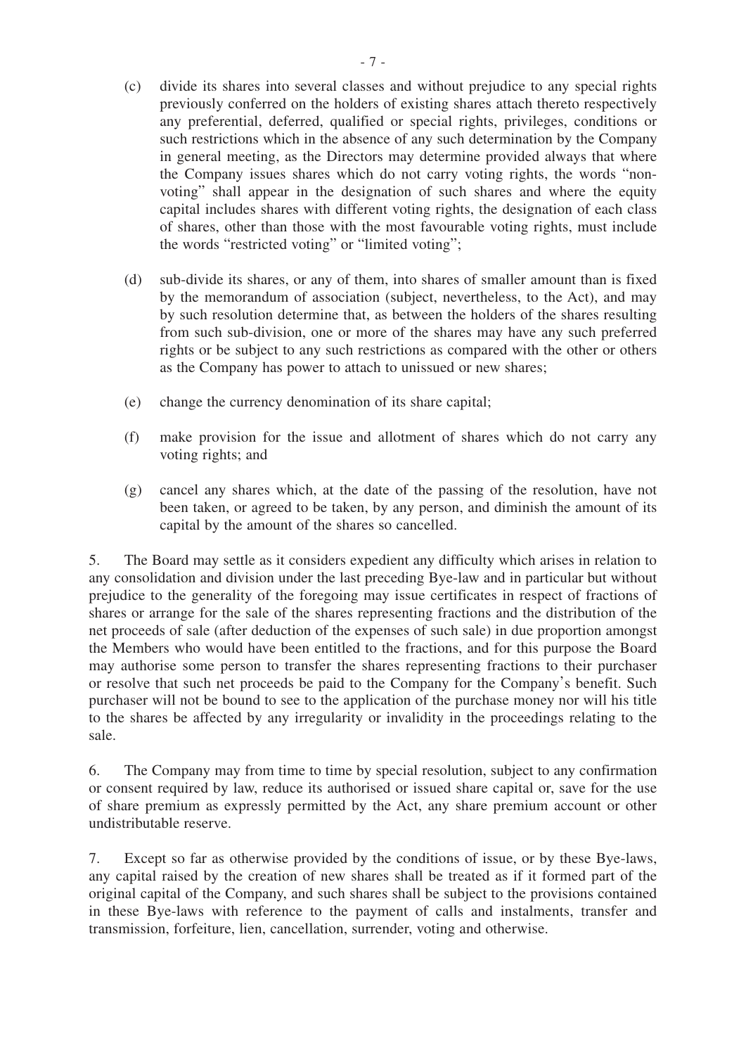(c) divide its shares into several classes and without prejudice to any special rights previously conferred on the holders of existing shares attach thereto respectively any preferential, deferred, qualified or special rights, privileges, conditions or such restrictions which in the absence of any such determination by the Company in general meeting, as the Directors may determine provided always that where the Company issues shares which do not carry voting rights, the words "non-voting" shall appear in the designation of such shares and where the equity capital includes shares with different voting rights, the designation of each class of shares, other than those with the most favourable voting rights, must include the words "restricted voting" or "limited voting";

(d) sub-divide its shares, or any of them, into shares of smaller amount than is fixed by the memorandum of association (subject, nevertheless, to the Act), and may by such resolution determine that, as between the holders of the shares resulting from such sub-division, one or more of the shares may have any such preferred rights or be subject to any such restrictions as compared with the other or others as the Company has power to attach to unissued or new shares;

(e) change the currency denomination of its share capital;

(f) make provision for the issue and allotment of shares which do not carry any voting rights; and

(g) cancel any shares which, at the date of the passing of the resolution, have not been taken, or agreed to be taken, by any person, and diminish the amount of its capital by the amount of the shares so cancelled.

5. The Board may settle as it considers expedient any difficulty which arises in relation to any consolidation and division under the last preceding Bye-law and in particular but without prejudice to the generality of the foregoing may issue certificates in respect of fractions of shares or arrange for the sale of the shares representing fractions and the distribution of the net proceeds of sale (after deduction of the expenses of such sale) in due proportion amongst the Members who would have been entitled to the fractions, and for this purpose the Board may authorise some person to transfer the shares representing fractions to their purchaser or resolve that such net proceeds be paid to the Company for the Company's benefit. Such purchaser will not be bound to see to the application of the purchase money nor will his title to the shares be affected by any irregularity or invalidity in the proceedings relating to the sale.

6. The Company may from time to time by special resolution, subject to any confirmation or consent required by law, reduce its authorised or issued share capital or, save for the use of share premium as expressly permitted by the Act, any share premium account or other undistributable reserve.

7. Except so far as otherwise provided by the conditions of issue, or by these Bye-laws, any capital raised by the creation of new shares shall be treated as if it formed part of the original capital of the Company, and such shares shall be subject to the provisions contained in these Bye-laws with reference to the payment of calls and instalments, transfer and transmission, forfeiture, lien, cancellation, surrender, voting and otherwise.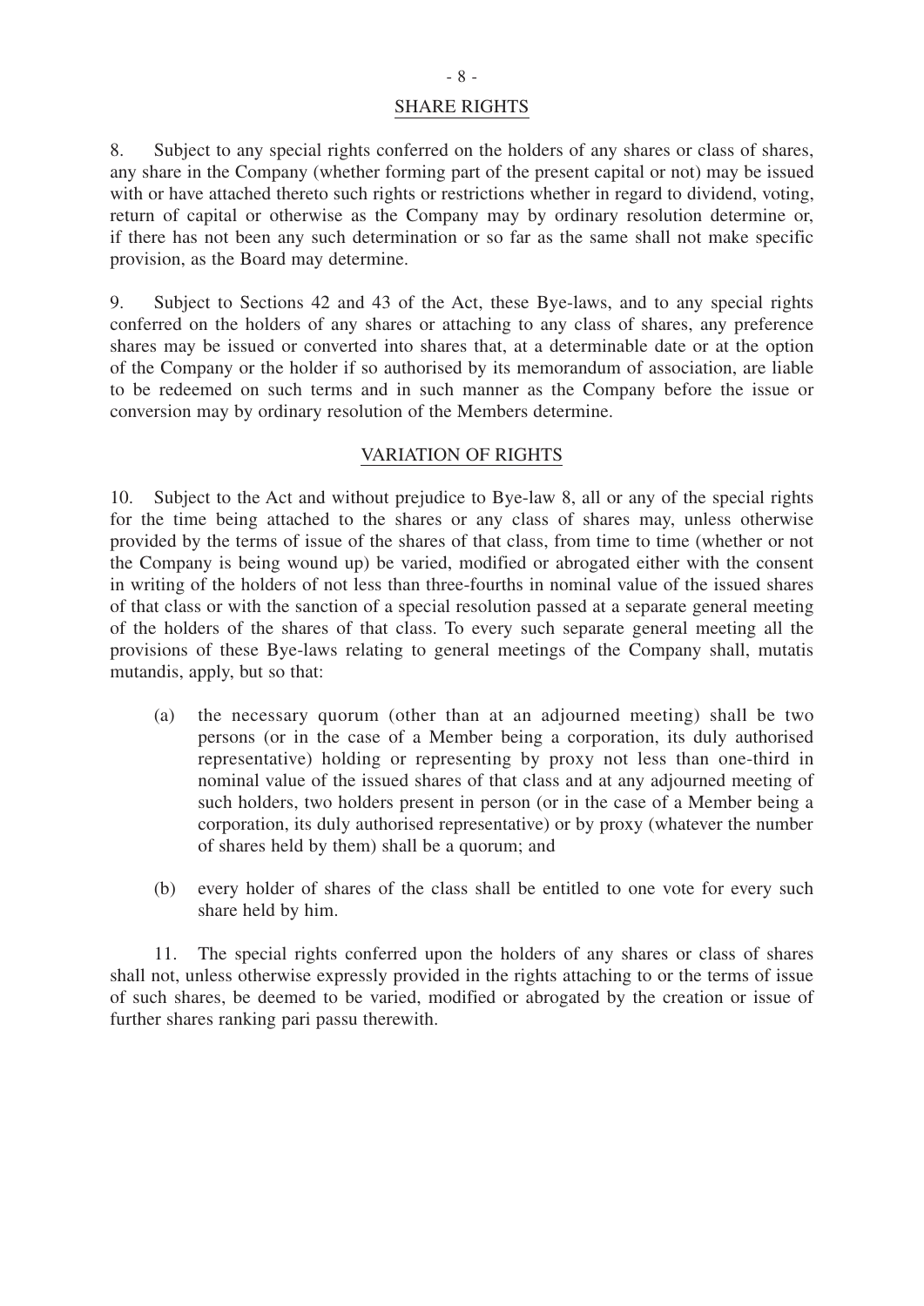## SHARE RIGHTS

8. Subject to any special rights conferred on the holders of any shares or class of shares, any share in the Company (whether forming part of the present capital or not) may be issued with or have attached thereto such rights or restrictions whether in regard to dividend, voting, return of capital or otherwise as the Company may by ordinary resolution determine or, if there has not been any such determination or so far as the same shall not make specific provision, as the Board may determine.

9. Subject to Sections 42 and 43 of the Act, these Bye-laws, and to any special rights conferred on the holders of any shares or attaching to any class of shares, any preference shares may be issued or converted into shares that, at a determinable date or at the option of the Company or the holder if so authorised by its memorandum of association, are liable to be redeemed on such terms and in such manner as the Company before the issue or conversion may by ordinary resolution of the Members determine.

## VARIATION OF RIGHTS

10. Subject to the Act and without prejudice to Bye-law 8, all or any of the special rights for the time being attached to the shares or any class of shares may, unless otherwise provided by the terms of issue of the shares of that class, from time to time (whether or not the Company is being wound up) be varied, modified or abrogated either with the consent in writing of the holders of not less than three-fourths in nominal value of the issued shares of that class or with the sanction of a special resolution passed at a separate general meeting of the holders of the shares of that class. To every such separate general meeting all the provisions of these Bye-laws relating to general meetings of the Company shall, mutatis mutandis, apply, but so that:

(a) the necessary quorum (other than at an adjourned meeting) shall be two persons (or in the case of a Member being a corporation, its duly authorised representative) holding or representing by proxy not less than one-third in nominal value of the issued shares of that class and at any adjourned meeting of such holders, two holders present in person (or in the case of a Member being a corporation, its duly authorised representative) or by proxy (whatever the number of shares held by them) shall be a quorum; and

(b) every holder of shares of the class shall be entitled to one vote for every such share held by him.

11. The special rights conferred upon the holders of any shares or class of shares shall not, unless otherwise expressly provided in the rights attaching to or the terms of issue of such shares, be deemed to be varied, modified or abrogated by the creation or issue of further shares ranking pari passu therewith.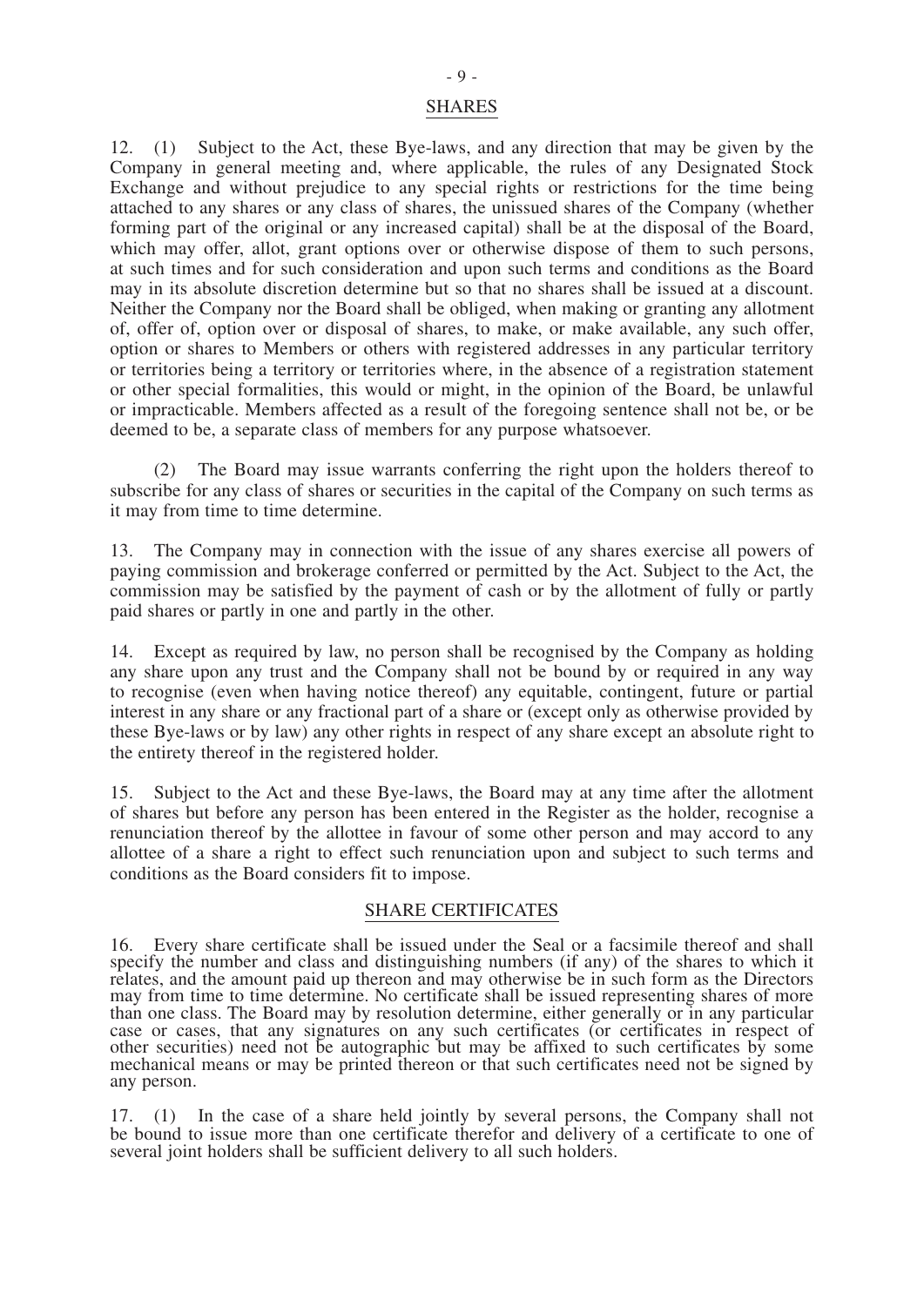## SHARES

12. (1) Subject to the Act, these Bye-laws, and any direction that may be given by the Company in general meeting and, where applicable, the rules of any Designated Stock Exchange and without prejudice to any special rights or restrictions for the time being attached to any shares or any class of shares, the unissued shares of the Company (whether forming part of the original or any increased capital) shall be at the disposal of the Board, which may offer, allot, grant options over or otherwise dispose of them to such persons, at such times and for such consideration and upon such terms and conditions as the Board may in its absolute discretion determine but so that no shares shall be issued at a discount. Neither the Company nor the Board shall be obliged, when making or granting any allotment of, offer of, option over or disposal of shares, to make, or make available, any such offer, option or shares to Members or others with registered addresses in any particular territory or territories being a territory or territories where, in the absence of a registration statement or other special formalities, this would or might, in the opinion of the Board, be unlawful or impracticable. Members affected as a result of the foregoing sentence shall not be, or be deemed to be, a separate class of members for any purpose whatsoever.

(2) The Board may issue warrants conferring the right upon the holders thereof to subscribe for any class of shares or securities in the capital of the Company on such terms as it may from time to time determine.

13. The Company may in connection with the issue of any shares exercise all powers of paying commission and brokerage conferred or permitted by the Act. Subject to the Act, the commission may be satisfied by the payment of cash or by the allotment of fully or partly paid shares or partly in one and partly in the other.

14. Except as required by law, no person shall be recognised by the Company as holding any share upon any trust and the Company shall not be bound by or required in any way to recognise (even when having notice thereof) any equitable, contingent, future or partial interest in any share or any fractional part of a share or (except only as otherwise provided by these Bye-laws or by law) any other rights in respect of any share except an absolute right to the entirety thereof in the registered holder.

15. Subject to the Act and these Bye-laws, the Board may at any time after the allotment of shares but before any person has been entered in the Register as the holder, recognise a renunciation thereof by the allottee in favour of some other person and may accord to any allottee of a share a right to effect such renunciation upon and subject to such terms and conditions as the Board considers fit to impose.

## SHARE CERTIFICATES

16. Every share certificate shall be issued under the Seal or a facsimile thereof and shall specify the number and class and distinguishing numbers (if any) of the shares to which it relates, and the amount paid up thereon and may otherwise be in such form as the Directors may from time to time determine. No certificate shall be issued representing shares of more than one class. The Board may by resolution determine, either generally or in any particular case or cases, that any signatures on any such certificates (or certificates in respect of other securities) need not be autographic but may be affixed to such certificates by some mechanical means or may be printed thereon or that such certificates need not be signed by any person.

17. (1) In the case of a share held jointly by several persons, the Company shall not be bound to issue more than one certificate therefor and delivery of a certificate to one of several joint holders shall be sufficient delivery to all such holders.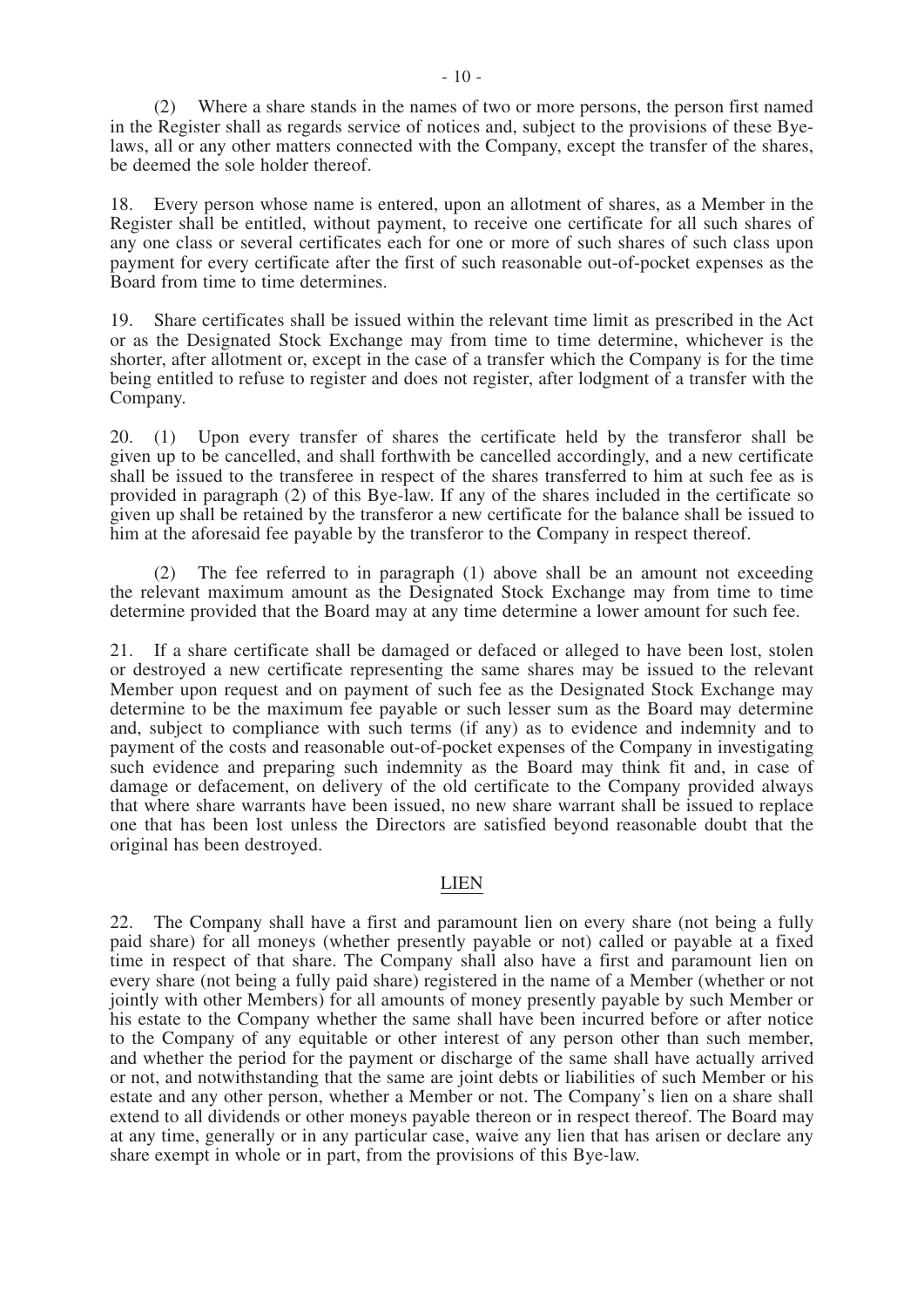(2) Where a share stands in the names of two or more persons, the person first named in the Register shall as regards service of notices and, subject to the provisions of these Bye-laws, all or any other matters connected with the Company, except the transfer of the shares, be deemed the sole holder thereof.

18. Every person whose name is entered, upon an allotment of shares, as a Member in the Register shall be entitled, without payment, to receive one certificate for all such shares of any one class or several certificates each for one or more of such shares of such class upon payment for every certificate after the first of such reasonable out-of-pocket expenses as the Board from time to time determines.

19. Share certificates shall be issued within the relevant time limit as prescribed in the Act or as the Designated Stock Exchange may from time to time determine, whichever is the shorter, after allotment or, except in the case of a transfer which the Company is for the time being entitled to refuse to register and does not register, after lodgment of a transfer with the Company.

20. (1) Upon every transfer of shares the certificate held by the transferor shall be given up to be cancelled, and shall forthwith be cancelled accordingly, and a new certificate shall be issued to the transferee in respect of the shares transferred to him at such fee as is provided in paragraph (2) of this Bye-law. If any of the shares included in the certificate so given up shall be retained by the transferor a new certificate for the balance shall be issued to him at the aforesaid fee payable by the transferor to the Company in respect thereof.

(2) The fee referred to in paragraph (1) above shall be an amount not exceeding the relevant maximum amount as the Designated Stock Exchange may from time to time determine provided that the Board may at any time determine a lower amount for such fee.

21. If a share certificate shall be damaged or defaced or alleged to have been lost, stolen or destroyed a new certificate representing the same shares may be issued to the relevant Member upon request and on payment of such fee as the Designated Stock Exchange may determine to be the maximum fee payable or such lesser sum as the Board may determine and, subject to compliance with such terms (if any) as to evidence and indemnity and to payment of the costs and reasonable out-of-pocket expenses of the Company in investigating such evidence and preparing such indemnity as the Board may think fit and, in case of damage or defacement, on delivery of the old certificate to the Company provided always that where share warrants have been issued, no new share warrant shall be issued to replace one that has been lost unless the Directors are satisfied beyond reasonable doubt that the original has been destroyed.

## LIEN

22. The Company shall have a first and paramount lien on every share (not being a fully paid share) for all moneys (whether presently payable or not) called or payable at a fixed time in respect of that share. The Company shall also have a first and paramount lien on every share (not being a fully paid share) registered in the name of a Member (whether or not jointly with other Members) for all amounts of money presently payable by such Member or his estate to the Company whether the same shall have been incurred before or after notice to the Company of any equitable or other interest of any person other than such member, and whether the period for the payment or discharge of the same shall have actually arrived or not, and notwithstanding that the same are joint debts or liabilities of such Member or his estate and any other person, whether a Member or not. The Company's lien on a share shall extend to all dividends or other moneys payable thereon or in respect thereof. The Board may at any time, generally or in any particular case, waive any lien that has arisen or declare any share exempt in whole or in part, from the provisions of this Bye-law.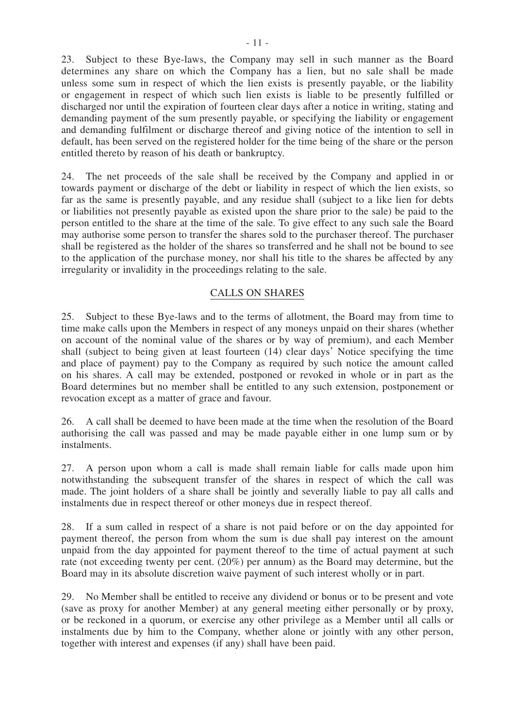23. Subject to these Bye-laws, the Company may sell in such manner as the Board determines any share on which the Company has a lien, but no sale shall be made unless some sum in respect of which the lien exists is presently payable, or the liability or engagement in respect of which such lien exists is liable to be presently fulfilled or discharged nor until the expiration of fourteen clear days after a notice in writing, stating and demanding payment of the sum presently payable, or specifying the liability or engagement and demanding fulfilment or discharge thereof and giving notice of the intention to sell in default, has been served on the registered holder for the time being of the share or the person entitled thereto by reason of his death or bankruptcy.

24. The net proceeds of the sale shall be received by the Company and applied in or towards payment or discharge of the debt or liability in respect of which the lien exists, so far as the same is presently payable, and any residue shall (subject to a like lien for debts or liabilities not presently payable as existed upon the share prior to the sale) be paid to the person entitled to the share at the time of the sale. To give effect to any such sale the Board may authorise some person to transfer the shares sold to the purchaser thereof. The purchaser shall be registered as the holder of the shares so transferred and he shall not be bound to see to the application of the purchase money, nor shall his title to the shares be affected by any irregularity or invalidity in the proceedings relating to the sale.

## CALLS ON SHARES

25. Subject to these Bye-laws and to the terms of allotment, the Board may from time to time make calls upon the Members in respect of any moneys unpaid on their shares (whether on account of the nominal value of the shares or by way of premium), and each Member shall (subject to being given at least fourteen (14) clear days' Notice specifying the time and place of payment) pay to the Company as required by such notice the amount called on his shares. A call may be extended, postponed or revoked in whole or in part as the Board determines but no member shall be entitled to any such extension, postponement or revocation except as a matter of grace and favour.

26. A call shall be deemed to have been made at the time when the resolution of the Board authorising the call was passed and may be made payable either in one lump sum or by instalments.

27. A person upon whom a call is made shall remain liable for calls made upon him notwithstanding the subsequent transfer of the shares in respect of which the call was made. The joint holders of a share shall be jointly and severally liable to pay all calls and instalments due in respect thereof or other moneys due in respect thereof.

28. If a sum called in respect of a share is not paid before or on the day appointed for payment thereof, the person from whom the sum is due shall pay interest on the amount unpaid from the day appointed for payment thereof to the time of actual payment at such rate (not exceeding twenty per cent. (20%) per annum) as the Board may determine, but the Board may in its absolute discretion waive payment of such interest wholly or in part.

29. No Member shall be entitled to receive any dividend or bonus or to be present and vote (save as proxy for another Member) at any general meeting either personally or by proxy, or be reckoned in a quorum, or exercise any other privilege as a Member until all calls or instalments due by him to the Company, whether alone or jointly with any other person, together with interest and expenses (if any) shall have been paid.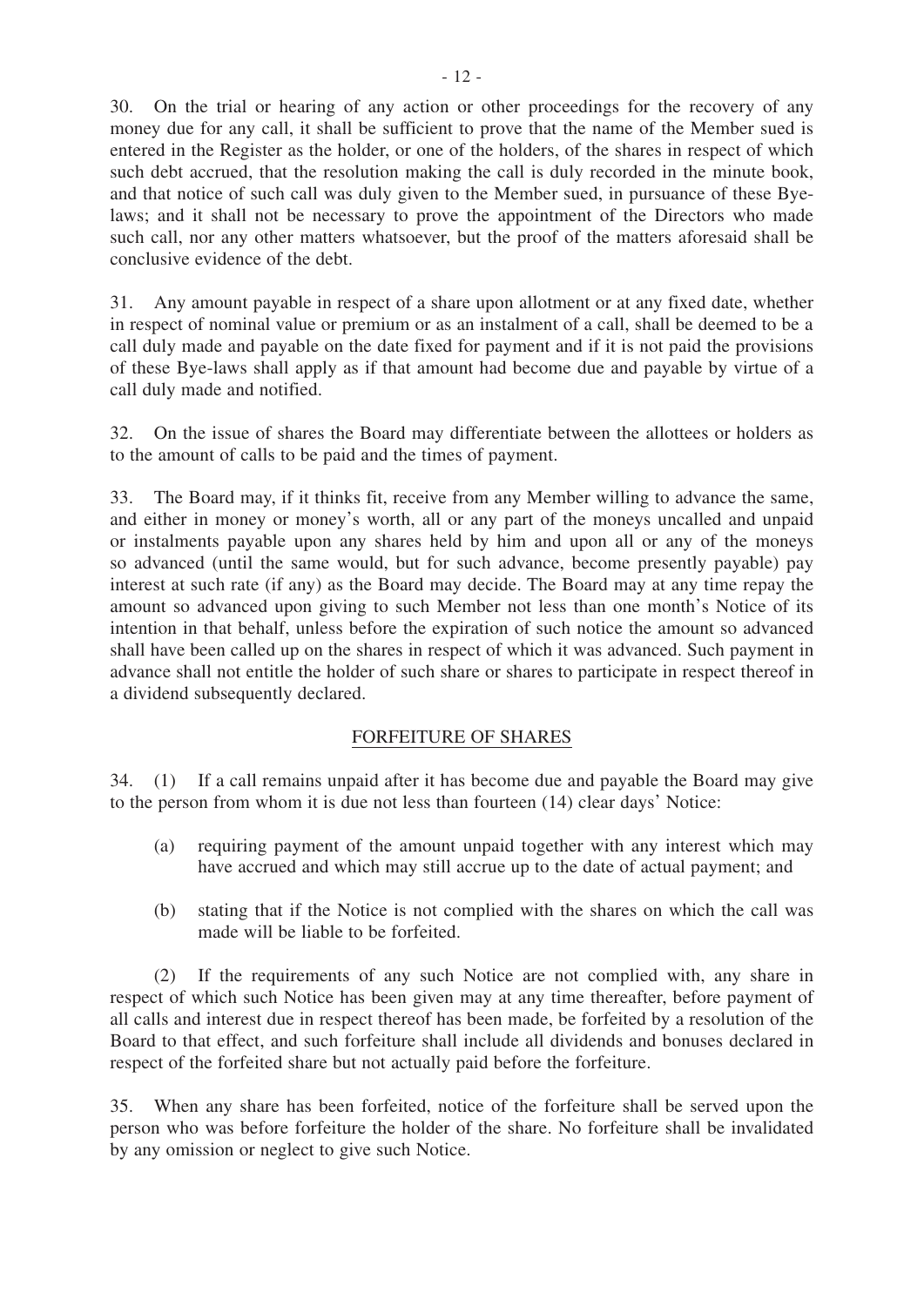30. On the trial or hearing of any action or other proceedings for the recovery of any money due for any call, it shall be sufficient to prove that the name of the Member sued is entered in the Register as the holder, or one of the holders, of the shares in respect of which such debt accrued, that the resolution making the call is duly recorded in the minute book, and that notice of such call was duly given to the Member sued, in pursuance of these Bye-laws; and it shall not be necessary to prove the appointment of the Directors who made such call, nor any other matters whatsoever, but the proof of the matters aforesaid shall be conclusive evidence of the debt.

31. Any amount payable in respect of a share upon allotment or at any fixed date, whether in respect of nominal value or premium or as an instalment of a call, shall be deemed to be a call duly made and payable on the date fixed for payment and if it is not paid the provisions of these Bye-laws shall apply as if that amount had become due and payable by virtue of a call duly made and notified.

32. On the issue of shares the Board may differentiate between the allottees or holders as to the amount of calls to be paid and the times of payment.

33. The Board may, if it thinks fit, receive from any Member willing to advance the same, and either in money or money's worth, all or any part of the moneys uncalled and unpaid or instalments payable upon any shares held by him and upon all or any of the moneys so advanced (until the same would, but for such advance, become presently payable) pay interest at such rate (if any) as the Board may decide. The Board may at any time repay the amount so advanced upon giving to such Member not less than one month's Notice of its intention in that behalf, unless before the expiration of such notice the amount so advanced shall have been called up on the shares in respect of which it was advanced. Such payment in advance shall not entitle the holder of such share or shares to participate in respect thereof in a dividend subsequently declared.

## FORFEITURE OF SHARES

34. (1) If a call remains unpaid after it has become due and payable the Board may give to the person from whom it is due not less than fourteen (14) clear days' Notice:

(a) requiring payment of the amount unpaid together with any interest which may have accrued and which may still accrue up to the date of actual payment; and

(b) stating that if the Notice is not complied with the shares on which the call was made will be liable to be forfeited.

(2) If the requirements of any such Notice are not complied with, any share in respect of which such Notice has been given may at any time thereafter, before payment of all calls and interest due in respect thereof has been made, be forfeited by a resolution of the Board to that effect, and such forfeiture shall include all dividends and bonuses declared in respect of the forfeited share but not actually paid before the forfeiture.

35. When any share has been forfeited, notice of the forfeiture shall be served upon the person who was before forfeiture the holder of the share. No forfeiture shall be invalidated by any omission or neglect to give such Notice.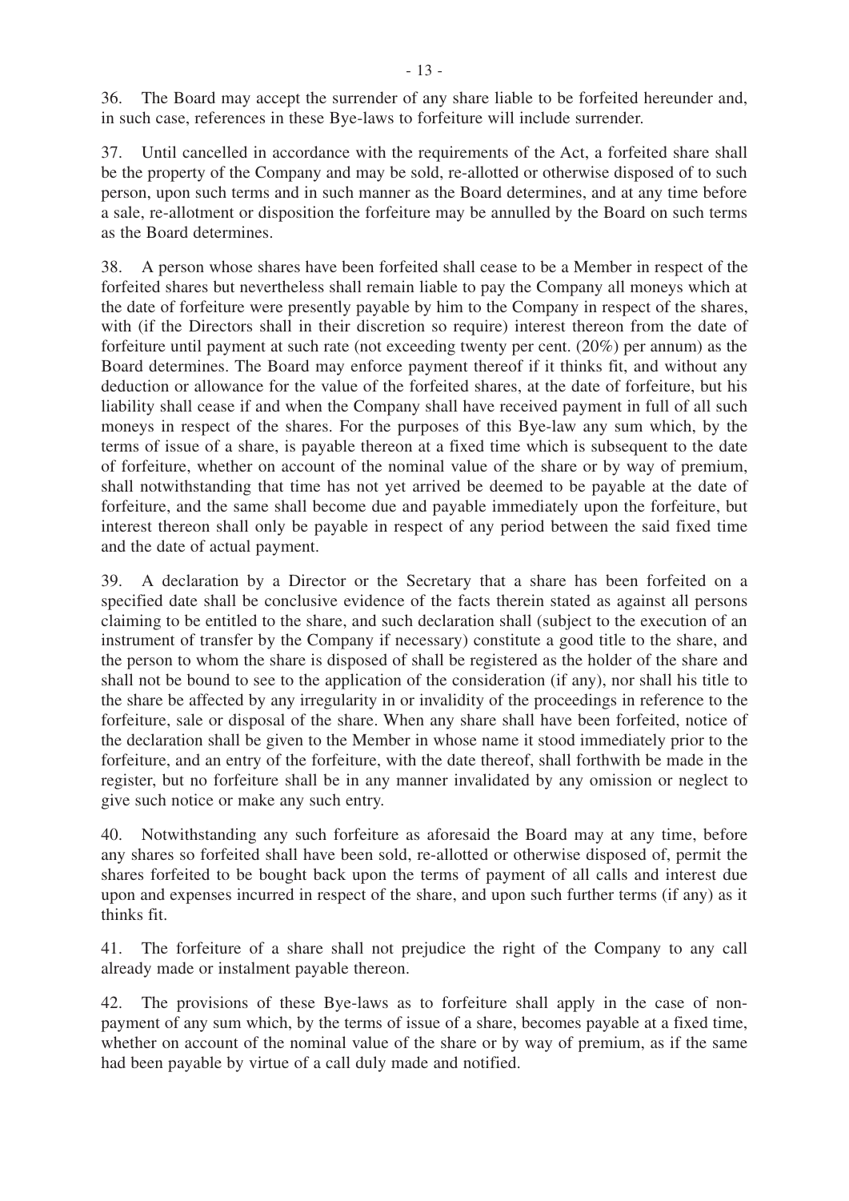36. The Board may accept the surrender of any share liable to be forfeited hereunder and, in such case, references in these Bye-laws to forfeiture will include surrender.

37. Until cancelled in accordance with the requirements of the Act, a forfeited share shall be the property of the Company and may be sold, re-allotted or otherwise disposed of to such person, upon such terms and in such manner as the Board determines, and at any time before a sale, re-allotment or disposition the forfeiture may be annulled by the Board on such terms as the Board determines.

38. A person whose shares have been forfeited shall cease to be a Member in respect of the forfeited shares but nevertheless shall remain liable to pay the Company all moneys which at the date of forfeiture were presently payable by him to the Company in respect of the shares, with (if the Directors shall in their discretion so require) interest thereon from the date of forfeiture until payment at such rate (not exceeding twenty per cent. (20%) per annum) as the Board determines. The Board may enforce payment thereof if it thinks fit, and without any deduction or allowance for the value of the forfeited shares, at the date of forfeiture, but his liability shall cease if and when the Company shall have received payment in full of all such moneys in respect of the shares. For the purposes of this Bye-law any sum which, by the terms of issue of a share, is payable thereon at a fixed time which is subsequent to the date of forfeiture, whether on account of the nominal value of the share or by way of premium, shall notwithstanding that time has not yet arrived be deemed to be payable at the date of forfeiture, and the same shall become due and payable immediately upon the forfeiture, but interest thereon shall only be payable in respect of any period between the said fixed time and the date of actual payment.

39. A declaration by a Director or the Secretary that a share has been forfeited on a specified date shall be conclusive evidence of the facts therein stated as against all persons claiming to be entitled to the share, and such declaration shall (subject to the execution of an instrument of transfer by the Company if necessary) constitute a good title to the share, and the person to whom the share is disposed of shall be registered as the holder of the share and shall not be bound to see to the application of the consideration (if any), nor shall his title to the share be affected by any irregularity in or invalidity of the proceedings in reference to the forfeiture, sale or disposal of the share. When any share shall have been forfeited, notice of the declaration shall be given to the Member in whose name it stood immediately prior to the forfeiture, and an entry of the forfeiture, with the date thereof, shall forthwith be made in the register, but no forfeiture shall be in any manner invalidated by any omission or neglect to give such notice or make any such entry.

40. Notwithstanding any such forfeiture as aforesaid the Board may at any time, before any shares so forfeited shall have been sold, re-allotted or otherwise disposed of, permit the shares forfeited to be bought back upon the terms of payment of all calls and interest due upon and expenses incurred in respect of the share, and upon such further terms (if any) as it thinks fit.

41. The forfeiture of a share shall not prejudice the right of the Company to any call already made or instalment payable thereon.

42. The provisions of these Bye-laws as to forfeiture shall apply in the case of non-payment of any sum which, by the terms of issue of a share, becomes payable at a fixed time, whether on account of the nominal value of the share or by way of premium, as if the same had been payable by virtue of a call duly made and notified.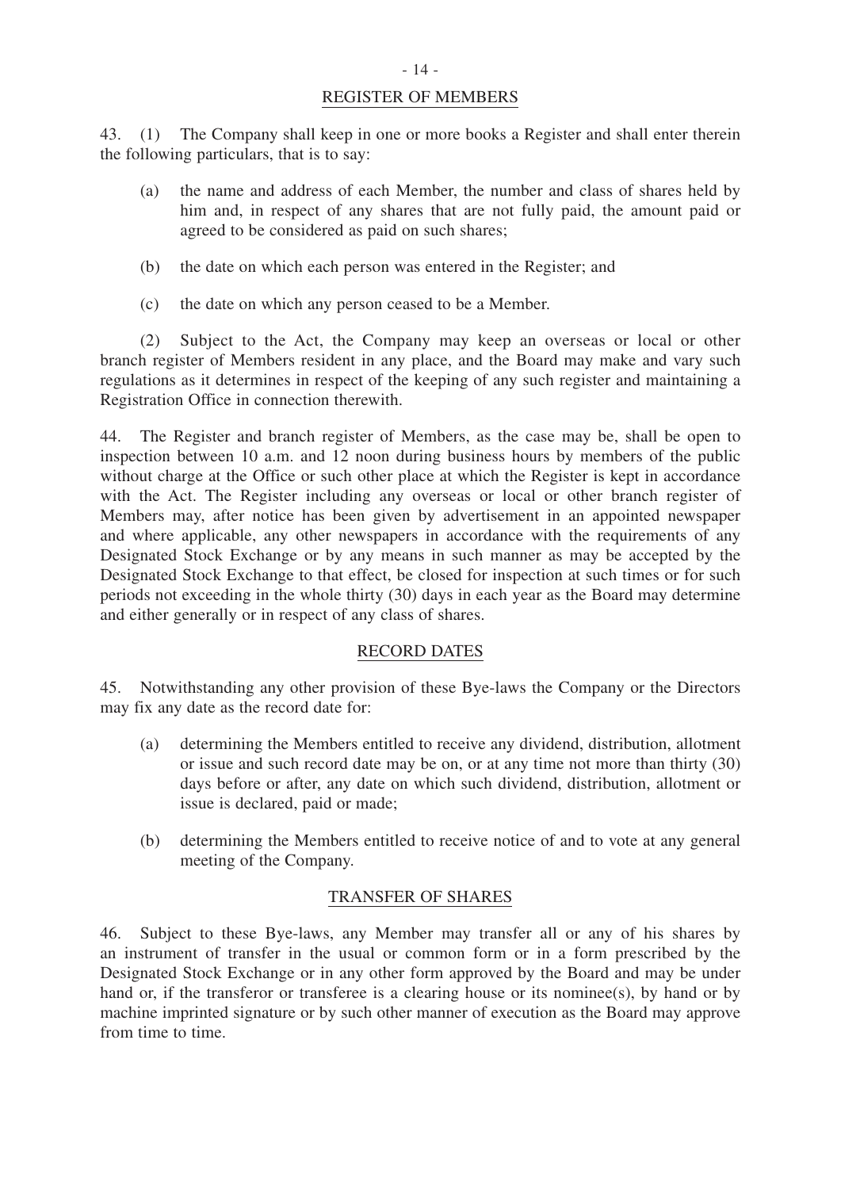## REGISTER OF MEMBERS

43. (1) The Company shall keep in one or more books a Register and shall enter therein the following particulars, that is to say:

- (a) the name and address of each Member, the number and class of shares held by him and, in respect of any shares that are not fully paid, the amount paid or agreed to be considered as paid on such shares;
- (b) the date on which each person was entered in the Register; and
- (c) the date on which any person ceased to be a Member.

(2) Subject to the Act, the Company may keep an overseas or local or other branch register of Members resident in any place, and the Board may make and vary such regulations as it determines in respect of the keeping of any such register and maintaining a Registration Office in connection therewith.

44. The Register and branch register of Members, as the case may be, shall be open to inspection between 10 a.m. and 12 noon during business hours by members of the public without charge at the Office or such other place at which the Register is kept in accordance with the Act. The Register including any overseas or local or other branch register of Members may, after notice has been given by advertisement in an appointed newspaper and where applicable, any other newspapers in accordance with the requirements of any Designated Stock Exchange or by any means in such manner as may be accepted by the Designated Stock Exchange to that effect, be closed for inspection at such times or for such periods not exceeding in the whole thirty (30) days in each year as the Board may determine and either generally or in respect of any class of shares.

## RECORD DATES

45. Notwithstanding any other provision of these Bye-laws the Company or the Directors may fix any date as the record date for:

- (a) determining the Members entitled to receive any dividend, distribution, allotment or issue and such record date may be on, or at any time not more than thirty (30) days before or after, any date on which such dividend, distribution, allotment or issue is declared, paid or made;
- (b) determining the Members entitled to receive notice of and to vote at any general meeting of the Company.

## TRANSFER OF SHARES

46. Subject to these Bye-laws, any Member may transfer all or any of his shares by an instrument of transfer in the usual or common form or in a form prescribed by the Designated Stock Exchange or in any other form approved by the Board and may be under hand or, if the transferor or transferee is a clearing house or its nominee(s), by hand or by machine imprinted signature or by such other manner of execution as the Board may approve from time to time.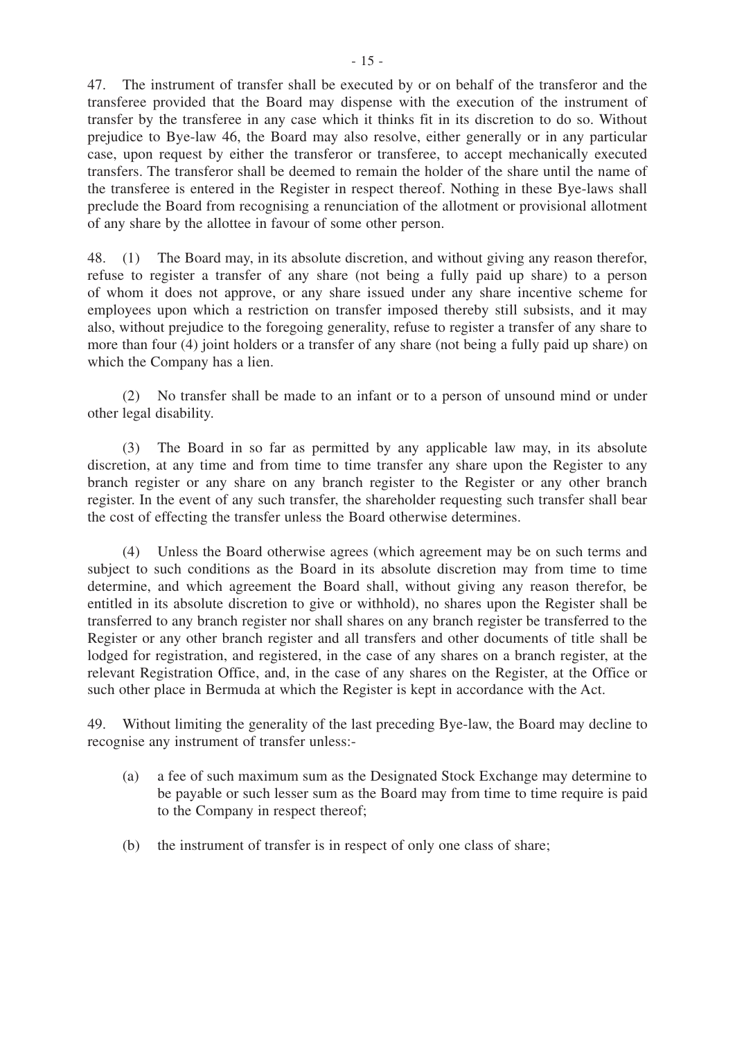47. The instrument of transfer shall be executed by or on behalf of the transferor and the transferee provided that the Board may dispense with the execution of the instrument of transfer by the transferee in any case which it thinks fit in its discretion to do so. Without prejudice to Bye-law 46, the Board may also resolve, either generally or in any particular case, upon request by either the transferor or transferee, to accept mechanically executed transfers. The transferor shall be deemed to remain the holder of the share until the name of the transferee is entered in the Register in respect thereof. Nothing in these Bye-laws shall preclude the Board from recognising a renunciation of the allotment or provisional allotment of any share by the allottee in favour of some other person.

48. (1) The Board may, in its absolute discretion, and without giving any reason therefor, refuse to register a transfer of any share (not being a fully paid up share) to a person of whom it does not approve, or any share issued under any share incentive scheme for employees upon which a restriction on transfer imposed thereby still subsists, and it may also, without prejudice to the foregoing generality, refuse to register a transfer of any share to more than four (4) joint holders or a transfer of any share (not being a fully paid up share) on which the Company has a lien.

(2) No transfer shall be made to an infant or to a person of unsound mind or under other legal disability.

(3) The Board in so far as permitted by any applicable law may, in its absolute discretion, at any time and from time to time transfer any share upon the Register to any branch register or any share on any branch register to the Register or any other branch register. In the event of any such transfer, the shareholder requesting such transfer shall bear the cost of effecting the transfer unless the Board otherwise determines.

(4) Unless the Board otherwise agrees (which agreement may be on such terms and subject to such conditions as the Board in its absolute discretion may from time to time determine, and which agreement the Board shall, without giving any reason therefor, be entitled in its absolute discretion to give or withhold), no shares upon the Register shall be transferred to any branch register nor shall shares on any branch register be transferred to the Register or any other branch register and all transfers and other documents of title shall be lodged for registration, and registered, in the case of any shares on a branch register, at the relevant Registration Office, and, in the case of any shares on the Register, at the Office or such other place in Bermuda at which the Register is kept in accordance with the Act.

49. Without limiting the generality of the last preceding Bye-law, the Board may decline to recognise any instrument of transfer unless:-

(a) a fee of such maximum sum as the Designated Stock Exchange may determine to be payable or such lesser sum as the Board may from time to time require is paid to the Company in respect thereof;

(b) the instrument of transfer is in respect of only one class of share;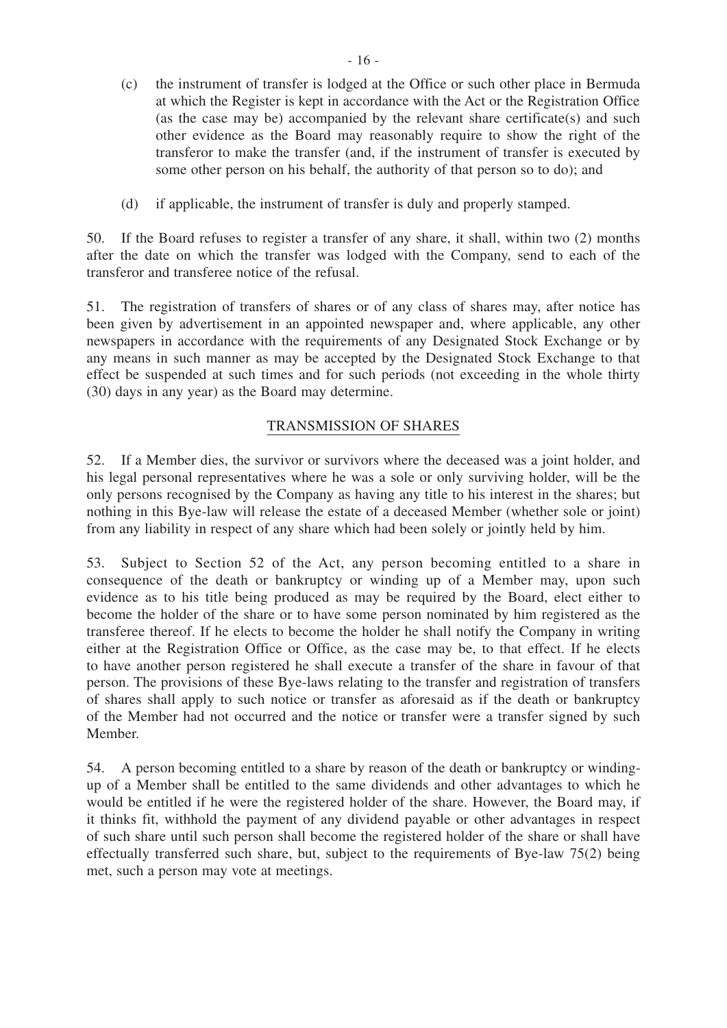(c) the instrument of transfer is lodged at the Office or such other place in Bermuda at which the Register is kept in accordance with the Act or the Registration Office (as the case may be) accompanied by the relevant share certificate(s) and such other evidence as the Board may reasonably require to show the right of the transferor to make the transfer (and, if the instrument of transfer is executed by some other person on his behalf, the authority of that person so to do); and

(d) if applicable, the instrument of transfer is duly and properly stamped.

50. If the Board refuses to register a transfer of any share, it shall, within two (2) months after the date on which the transfer was lodged with the Company, send to each of the transferor and transferee notice of the refusal.

51. The registration of transfers of shares or of any class of shares may, after notice has been given by advertisement in an appointed newspaper and, where applicable, any other newspapers in accordance with the requirements of any Designated Stock Exchange or by any means in such manner as may be accepted by the Designated Stock Exchange to that effect be suspended at such times and for such periods (not exceeding in the whole thirty (30) days in any year) as the Board may determine.

## TRANSMISSION OF SHARES

52. If a Member dies, the survivor or survivors where the deceased was a joint holder, and his legal personal representatives where he was a sole or only surviving holder, will be the only persons recognised by the Company as having any title to his interest in the shares; but nothing in this Bye-law will release the estate of a deceased Member (whether sole or joint) from any liability in respect of any share which had been solely or jointly held by him.

53. Subject to Section 52 of the Act, any person becoming entitled to a share in consequence of the death or bankruptcy or winding up of a Member may, upon such evidence as to his title being produced as may be required by the Board, elect either to become the holder of the share or to have some person nominated by him registered as the transferee thereof. If he elects to become the holder he shall notify the Company in writing either at the Registration Office or Office, as the case may be, to that effect. If he elects to have another person registered he shall execute a transfer of the share in favour of that person. The provisions of these Bye-laws relating to the transfer and registration of transfers of shares shall apply to such notice or transfer as aforesaid as if the death or bankruptcy of the Member had not occurred and the notice or transfer were a transfer signed by such Member.

54. A person becoming entitled to a share by reason of the death or bankruptcy or winding-up of a Member shall be entitled to the same dividends and other advantages to which he would be entitled if he were the registered holder of the share. However, the Board may, if it thinks fit, withhold the payment of any dividend payable or other advantages in respect of such share until such person shall become the registered holder of the share or shall have effectually transferred such share, but, subject to the requirements of Bye-law 75(2) being met, such a person may vote at meetings.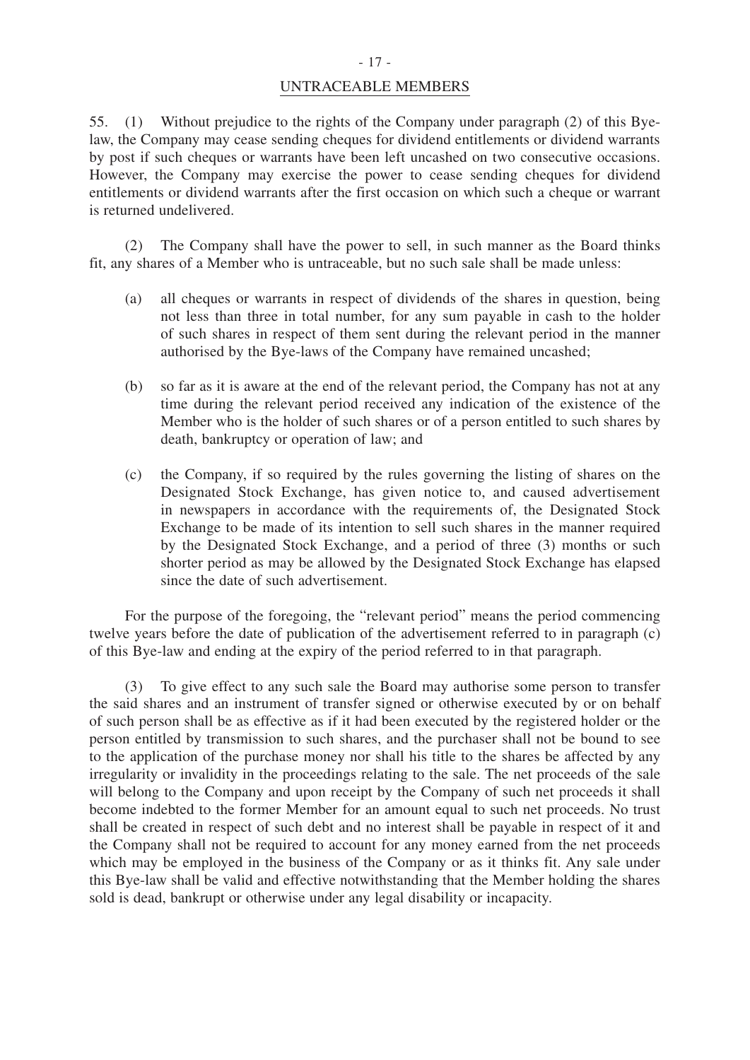## UNTRACEABLE MEMBERS

55. (1) Without prejudice to the rights of the Company under paragraph (2) of this Bye-law, the Company may cease sending cheques for dividend entitlements or dividend warrants by post if such cheques or warrants have been left uncashed on two consecutive occasions. However, the Company may exercise the power to cease sending cheques for dividend entitlements or dividend warrants after the first occasion on which such a cheque or warrant is returned undelivered.

(2) The Company shall have the power to sell, in such manner as the Board thinks fit, any shares of a Member who is untraceable, but no such sale shall be made unless:

(a) all cheques or warrants in respect of dividends of the shares in question, being not less than three in total number, for any sum payable in cash to the holder of such shares in respect of them sent during the relevant period in the manner authorised by the Bye-laws of the Company have remained uncashed;

(b) so far as it is aware at the end of the relevant period, the Company has not at any time during the relevant period received any indication of the existence of the Member who is the holder of such shares or of a person entitled to such shares by death, bankruptcy or operation of law; and

(c) the Company, if so required by the rules governing the listing of shares on the Designated Stock Exchange, has given notice to, and caused advertisement in newspapers in accordance with the requirements of, the Designated Stock Exchange to be made of its intention to sell such shares in the manner required by the Designated Stock Exchange, and a period of three (3) months or such shorter period as may be allowed by the Designated Stock Exchange has elapsed since the date of such advertisement.

For the purpose of the foregoing, the "relevant period" means the period commencing twelve years before the date of publication of the advertisement referred to in paragraph (c) of this Bye-law and ending at the expiry of the period referred to in that paragraph.

(3) To give effect to any such sale the Board may authorise some person to transfer the said shares and an instrument of transfer signed or otherwise executed by or on behalf of such person shall be as effective as if it had been executed by the registered holder or the person entitled by transmission to such shares, and the purchaser shall not be bound to see to the application of the purchase money nor shall his title to the shares be affected by any irregularity or invalidity in the proceedings relating to the sale. The net proceeds of the sale will belong to the Company and upon receipt by the Company of such net proceeds it shall become indebted to the former Member for an amount equal to such net proceeds. No trust shall be created in respect of such debt and no interest shall be payable in respect of it and the Company shall not be required to account for any money earned from the net proceeds which may be employed in the business of the Company or as it thinks fit. Any sale under this Bye-law shall be valid and effective notwithstanding that the Member holding the shares sold is dead, bankrupt or otherwise under any legal disability or incapacity.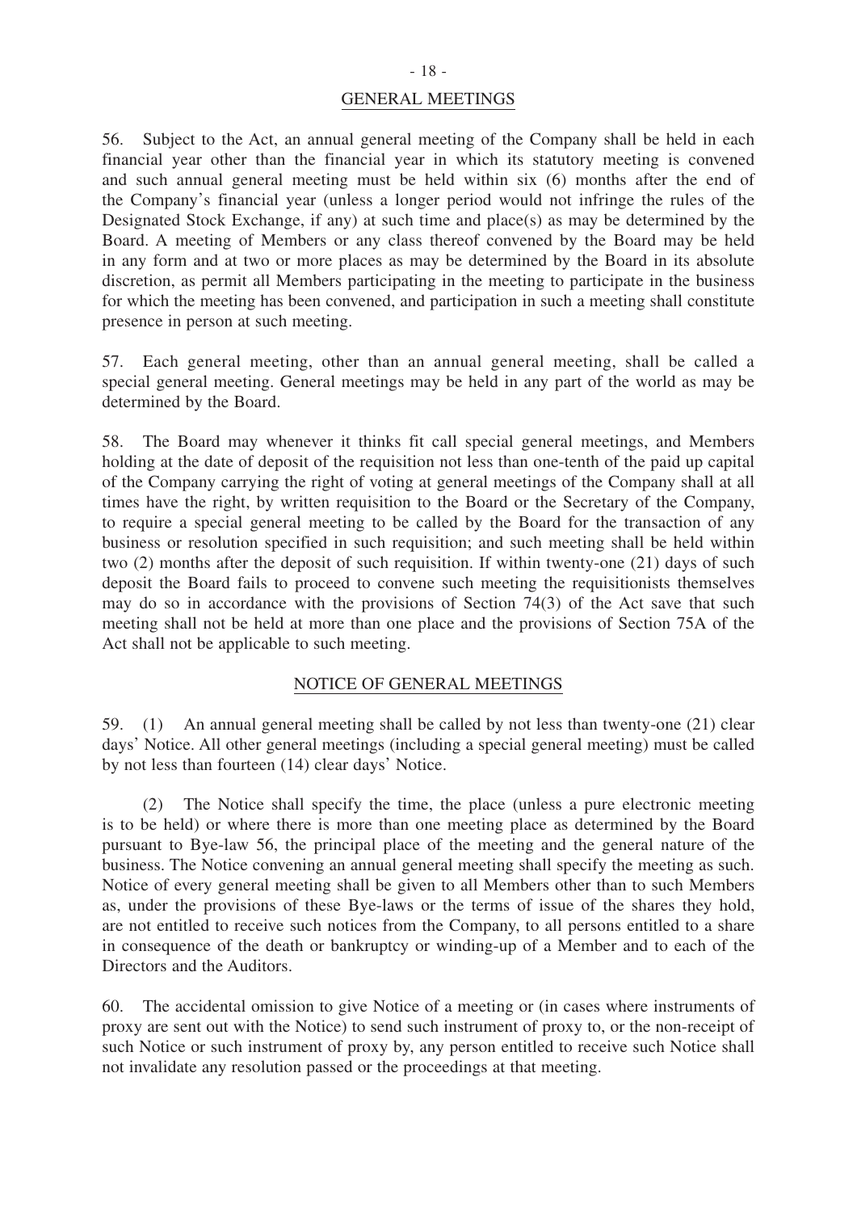## GENERAL MEETINGS

56. Subject to the Act, an annual general meeting of the Company shall be held in each financial year other than the financial year in which its statutory meeting is convened and such annual general meeting must be held within six (6) months after the end of the Company's financial year (unless a longer period would not infringe the rules of the Designated Stock Exchange, if any) at such time and place(s) as may be determined by the Board. A meeting of Members or any class thereof convened by the Board may be held in any form and at two or more places as may be determined by the Board in its absolute discretion, as permit all Members participating in the meeting to participate in the business for which the meeting has been convened, and participation in such a meeting shall constitute presence in person at such meeting.

57. Each general meeting, other than an annual general meeting, shall be called a special general meeting. General meetings may be held in any part of the world as may be determined by the Board.

58. The Board may whenever it thinks fit call special general meetings, and Members holding at the date of deposit of the requisition not less than one-tenth of the paid up capital of the Company carrying the right of voting at general meetings of the Company shall at all times have the right, by written requisition to the Board or the Secretary of the Company, to require a special general meeting to be called by the Board for the transaction of any business or resolution specified in such requisition; and such meeting shall be held within two (2) months after the deposit of such requisition. If within twenty-one (21) days of such deposit the Board fails to proceed to convene such meeting the requisitionists themselves may do so in accordance with the provisions of Section 74(3) of the Act save that such meeting shall not be held at more than one place and the provisions of Section 75A of the Act shall not be applicable to such meeting.

## NOTICE OF GENERAL MEETINGS

59. (1) An annual general meeting shall be called by not less than twenty-one (21) clear days' Notice. All other general meetings (including a special general meeting) must be called by not less than fourteen (14) clear days' Notice.

(2) The Notice shall specify the time, the place (unless a pure electronic meeting is to be held) or where there is more than one meeting place as determined by the Board pursuant to Bye-law 56, the principal place of the meeting and the general nature of the business. The Notice convening an annual general meeting shall specify the meeting as such. Notice of every general meeting shall be given to all Members other than to such Members as, under the provisions of these Bye-laws or the terms of issue of the shares they hold, are not entitled to receive such notices from the Company, to all persons entitled to a share in consequence of the death or bankruptcy or winding-up of a Member and to each of the Directors and the Auditors.

60. The accidental omission to give Notice of a meeting or (in cases where instruments of proxy are sent out with the Notice) to send such instrument of proxy to, or the non-receipt of such Notice or such instrument of proxy by, any person entitled to receive such Notice shall not invalidate any resolution passed or the proceedings at that meeting.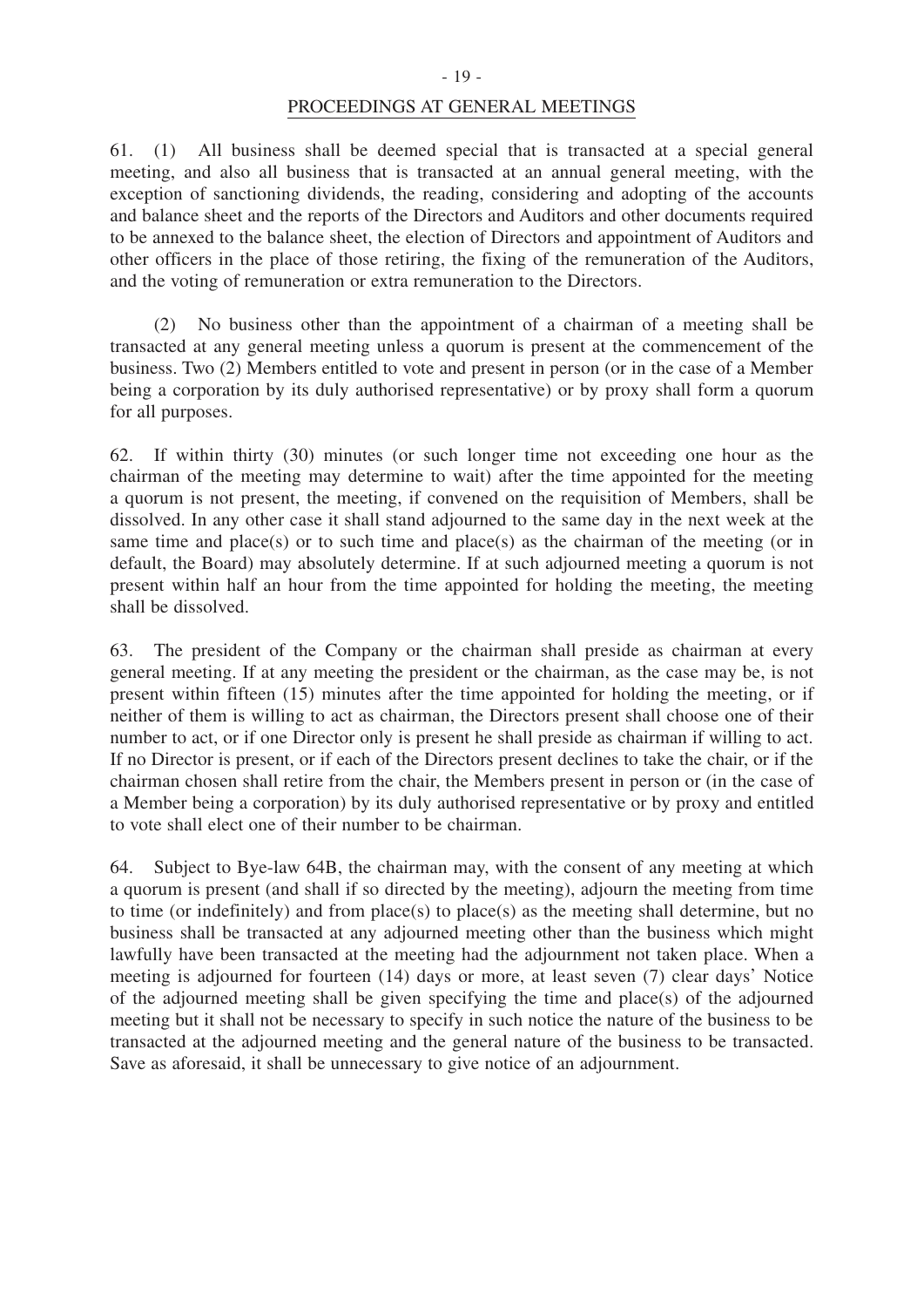## PROCEEDINGS AT GENERAL MEETINGS

61. (1) All business shall be deemed special that is transacted at a special general meeting, and also all business that is transacted at an annual general meeting, with the exception of sanctioning dividends, the reading, considering and adopting of the accounts and balance sheet and the reports of the Directors and Auditors and other documents required to be annexed to the balance sheet, the election of Directors and appointment of Auditors and other officers in the place of those retiring, the fixing of the remuneration of the Auditors, and the voting of remuneration or extra remuneration to the Directors.

(2) No business other than the appointment of a chairman of a meeting shall be transacted at any general meeting unless a quorum is present at the commencement of the business. Two (2) Members entitled to vote and present in person (or in the case of a Member being a corporation by its duly authorised representative) or by proxy shall form a quorum for all purposes.

62. If within thirty (30) minutes (or such longer time not exceeding one hour as the chairman of the meeting may determine to wait) after the time appointed for the meeting a quorum is not present, the meeting, if convened on the requisition of Members, shall be dissolved. In any other case it shall stand adjourned to the same day in the next week at the same time and place(s) or to such time and place(s) as the chairman of the meeting (or in default, the Board) may absolutely determine. If at such adjourned meeting a quorum is not present within half an hour from the time appointed for holding the meeting, the meeting shall be dissolved.

63. The president of the Company or the chairman shall preside as chairman at every general meeting. If at any meeting the president or the chairman, as the case may be, is not present within fifteen (15) minutes after the time appointed for holding the meeting, or if neither of them is willing to act as chairman, the Directors present shall choose one of their number to act, or if one Director only is present he shall preside as chairman if willing to act. If no Director is present, or if each of the Directors present declines to take the chair, or if the chairman chosen shall retire from the chair, the Members present in person or (in the case of a Member being a corporation) by its duly authorised representative or by proxy and entitled to vote shall elect one of their number to be chairman.

64. Subject to Bye-law 64B, the chairman may, with the consent of any meeting at which a quorum is present (and shall if so directed by the meeting), adjourn the meeting from time to time (or indefinitely) and from place(s) to place(s) as the meeting shall determine, but no business shall be transacted at any adjourned meeting other than the business which might lawfully have been transacted at the meeting had the adjournment not taken place. When a meeting is adjourned for fourteen (14) days or more, at least seven (7) clear days' Notice of the adjourned meeting shall be given specifying the time and place(s) of the adjourned meeting but it shall not be necessary to specify in such notice the nature of the business to be transacted at the adjourned meeting and the general nature of the business to be transacted. Save as aforesaid, it shall be unnecessary to give notice of an adjournment.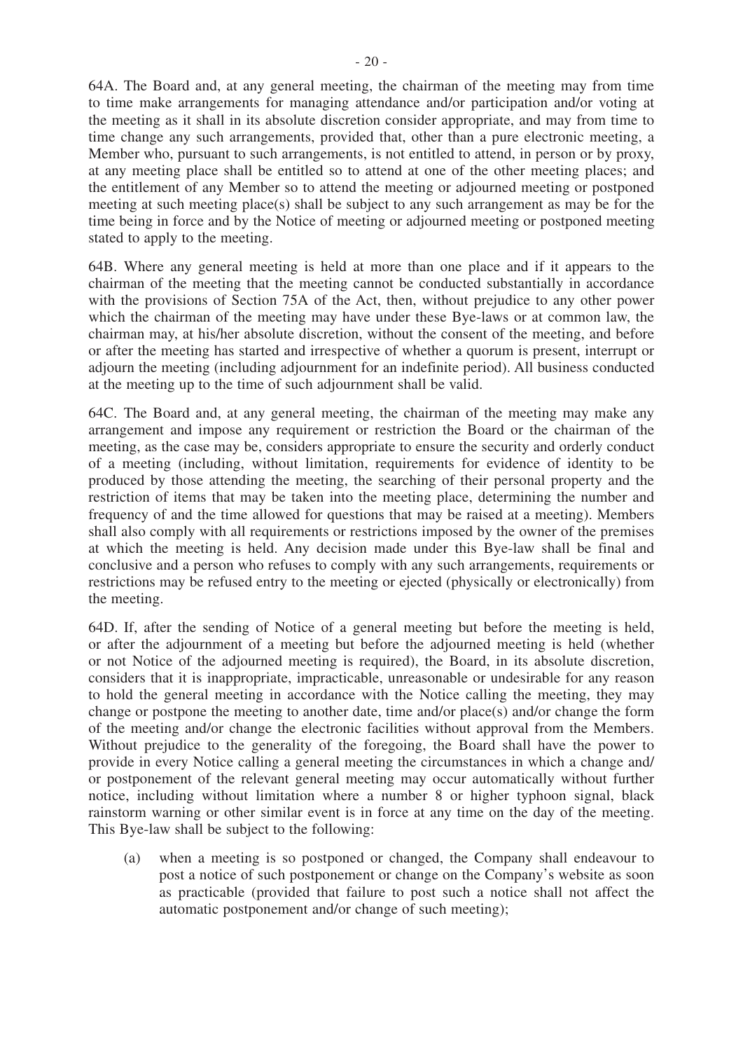64A. The Board and, at any general meeting, the chairman of the meeting may from time to time make arrangements for managing attendance and/or participation and/or voting at the meeting as it shall in its absolute discretion consider appropriate, and may from time to time change any such arrangements, provided that, other than a pure electronic meeting, a Member who, pursuant to such arrangements, is not entitled to attend, in person or by proxy, at any meeting place shall be entitled so to attend at one of the other meeting places; and the entitlement of any Member so to attend the meeting or adjourned meeting or postponed meeting at such meeting place(s) shall be subject to any such arrangement as may be for the time being in force and by the Notice of meeting or adjourned meeting or postponed meeting stated to apply to the meeting.

64B. Where any general meeting is held at more than one place and if it appears to the chairman of the meeting that the meeting cannot be conducted substantially in accordance with the provisions of Section 75A of the Act, then, without prejudice to any other power which the chairman of the meeting may have under these Bye-laws or at common law, the chairman may, at his/her absolute discretion, without the consent of the meeting, and before or after the meeting has started and irrespective of whether a quorum is present, interrupt or adjourn the meeting (including adjournment for an indefinite period). All business conducted at the meeting up to the time of such adjournment shall be valid.

64C. The Board and, at any general meeting, the chairman of the meeting may make any arrangement and impose any requirement or restriction the Board or the chairman of the meeting, as the case may be, considers appropriate to ensure the security and orderly conduct of a meeting (including, without limitation, requirements for evidence of identity to be produced by those attending the meeting, the searching of their personal property and the restriction of items that may be taken into the meeting place, determining the number and frequency of and the time allowed for questions that may be raised at a meeting). Members shall also comply with all requirements or restrictions imposed by the owner of the premises at which the meeting is held. Any decision made under this Bye-law shall be final and conclusive and a person who refuses to comply with any such arrangements, requirements or restrictions may be refused entry to the meeting or ejected (physically or electronically) from the meeting.

64D. If, after the sending of Notice of a general meeting but before the meeting is held, or after the adjournment of a meeting but before the adjourned meeting is held (whether or not Notice of the adjourned meeting is required), the Board, in its absolute discretion, considers that it is inappropriate, impracticable, unreasonable or undesirable for any reason to hold the general meeting in accordance with the Notice calling the meeting, they may change or postpone the meeting to another date, time and/or place(s) and/or change the form of the meeting and/or change the electronic facilities without approval from the Members. Without prejudice to the generality of the foregoing, the Board shall have the power to provide in every Notice calling a general meeting the circumstances in which a change and/or postponement of the relevant general meeting may occur automatically without further notice, including without limitation where a number 8 or higher typhoon signal, black rainstorm warning or other similar event is in force at any time on the day of the meeting. This Bye-law shall be subject to the following:

(a) when a meeting is so postponed or changed, the Company shall endeavour to post a notice of such postponement or change on the Company's website as soon as practicable (provided that failure to post such a notice shall not affect the automatic postponement and/or change of such meeting);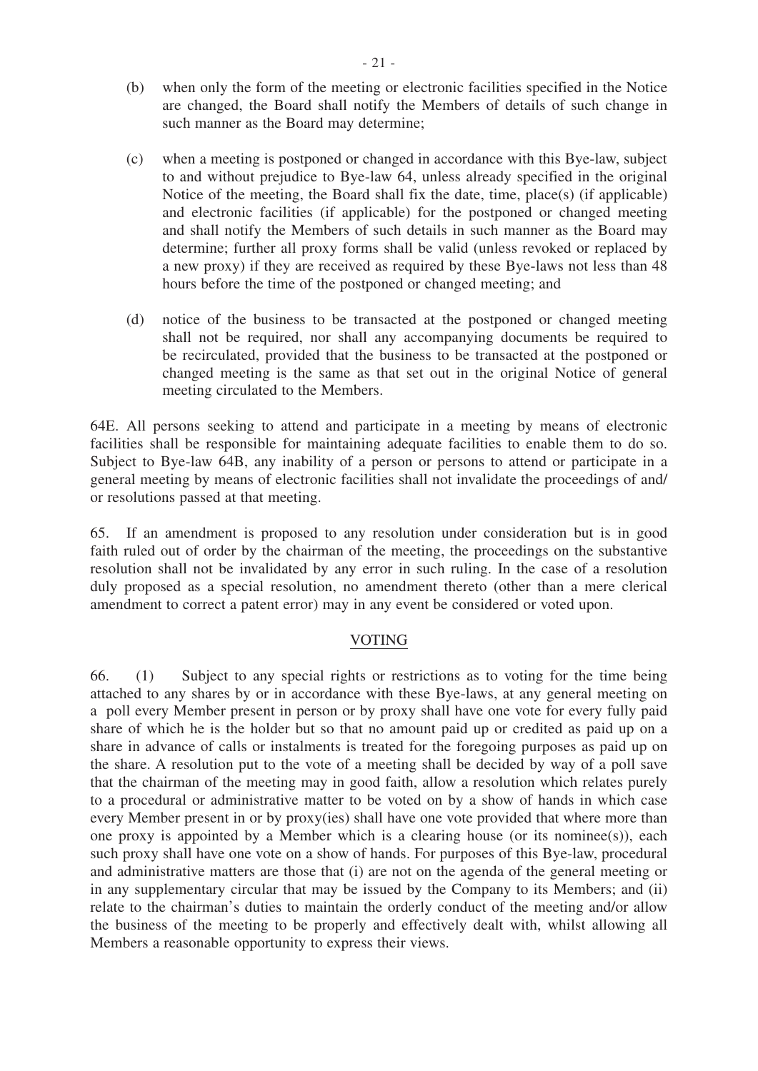(b) when only the form of the meeting or electronic facilities specified in the Notice are changed, the Board shall notify the Members of details of such change in such manner as the Board may determine;

(c) when a meeting is postponed or changed in accordance with this Bye-law, subject to and without prejudice to Bye-law 64, unless already specified in the original Notice of the meeting, the Board shall fix the date, time, place(s) (if applicable) and electronic facilities (if applicable) for the postponed or changed meeting and shall notify the Members of such details in such manner as the Board may determine; further all proxy forms shall be valid (unless revoked or replaced by a new proxy) if they are received as required by these Bye-laws not less than 48 hours before the time of the postponed or changed meeting; and

(d) notice of the business to be transacted at the postponed or changed meeting shall not be required, nor shall any accompanying documents be required to be recirculated, provided that the business to be transacted at the postponed or changed meeting is the same as that set out in the original Notice of general meeting circulated to the Members.

64E. All persons seeking to attend and participate in a meeting by means of electronic facilities shall be responsible for maintaining adequate facilities to enable them to do so. Subject to Bye-law 64B, any inability of a person or persons to attend or participate in a general meeting by means of electronic facilities shall not invalidate the proceedings of and/or resolutions passed at that meeting.

65. If an amendment is proposed to any resolution under consideration but is in good faith ruled out of order by the chairman of the meeting, the proceedings on the substantive resolution shall not be invalidated by any error in such ruling. In the case of a resolution duly proposed as a special resolution, no amendment thereto (other than a mere clerical amendment to correct a patent error) may in any event be considered or voted upon.

## VOTING

66. (1) Subject to any special rights or restrictions as to voting for the time being attached to any shares by or in accordance with these Bye-laws, at any general meeting on a poll every Member present in person or by proxy shall have one vote for every fully paid share of which he is the holder but so that no amount paid up or credited as paid up on a share in advance of calls or instalments is treated for the foregoing purposes as paid up on the share. A resolution put to the vote of a meeting shall be decided by way of a poll save that the chairman of the meeting may in good faith, allow a resolution which relates purely to a procedural or administrative matter to be voted on by a show of hands in which case every Member present in or by proxy(ies) shall have one vote provided that where more than one proxy is appointed by a Member which is a clearing house (or its nominee(s)), each such proxy shall have one vote on a show of hands. For purposes of this Bye-law, procedural and administrative matters are those that (i) are not on the agenda of the general meeting or in any supplementary circular that may be issued by the Company to its Members; and (ii) relate to the chairman's duties to maintain the orderly conduct of the meeting and/or allow the business of the meeting to be properly and effectively dealt with, whilst allowing all Members a reasonable opportunity to express their views.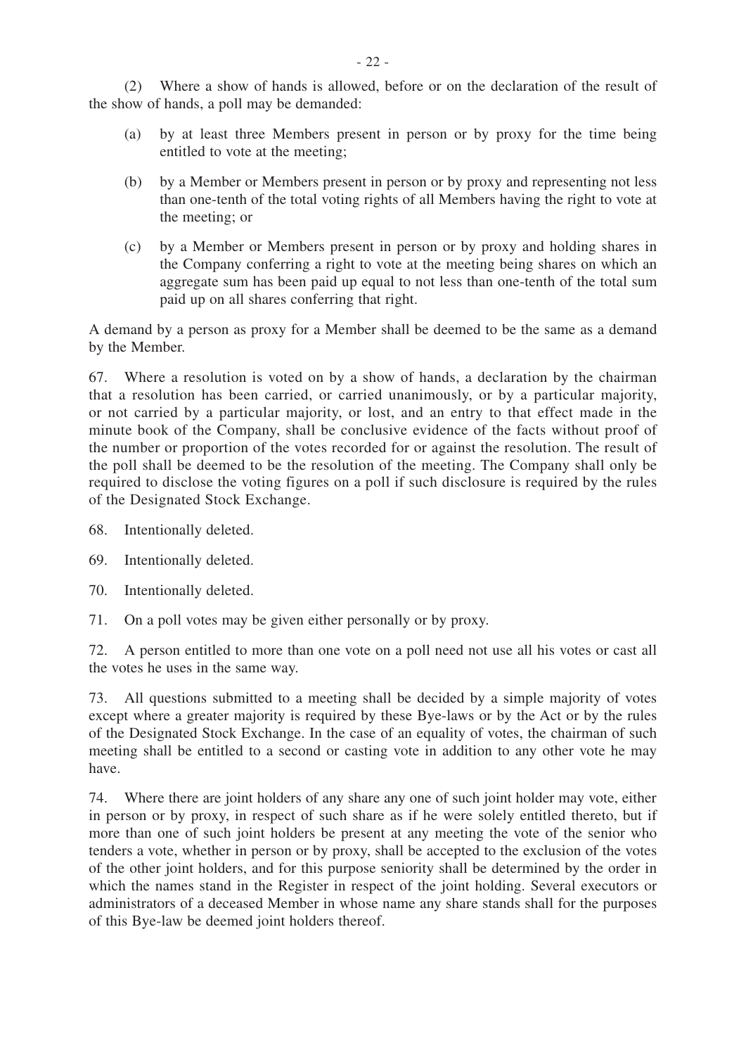(2) Where a show of hands is allowed, before or on the declaration of the result of the show of hands, a poll may be demanded:

(a) by at least three Members present in person or by proxy for the time being entitled to vote at the meeting;

(b) by a Member or Members present in person or by proxy and representing not less than one-tenth of the total voting rights of all Members having the right to vote at the meeting; or

(c) by a Member or Members present in person or by proxy and holding shares in the Company conferring a right to vote at the meeting being shares on which an aggregate sum has been paid up equal to not less than one-tenth of the total sum paid up on all shares conferring that right.

A demand by a person as proxy for a Member shall be deemed to be the same as a demand by the Member.

67. Where a resolution is voted on by a show of hands, a declaration by the chairman that a resolution has been carried, or carried unanimously, or by a particular majority, or not carried by a particular majority, or lost, and an entry to that effect made in the minute book of the Company, shall be conclusive evidence of the facts without proof of the number or proportion of the votes recorded for or against the resolution. The result of the poll shall be deemed to be the resolution of the meeting. The Company shall only be required to disclose the voting figures on a poll if such disclosure is required by the rules of the Designated Stock Exchange.

68. Intentionally deleted.

69. Intentionally deleted.

70. Intentionally deleted.

71. On a poll votes may be given either personally or by proxy.

72. A person entitled to more than one vote on a poll need not use all his votes or cast all the votes he uses in the same way.

73. All questions submitted to a meeting shall be decided by a simple majority of votes except where a greater majority is required by these Bye-laws or by the Act or by the rules of the Designated Stock Exchange. In the case of an equality of votes, the chairman of such meeting shall be entitled to a second or casting vote in addition to any other vote he may have.

74. Where there are joint holders of any share any one of such joint holder may vote, either in person or by proxy, in respect of such share as if he were solely entitled thereto, but if more than one of such joint holders be present at any meeting the vote of the senior who tenders a vote, whether in person or by proxy, shall be accepted to the exclusion of the votes of the other joint holders, and for this purpose seniority shall be determined by the order in which the names stand in the Register in respect of the joint holding. Several executors or administrators of a deceased Member in whose name any share stands shall for the purposes of this Bye-law be deemed joint holders thereof.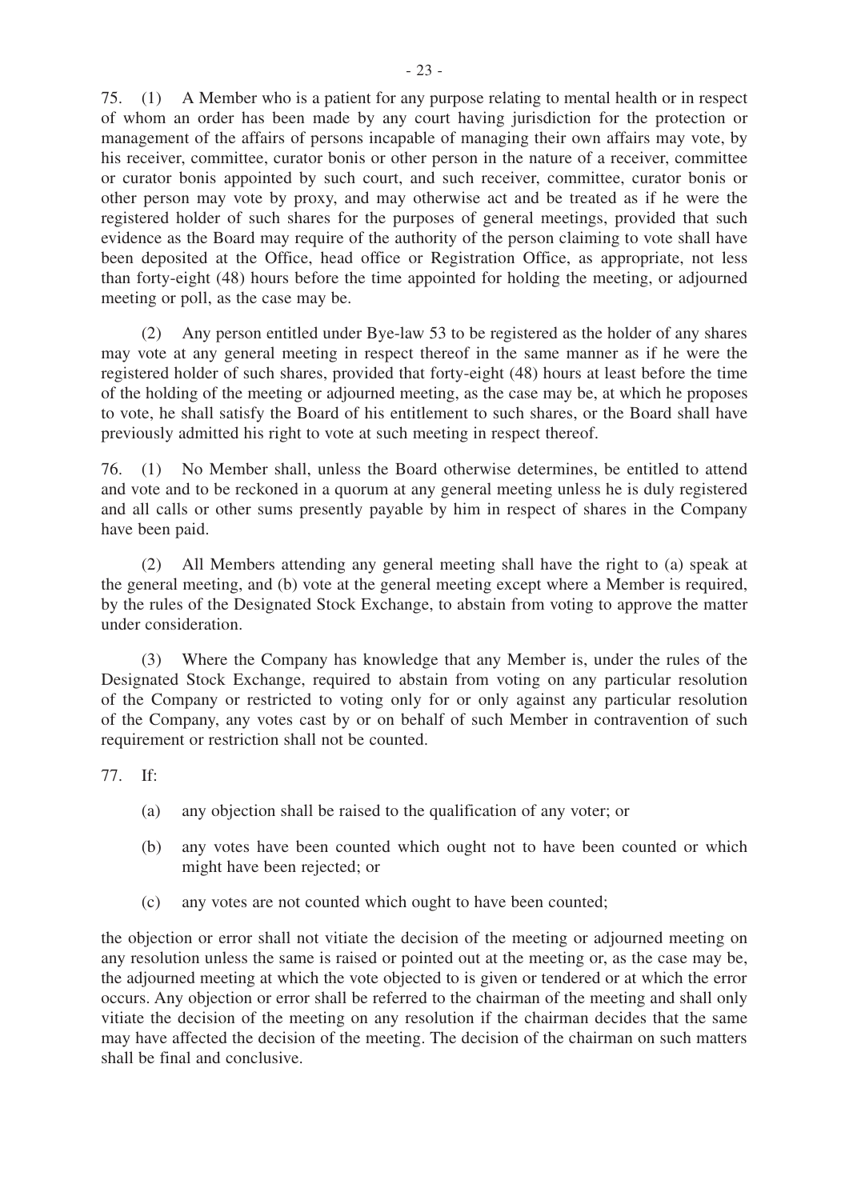75. (1) A Member who is a patient for any purpose relating to mental health or in respect of whom an order has been made by any court having jurisdiction for the protection or management of the affairs of persons incapable of managing their own affairs may vote, by his receiver, committee, curator bonis or other person in the nature of a receiver, committee or curator bonis appointed by such court, and such receiver, committee, curator bonis or other person may vote by proxy, and may otherwise act and be treated as if he were the registered holder of such shares for the purposes of general meetings, provided that such evidence as the Board may require of the authority of the person claiming to vote shall have been deposited at the Office, head office or Registration Office, as appropriate, not less than forty-eight (48) hours before the time appointed for holding the meeting, or adjourned meeting or poll, as the case may be.

(2) Any person entitled under Bye-law 53 to be registered as the holder of any shares may vote at any general meeting in respect thereof in the same manner as if he were the registered holder of such shares, provided that forty-eight (48) hours at least before the time of the holding of the meeting or adjourned meeting, as the case may be, at which he proposes to vote, he shall satisfy the Board of his entitlement to such shares, or the Board shall have previously admitted his right to vote at such meeting in respect thereof.

76. (1) No Member shall, unless the Board otherwise determines, be entitled to attend and vote and to be reckoned in a quorum at any general meeting unless he is duly registered and all calls or other sums presently payable by him in respect of shares in the Company have been paid.

(2) All Members attending any general meeting shall have the right to (a) speak at the general meeting, and (b) vote at the general meeting except where a Member is required, by the rules of the Designated Stock Exchange, to abstain from voting to approve the matter under consideration.

(3) Where the Company has knowledge that any Member is, under the rules of the Designated Stock Exchange, required to abstain from voting on any particular resolution of the Company or restricted to voting only for or only against any particular resolution of the Company, any votes cast by or on behalf of such Member in contravention of such requirement or restriction shall not be counted.

77. If:

(a) any objection shall be raised to the qualification of any voter; or

(b) any votes have been counted which ought not to have been counted or which might have been rejected; or

(c) any votes are not counted which ought to have been counted;

the objection or error shall not vitiate the decision of the meeting or adjourned meeting on any resolution unless the same is raised or pointed out at the meeting or, as the case may be, the adjourned meeting at which the vote objected to is given or tendered or at which the error occurs. Any objection or error shall be referred to the chairman of the meeting and shall only vitiate the decision of the meeting on any resolution if the chairman decides that the same may have affected the decision of the meeting. The decision of the chairman on such matters shall be final and conclusive.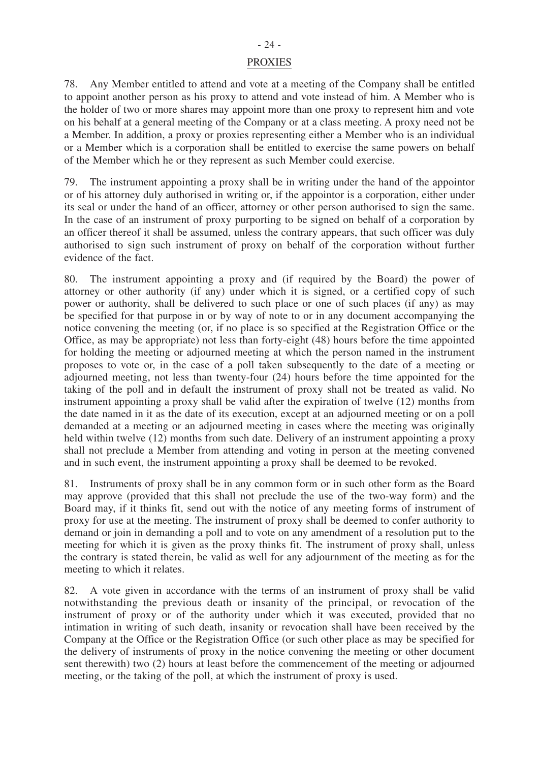## PROXIES

78. Any Member entitled to attend and vote at a meeting of the Company shall be entitled to appoint another person as his proxy to attend and vote instead of him. A Member who is the holder of two or more shares may appoint more than one proxy to represent him and vote on his behalf at a general meeting of the Company or at a class meeting. A proxy need not be a Member. In addition, a proxy or proxies representing either a Member who is an individual or a Member which is a corporation shall be entitled to exercise the same powers on behalf of the Member which he or they represent as such Member could exercise.

79. The instrument appointing a proxy shall be in writing under the hand of the appointor or of his attorney duly authorised in writing or, if the appointor is a corporation, either under its seal or under the hand of an officer, attorney or other person authorised to sign the same. In the case of an instrument of proxy purporting to be signed on behalf of a corporation by an officer thereof it shall be assumed, unless the contrary appears, that such officer was duly authorised to sign such instrument of proxy on behalf of the corporation without further evidence of the fact.

80. The instrument appointing a proxy and (if required by the Board) the power of attorney or other authority (if any) under which it is signed, or a certified copy of such power or authority, shall be delivered to such place or one of such places (if any) as may be specified for that purpose in or by way of note to or in any document accompanying the notice convening the meeting (or, if no place is so specified at the Registration Office or the Office, as may be appropriate) not less than forty-eight (48) hours before the time appointed for holding the meeting or adjourned meeting at which the person named in the instrument proposes to vote or, in the case of a poll taken subsequently to the date of a meeting or adjourned meeting, not less than twenty-four (24) hours before the time appointed for the taking of the poll and in default the instrument of proxy shall not be treated as valid. No instrument appointing a proxy shall be valid after the expiration of twelve (12) months from the date named in it as the date of its execution, except at an adjourned meeting or on a poll demanded at a meeting or an adjourned meeting in cases where the meeting was originally held within twelve (12) months from such date. Delivery of an instrument appointing a proxy shall not preclude a Member from attending and voting in person at the meeting convened and in such event, the instrument appointing a proxy shall be deemed to be revoked.

81. Instruments of proxy shall be in any common form or in such other form as the Board may approve (provided that this shall not preclude the use of the two-way form) and the Board may, if it thinks fit, send out with the notice of any meeting forms of instrument of proxy for use at the meeting. The instrument of proxy shall be deemed to confer authority to demand or join in demanding a poll and to vote on any amendment of a resolution put to the meeting for which it is given as the proxy thinks fit. The instrument of proxy shall, unless the contrary is stated therein, be valid as well for any adjournment of the meeting as for the meeting to which it relates.

82. A vote given in accordance with the terms of an instrument of proxy shall be valid notwithstanding the previous death or insanity of the principal, or revocation of the instrument of proxy or of the authority under which it was executed, provided that no intimation in writing of such death, insanity or revocation shall have been received by the Company at the Office or the Registration Office (or such other place as may be specified for the delivery of instruments of proxy in the notice convening the meeting or other document sent therewith) two (2) hours at least before the commencement of the meeting or adjourned meeting, or the taking of the poll, at which the instrument of proxy is used.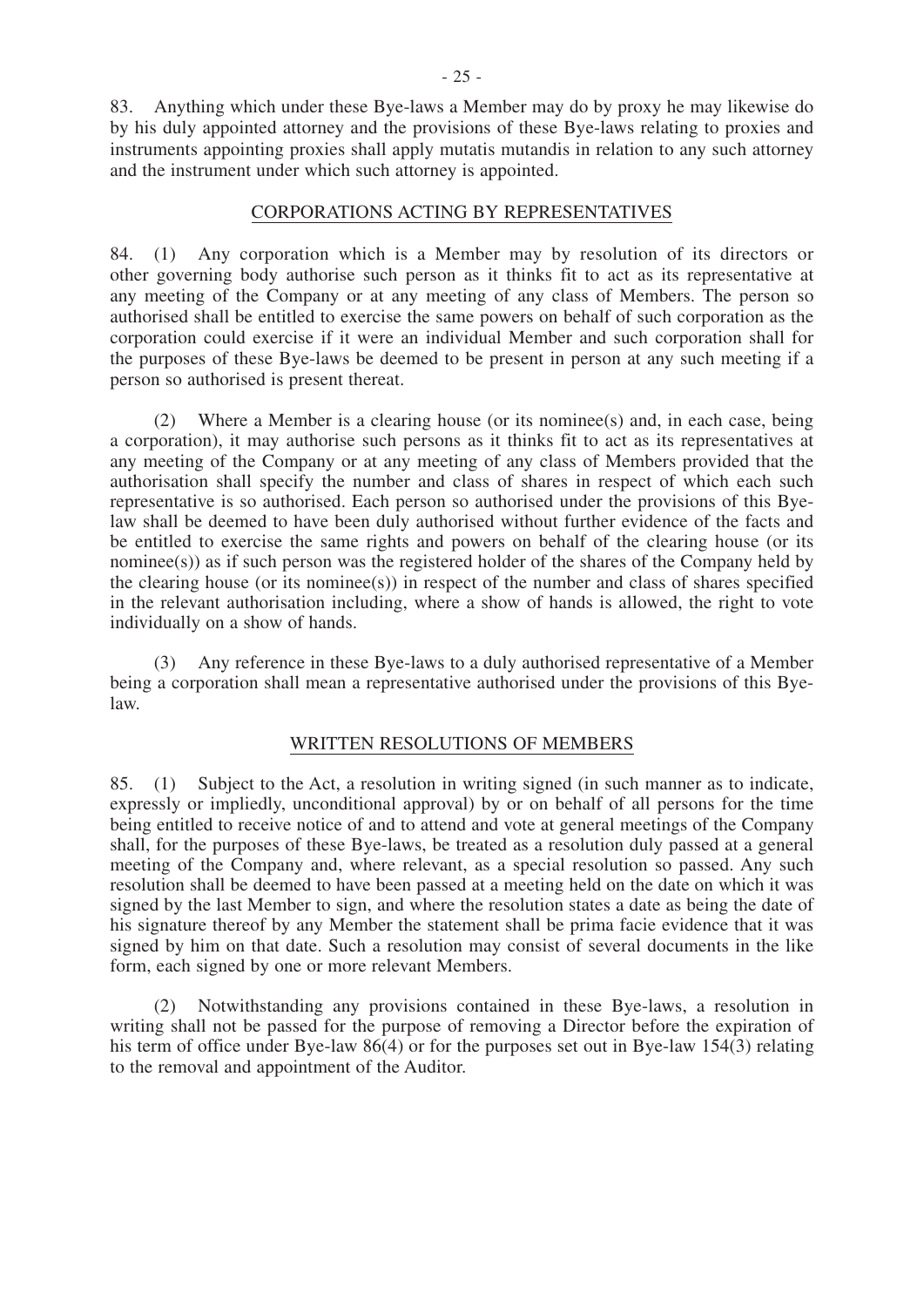83. Anything which under these Bye-laws a Member may do by proxy he may likewise do by his duly appointed attorney and the provisions of these Bye-laws relating to proxies and instruments appointing proxies shall apply mutatis mutandis in relation to any such attorney and the instrument under which such attorney is appointed.

## CORPORATIONS ACTING BY REPRESENTATIVES

84. (1) Any corporation which is a Member may by resolution of its directors or other governing body authorise such person as it thinks fit to act as its representative at any meeting of the Company or at any meeting of any class of Members. The person so authorised shall be entitled to exercise the same powers on behalf of such corporation as the corporation could exercise if it were an individual Member and such corporation shall for the purposes of these Bye-laws be deemed to be present in person at any such meeting if a person so authorised is present thereat.

(2) Where a Member is a clearing house (or its nominee(s) and, in each case, being a corporation), it may authorise such persons as it thinks fit to act as its representatives at any meeting of the Company or at any meeting of any class of Members provided that the authorisation shall specify the number and class of shares in respect of which each such representative is so authorised. Each person so authorised under the provisions of this Bye-law shall be deemed to have been duly authorised without further evidence of the facts and be entitled to exercise the same rights and powers on behalf of the clearing house (or its nominee(s)) as if such person was the registered holder of the shares of the Company held by the clearing house (or its nominee(s)) in respect of the number and class of shares specified in the relevant authorisation including, where a show of hands is allowed, the right to vote individually on a show of hands.

(3) Any reference in these Bye-laws to a duly authorised representative of a Member being a corporation shall mean a representative authorised under the provisions of this Bye-law.

## WRITTEN RESOLUTIONS OF MEMBERS

85. (1) Subject to the Act, a resolution in writing signed (in such manner as to indicate, expressly or impliedly, unconditional approval) by or on behalf of all persons for the time being entitled to receive notice of and to attend and vote at general meetings of the Company shall, for the purposes of these Bye-laws, be treated as a resolution duly passed at a general meeting of the Company and, where relevant, as a special resolution so passed. Any such resolution shall be deemed to have been passed at a meeting held on the date on which it was signed by the last Member to sign, and where the resolution states a date as being the date of his signature thereof by any Member the statement shall be prima facie evidence that it was signed by him on that date. Such a resolution may consist of several documents in the like form, each signed by one or more relevant Members.

(2) Notwithstanding any provisions contained in these Bye-laws, a resolution in writing shall not be passed for the purpose of removing a Director before the expiration of his term of office under Bye-law 86(4) or for the purposes set out in Bye-law 154(3) relating to the removal and appointment of the Auditor.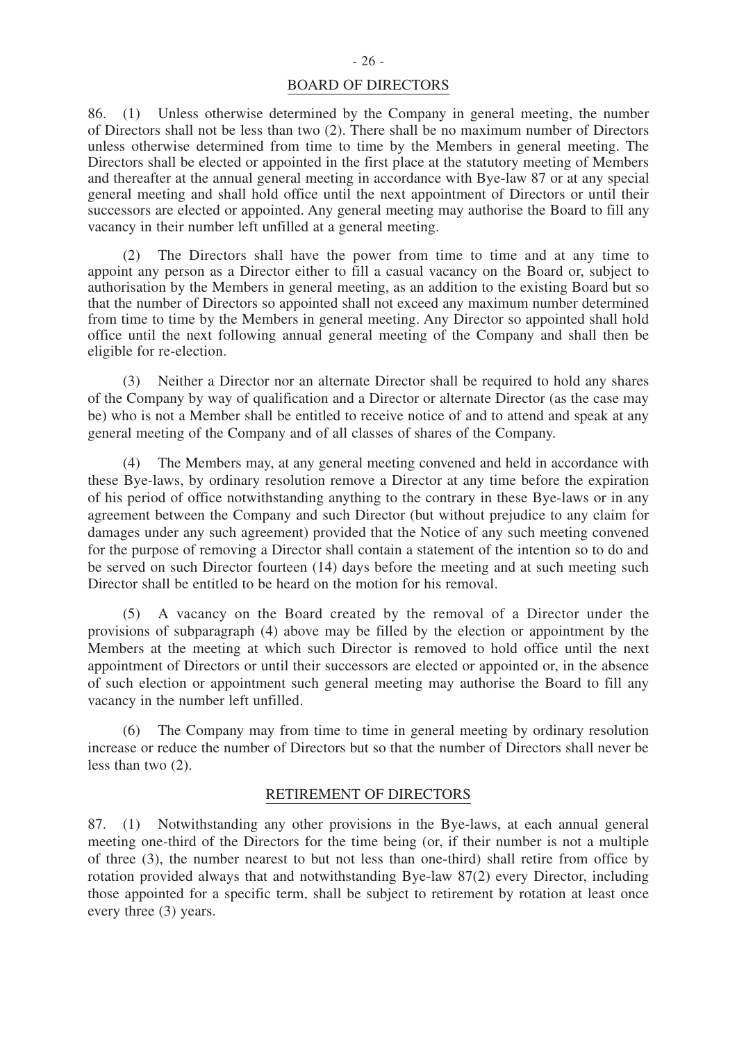## BOARD OF DIRECTORS

86. (1) Unless otherwise determined by the Company in general meeting, the number of Directors shall not be less than two (2). There shall be no maximum number of Directors unless otherwise determined from time to time by the Members in general meeting. The Directors shall be elected or appointed in the first place at the statutory meeting of Members and thereafter at the annual general meeting in accordance with Bye-law 87 or at any special general meeting and shall hold office until the next appointment of Directors or until their successors are elected or appointed. Any general meeting may authorise the Board to fill any vacancy in their number left unfilled at a general meeting.

(2) The Directors shall have the power from time to time and at any time to appoint any person as a Director either to fill a casual vacancy on the Board or, subject to authorisation by the Members in general meeting, as an addition to the existing Board but so that the number of Directors so appointed shall not exceed any maximum number determined from time to time by the Members in general meeting. Any Director so appointed shall hold office until the next following annual general meeting of the Company and shall then be eligible for re-election.

(3) Neither a Director nor an alternate Director shall be required to hold any shares of the Company by way of qualification and a Director or alternate Director (as the case may be) who is not a Member shall be entitled to receive notice of and to attend and speak at any general meeting of the Company and of all classes of shares of the Company.

(4) The Members may, at any general meeting convened and held in accordance with these Bye-laws, by ordinary resolution remove a Director at any time before the expiration of his period of office notwithstanding anything to the contrary in these Bye-laws or in any agreement between the Company and such Director (but without prejudice to any claim for damages under any such agreement) provided that the Notice of any such meeting convened for the purpose of removing a Director shall contain a statement of the intention so to do and be served on such Director fourteen (14) days before the meeting and at such meeting such Director shall be entitled to be heard on the motion for his removal.

(5) A vacancy on the Board created by the removal of a Director under the provisions of subparagraph (4) above may be filled by the election or appointment by the Members at the meeting at which such Director is removed to hold office until the next appointment of Directors or until their successors are elected or appointed or, in the absence of such election or appointment such general meeting may authorise the Board to fill any vacancy in the number left unfilled.

(6) The Company may from time to time in general meeting by ordinary resolution increase or reduce the number of Directors but so that the number of Directors shall never be less than two (2).

## RETIREMENT OF DIRECTORS

87. (1) Notwithstanding any other provisions in the Bye-laws, at each annual general meeting one-third of the Directors for the time being (or, if their number is not a multiple of three (3), the number nearest to but not less than one-third) shall retire from office by rotation provided always that and notwithstanding Bye-law 87(2) every Director, including those appointed for a specific term, shall be subject to retirement by rotation at least once every three (3) years.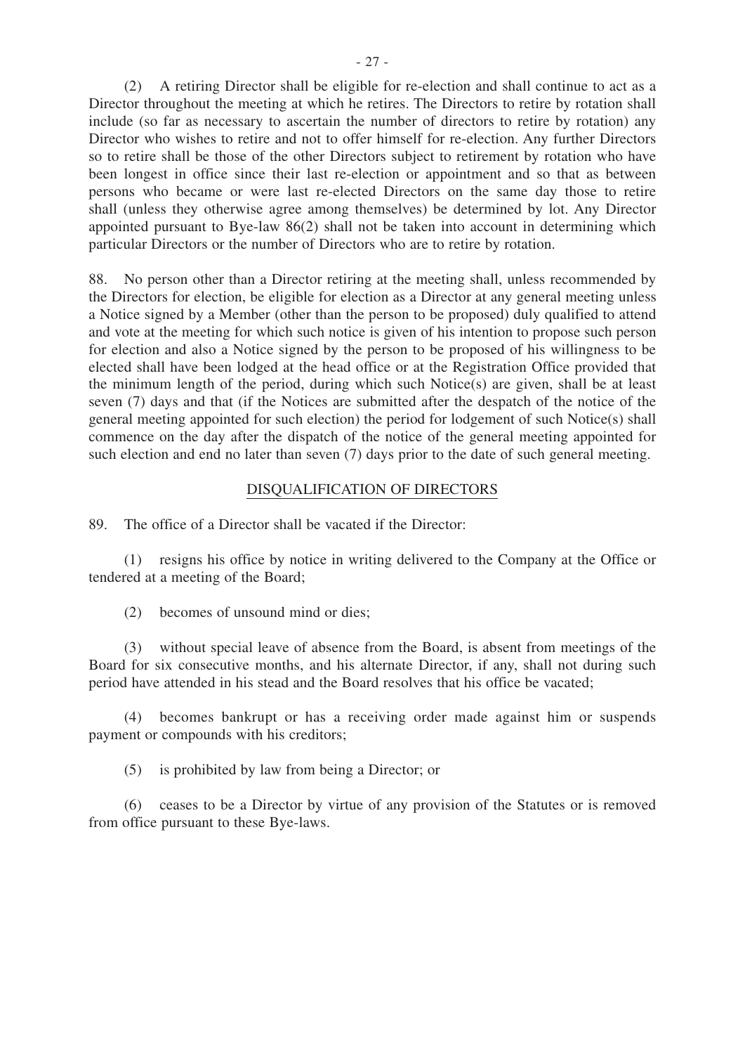(2) A retiring Director shall be eligible for re-election and shall continue to act as a Director throughout the meeting at which he retires. The Directors to retire by rotation shall include (so far as necessary to ascertain the number of directors to retire by rotation) any Director who wishes to retire and not to offer himself for re-election. Any further Directors so to retire shall be those of the other Directors subject to retirement by rotation who have been longest in office since their last re-election or appointment and so that as between persons who became or were last re-elected Directors on the same day those to retire shall (unless they otherwise agree among themselves) be determined by lot. Any Director appointed pursuant to Bye-law 86(2) shall not be taken into account in determining which particular Directors or the number of Directors who are to retire by rotation.

88. No person other than a Director retiring at the meeting shall, unless recommended by the Directors for election, be eligible for election as a Director at any general meeting unless a Notice signed by a Member (other than the person to be proposed) duly qualified to attend and vote at the meeting for which such notice is given of his intention to propose such person for election and also a Notice signed by the person to be proposed of his willingness to be elected shall have been lodged at the head office or at the Registration Office provided that the minimum length of the period, during which such Notice(s) are given, shall be at least seven (7) days and that (if the Notices are submitted after the despatch of the notice of the general meeting appointed for such election) the period for lodgement of such Notice(s) shall commence on the day after the dispatch of the notice of the general meeting appointed for such election and end no later than seven (7) days prior to the date of such general meeting.

## DISQUALIFICATION OF DIRECTORS

89. The office of a Director shall be vacated if the Director:

(1) resigns his office by notice in writing delivered to the Company at the Office or tendered at a meeting of the Board;

(2) becomes of unsound mind or dies;

(3) without special leave of absence from the Board, is absent from meetings of the Board for six consecutive months, and his alternate Director, if any, shall not during such period have attended in his stead and the Board resolves that his office be vacated;

(4) becomes bankrupt or has a receiving order made against him or suspends payment or compounds with his creditors;

(5) is prohibited by law from being a Director; or

(6) ceases to be a Director by virtue of any provision of the Statutes or is removed from office pursuant to these Bye-laws.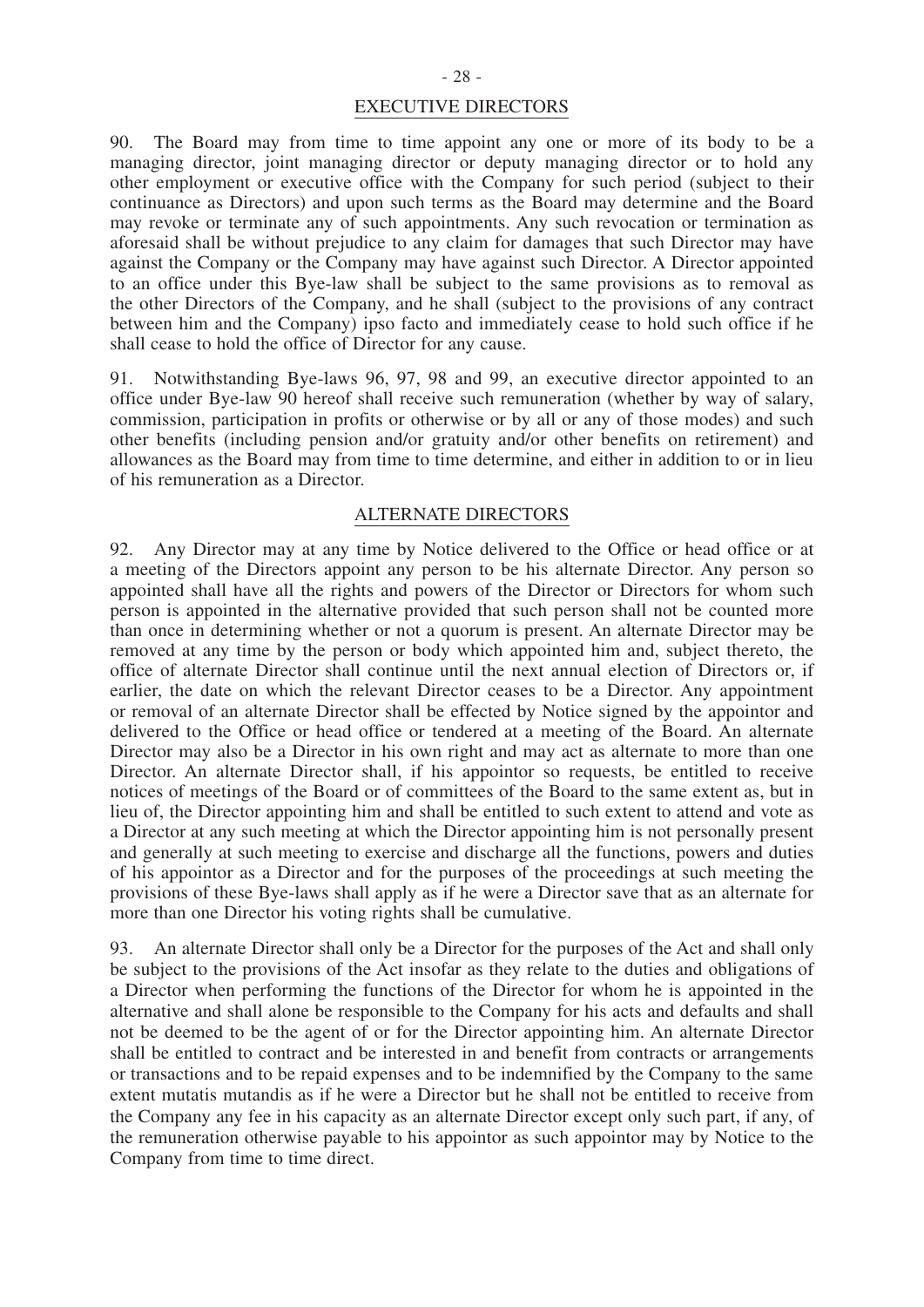## EXECUTIVE DIRECTORS

90. The Board may from time to time appoint any one or more of its body to be a managing director, joint managing director or deputy managing director or to hold any other employment or executive office with the Company for such period (subject to their continuance as Directors) and upon such terms as the Board may determine and the Board may revoke or terminate any of such appointments. Any such revocation or termination as aforesaid shall be without prejudice to any claim for damages that such Director may have against the Company or the Company may have against such Director. A Director appointed to an office under this Bye-law shall be subject to the same provisions as to removal as the other Directors of the Company, and he shall (subject to the provisions of any contract between him and the Company) ipso facto and immediately cease to hold such office if he shall cease to hold the office of Director for any cause.

91. Notwithstanding Bye-laws 96, 97, 98 and 99, an executive director appointed to an office under Bye-law 90 hereof shall receive such remuneration (whether by way of salary, commission, participation in profits or otherwise or by all or any of those modes) and such other benefits (including pension and/or gratuity and/or other benefits on retirement) and allowances as the Board may from time to time determine, and either in addition to or in lieu of his remuneration as a Director.

## ALTERNATE DIRECTORS

92. Any Director may at any time by Notice delivered to the Office or head office or at a meeting of the Directors appoint any person to be his alternate Director. Any person so appointed shall have all the rights and powers of the Director or Directors for whom such person is appointed in the alternative provided that such person shall not be counted more than once in determining whether or not a quorum is present. An alternate Director may be removed at any time by the person or body which appointed him and, subject thereto, the office of alternate Director shall continue until the next annual election of Directors or, if earlier, the date on which the relevant Director ceases to be a Director. Any appointment or removal of an alternate Director shall be effected by Notice signed by the appointor and delivered to the Office or head office or tendered at a meeting of the Board. An alternate Director may also be a Director in his own right and may act as alternate to more than one Director. An alternate Director shall, if his appointor so requests, be entitled to receive notices of meetings of the Board or of committees of the Board to the same extent as, but in lieu of, the Director appointing him and shall be entitled to such extent to attend and vote as a Director at any such meeting at which the Director appointing him is not personally present and generally at such meeting to exercise and discharge all the functions, powers and duties of his appointor as a Director and for the purposes of the proceedings at such meeting the provisions of these Bye-laws shall apply as if he were a Director save that as an alternate for more than one Director his voting rights shall be cumulative.

93. An alternate Director shall only be a Director for the purposes of the Act and shall only be subject to the provisions of the Act insofar as they relate to the duties and obligations of a Director when performing the functions of the Director for whom he is appointed in the alternative and shall alone be responsible to the Company for his acts and defaults and shall not be deemed to be the agent of or for the Director appointing him. An alternate Director shall be entitled to contract and be interested in and benefit from contracts or arrangements or transactions and to be repaid expenses and to be indemnified by the Company to the same extent mutatis mutandis as if he were a Director but he shall not be entitled to receive from the Company any fee in his capacity as an alternate Director except only such part, if any, of the remuneration otherwise payable to his appointor as such appointor may by Notice to the Company from time to time direct.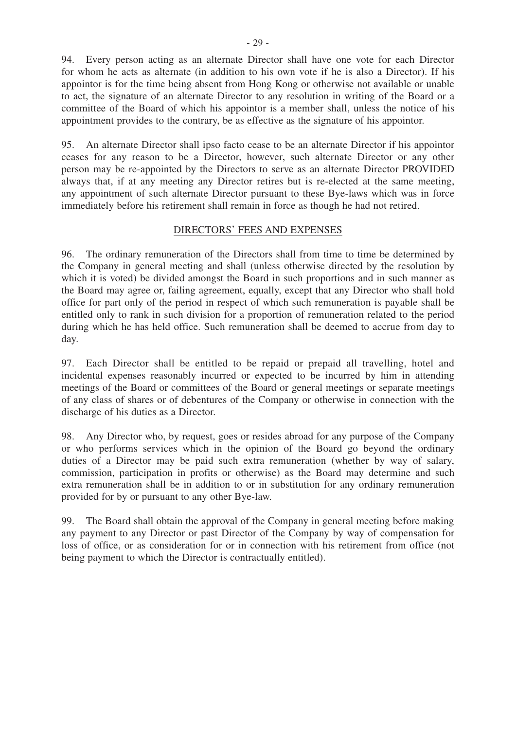94. Every person acting as an alternate Director shall have one vote for each Director for whom he acts as alternate (in addition to his own vote if he is also a Director). If his appointor is for the time being absent from Hong Kong or otherwise not available or unable to act, the signature of an alternate Director to any resolution in writing of the Board or a committee of the Board of which his appointor is a member shall, unless the notice of his appointment provides to the contrary, be as effective as the signature of his appointor.

95. An alternate Director shall ipso facto cease to be an alternate Director if his appointor ceases for any reason to be a Director, however, such alternate Director or any other person may be re-appointed by the Directors to serve as an alternate Director PROVIDED always that, if at any meeting any Director retires but is re-elected at the same meeting, any appointment of such alternate Director pursuant to these Bye-laws which was in force immediately before his retirement shall remain in force as though he had not retired.

## DIRECTORS' FEES AND EXPENSES

96. The ordinary remuneration of the Directors shall from time to time be determined by the Company in general meeting and shall (unless otherwise directed by the resolution by which it is voted) be divided amongst the Board in such proportions and in such manner as the Board may agree or, failing agreement, equally, except that any Director who shall hold office for part only of the period in respect of which such remuneration is payable shall be entitled only to rank in such division for a proportion of remuneration related to the period during which he has held office. Such remuneration shall be deemed to accrue from day to day.

97. Each Director shall be entitled to be repaid or prepaid all travelling, hotel and incidental expenses reasonably incurred or expected to be incurred by him in attending meetings of the Board or committees of the Board or general meetings or separate meetings of any class of shares or of debentures of the Company or otherwise in connection with the discharge of his duties as a Director.

98. Any Director who, by request, goes or resides abroad for any purpose of the Company or who performs services which in the opinion of the Board go beyond the ordinary duties of a Director may be paid such extra remuneration (whether by way of salary, commission, participation in profits or otherwise) as the Board may determine and such extra remuneration shall be in addition to or in substitution for any ordinary remuneration provided for by or pursuant to any other Bye-law.

99. The Board shall obtain the approval of the Company in general meeting before making any payment to any Director or past Director of the Company by way of compensation for loss of office, or as consideration for or in connection with his retirement from office (not being payment to which the Director is contractually entitled).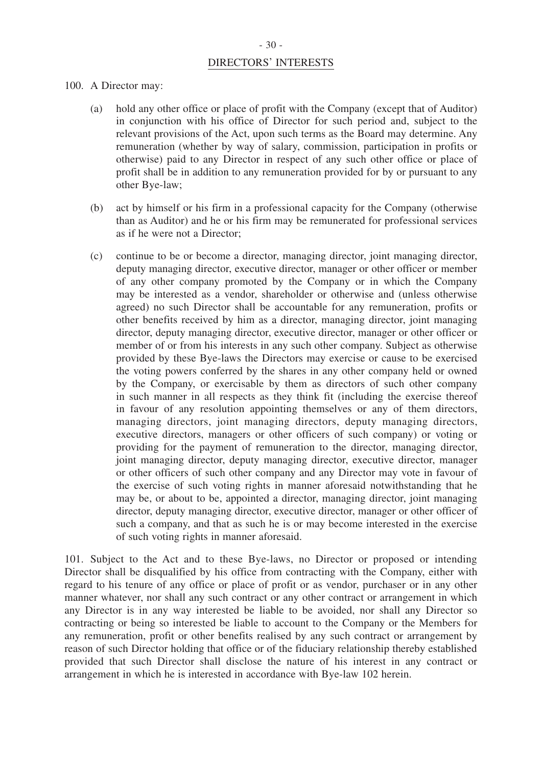## DIRECTORS' INTERESTS

100. A Director may:

(a) hold any other office or place of profit with the Company (except that of Auditor) in conjunction with his office of Director for such period and, subject to the relevant provisions of the Act, upon such terms as the Board may determine. Any remuneration (whether by way of salary, commission, participation in profits or otherwise) paid to any Director in respect of any such other office or place of profit shall be in addition to any remuneration provided for by or pursuant to any other Bye-law;

(b) act by himself or his firm in a professional capacity for the Company (otherwise than as Auditor) and he or his firm may be remunerated for professional services as if he were not a Director;

(c) continue to be or become a director, managing director, joint managing director, deputy managing director, executive director, manager or other officer or member of any other company promoted by the Company or in which the Company may be interested as a vendor, shareholder or otherwise and (unless otherwise agreed) no such Director shall be accountable for any remuneration, profits or other benefits received by him as a director, managing director, joint managing director, deputy managing director, executive director, manager or other officer or member of or from his interests in any such other company. Subject as otherwise provided by these Bye-laws the Directors may exercise or cause to be exercised the voting powers conferred by the shares in any other company held or owned by the Company, or exercisable by them as directors of such other company in such manner in all respects as they think fit (including the exercise thereof in favour of any resolution appointing themselves or any of them directors, managing directors, joint managing directors, deputy managing directors, executive directors, managers or other officers of such company) or voting or providing for the payment of remuneration to the director, managing director, joint managing director, deputy managing director, executive director, manager or other officers of such other company and any Director may vote in favour of the exercise of such voting rights in manner aforesaid notwithstanding that he may be, or about to be, appointed a director, managing director, joint managing director, deputy managing director, executive director, manager or other officer of such a company, and that as such he is or may become interested in the exercise of such voting rights in manner aforesaid.

101. Subject to the Act and to these Bye-laws, no Director or proposed or intending Director shall be disqualified by his office from contracting with the Company, either with regard to his tenure of any office or place of profit or as vendor, purchaser or in any other manner whatever, nor shall any such contract or any other contract or arrangement in which any Director is in any way interested be liable to be avoided, nor shall any Director so contracting or being so interested be liable to account to the Company or the Members for any remuneration, profit or other benefits realised by any such contract or arrangement by reason of such Director holding that office or of the fiduciary relationship thereby established provided that such Director shall disclose the nature of his interest in any contract or arrangement in which he is interested in accordance with Bye-law 102 herein.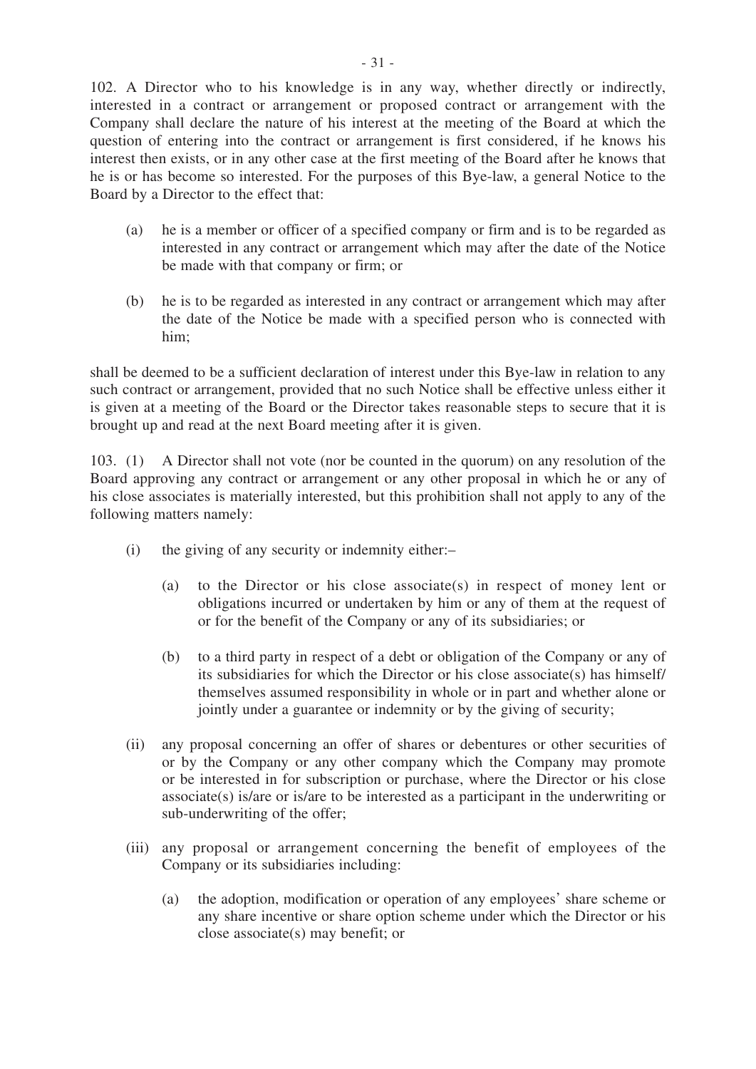102. A Director who to his knowledge is in any way, whether directly or indirectly, interested in a contract or arrangement or proposed contract or arrangement with the Company shall declare the nature of his interest at the meeting of the Board at which the question of entering into the contract or arrangement is first considered, if he knows his interest then exists, or in any other case at the first meeting of the Board after he knows that he is or has become so interested. For the purposes of this Bye-law, a general Notice to the Board by a Director to the effect that:

(a) he is a member or officer of a specified company or firm and is to be regarded as interested in any contract or arrangement which may after the date of the Notice be made with that company or firm; or

(b) he is to be regarded as interested in any contract or arrangement which may after the date of the Notice be made with a specified person who is connected with him;

shall be deemed to be a sufficient declaration of interest under this Bye-law in relation to any such contract or arrangement, provided that no such Notice shall be effective unless either it is given at a meeting of the Board or the Director takes reasonable steps to secure that it is brought up and read at the next Board meeting after it is given.

103. (1) A Director shall not vote (nor be counted in the quorum) on any resolution of the Board approving any contract or arrangement or any other proposal in which he or any of his close associates is materially interested, but this prohibition shall not apply to any of the following matters namely:

(i) the giving of any security or indemnity either:–

(a) to the Director or his close associate(s) in respect of money lent or obligations incurred or undertaken by him or any of them at the request of or for the benefit of the Company or any of its subsidiaries; or

(b) to a third party in respect of a debt or obligation of the Company or any of its subsidiaries for which the Director or his close associate(s) has himself/themselves assumed responsibility in whole or in part and whether alone or jointly under a guarantee or indemnity or by the giving of security;

(ii) any proposal concerning an offer of shares or debentures or other securities of or by the Company or any other company which the Company may promote or be interested in for subscription or purchase, where the Director or his close associate(s) is/are or is/are to be interested as a participant in the underwriting or sub-underwriting of the offer;

(iii) any proposal or arrangement concerning the benefit of employees of the Company or its subsidiaries including:

(a) the adoption, modification or operation of any employees' share scheme or any share incentive or share option scheme under which the Director or his close associate(s) may benefit; or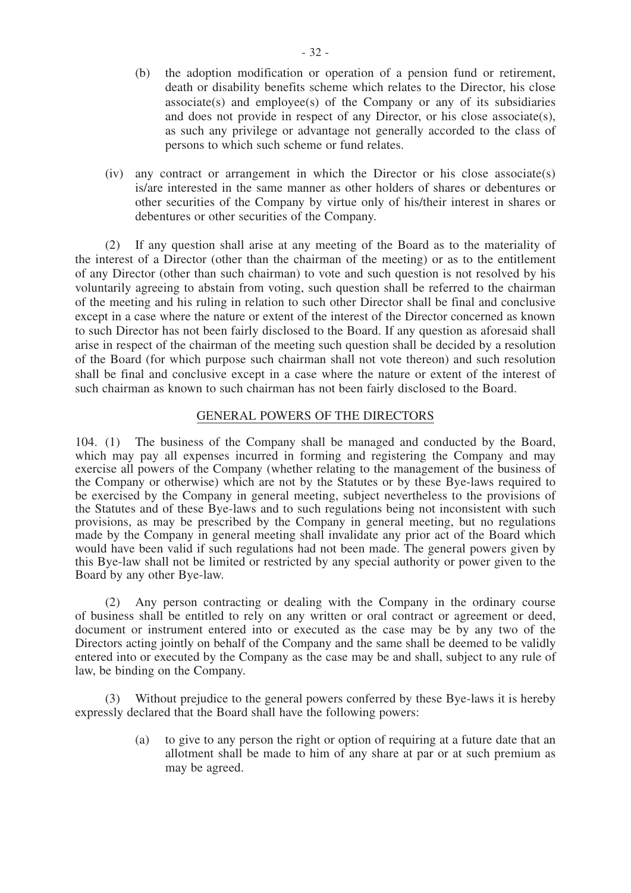(b) the adoption modification or operation of a pension fund or retirement, death or disability benefits scheme which relates to the Director, his close associate(s) and employee(s) of the Company or any of its subsidiaries and does not provide in respect of any Director, or his close associate(s), as such any privilege or advantage not generally accorded to the class of persons to which such scheme or fund relates.

(iv) any contract or arrangement in which the Director or his close associate(s) is/are interested in the same manner as other holders of shares or debentures or other securities of the Company by virtue only of his/their interest in shares or debentures or other securities of the Company.

(2) If any question shall arise at any meeting of the Board as to the materiality of the interest of a Director (other than the chairman of the meeting) or as to the entitlement of any Director (other than such chairman) to vote and such question is not resolved by his voluntarily agreeing to abstain from voting, such question shall be referred to the chairman of the meeting and his ruling in relation to such other Director shall be final and conclusive except in a case where the nature or extent of the interest of the Director concerned as known to such Director has not been fairly disclosed to the Board. If any question as aforesaid shall arise in respect of the chairman of the meeting such question shall be decided by a resolution of the Board (for which purpose such chairman shall not vote thereon) and such resolution shall be final and conclusive except in a case where the nature or extent of the interest of such chairman as known to such chairman has not been fairly disclosed to the Board.

## GENERAL POWERS OF THE DIRECTORS

104. (1) The business of the Company shall be managed and conducted by the Board, which may pay all expenses incurred in forming and registering the Company and may exercise all powers of the Company (whether relating to the management of the business of the Company or otherwise) which are not by the Statutes or by these Bye-laws required to be exercised by the Company in general meeting, subject nevertheless to the provisions of the Statutes and of these Bye-laws and to such regulations being not inconsistent with such provisions, as may be prescribed by the Company in general meeting, but no regulations made by the Company in general meeting shall invalidate any prior act of the Board which would have been valid if such regulations had not been made. The general powers given by this Bye-law shall not be limited or restricted by any special authority or power given to the Board by any other Bye-law.

(2) Any person contracting or dealing with the Company in the ordinary course of business shall be entitled to rely on any written or oral contract or agreement or deed, document or instrument entered into or executed as the case may be by any two of the Directors acting jointly on behalf of the Company and the same shall be deemed to be validly entered into or executed by the Company as the case may be and shall, subject to any rule of law, be binding on the Company.

(3) Without prejudice to the general powers conferred by these Bye-laws it is hereby expressly declared that the Board shall have the following powers:

(a) to give to any person the right or option of requiring at a future date that an allotment shall be made to him of any share at par or at such premium as may be agreed.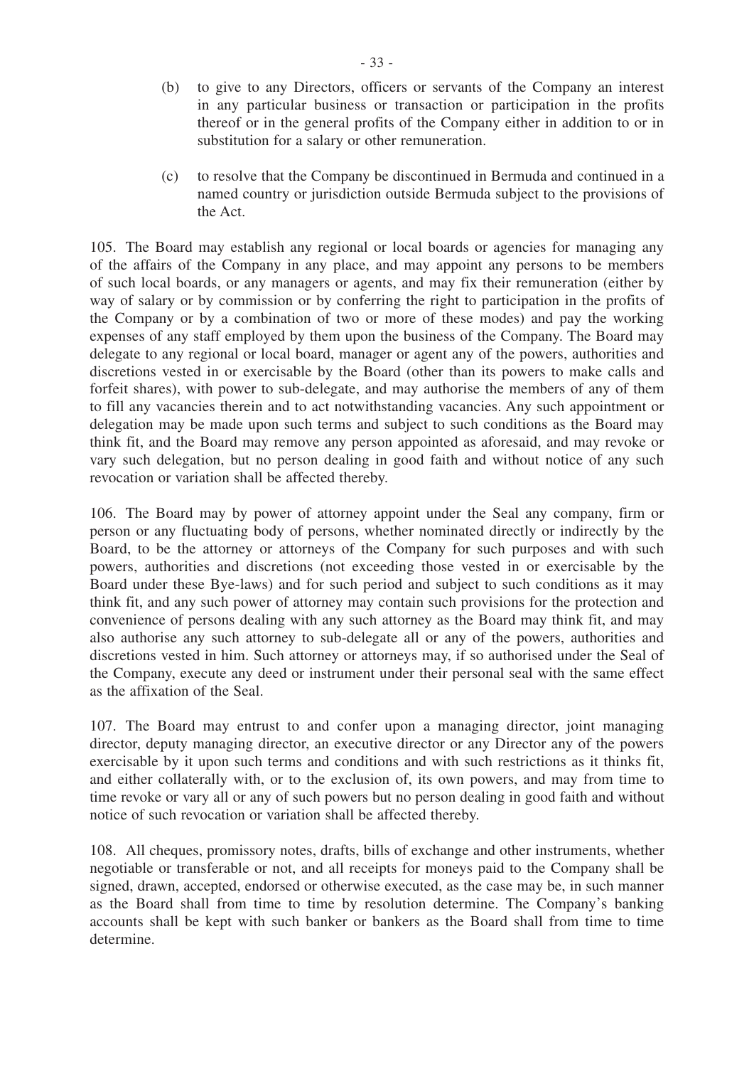(b) to give to any Directors, officers or servants of the Company an interest in any particular business or transaction or participation in the profits thereof or in the general profits of the Company either in addition to or in substitution for a salary or other remuneration.

(c) to resolve that the Company be discontinued in Bermuda and continued in a named country or jurisdiction outside Bermuda subject to the provisions of the Act.

105. The Board may establish any regional or local boards or agencies for managing any of the affairs of the Company in any place, and may appoint any persons to be members of such local boards, or any managers or agents, and may fix their remuneration (either by way of salary or by commission or by conferring the right to participation in the profits of the Company or by a combination of two or more of these modes) and pay the working expenses of any staff employed by them upon the business of the Company. The Board may delegate to any regional or local board, manager or agent any of the powers, authorities and discretions vested in or exercisable by the Board (other than its powers to make calls and forfeit shares), with power to sub-delegate, and may authorise the members of any of them to fill any vacancies therein and to act notwithstanding vacancies. Any such appointment or delegation may be made upon such terms and subject to such conditions as the Board may think fit, and the Board may remove any person appointed as aforesaid, and may revoke or vary such delegation, but no person dealing in good faith and without notice of any such revocation or variation shall be affected thereby.

106. The Board may by power of attorney appoint under the Seal any company, firm or person or any fluctuating body of persons, whether nominated directly or indirectly by the Board, to be the attorney or attorneys of the Company for such purposes and with such powers, authorities and discretions (not exceeding those vested in or exercisable by the Board under these Bye-laws) and for such period and subject to such conditions as it may think fit, and any such power of attorney may contain such provisions for the protection and convenience of persons dealing with any such attorney as the Board may think fit, and may also authorise any such attorney to sub-delegate all or any of the powers, authorities and discretions vested in him. Such attorney or attorneys may, if so authorised under the Seal of the Company, execute any deed or instrument under their personal seal with the same effect as the affixation of the Seal.

107. The Board may entrust to and confer upon a managing director, joint managing director, deputy managing director, an executive director or any Director any of the powers exercisable by it upon such terms and conditions and with such restrictions as it thinks fit, and either collaterally with, or to the exclusion of, its own powers, and may from time to time revoke or vary all or any of such powers but no person dealing in good faith and without notice of such revocation or variation shall be affected thereby.

108. All cheques, promissory notes, drafts, bills of exchange and other instruments, whether negotiable or transferable or not, and all receipts for moneys paid to the Company shall be signed, drawn, accepted, endorsed or otherwise executed, as the case may be, in such manner as the Board shall from time to time by resolution determine. The Company's banking accounts shall be kept with such banker or bankers as the Board shall from time to time determine.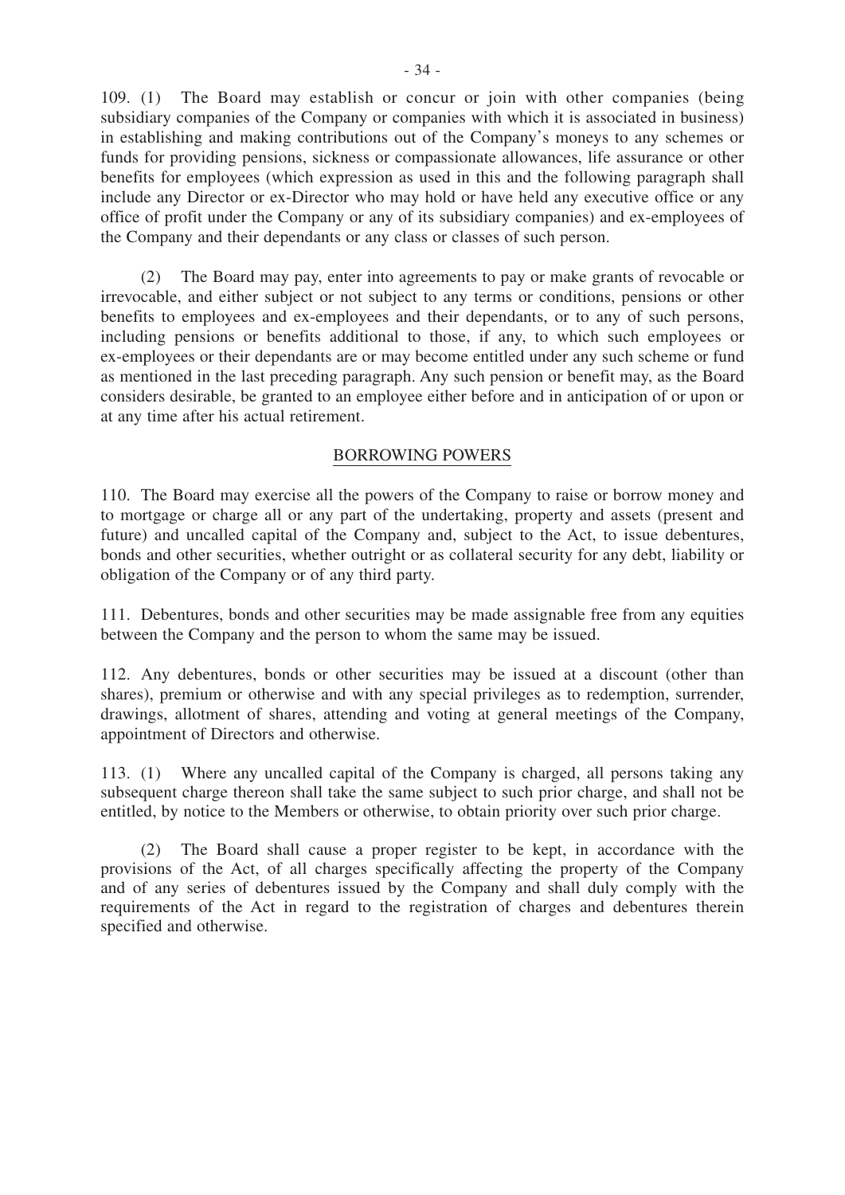109. (1) The Board may establish or concur or join with other companies (being subsidiary companies of the Company or companies with which it is associated in business) in establishing and making contributions out of the Company's moneys to any schemes or funds for providing pensions, sickness or compassionate allowances, life assurance or other benefits for employees (which expression as used in this and the following paragraph shall include any Director or ex-Director who may hold or have held any executive office or any office of profit under the Company or any of its subsidiary companies) and ex-employees of the Company and their dependants or any class or classes of such person.

(2) The Board may pay, enter into agreements to pay or make grants of revocable or irrevocable, and either subject or not subject to any terms or conditions, pensions or other benefits to employees and ex-employees and their dependants, or to any of such persons, including pensions or benefits additional to those, if any, to which such employees or ex-employees or their dependants are or may become entitled under any such scheme or fund as mentioned in the last preceding paragraph. Any such pension or benefit may, as the Board considers desirable, be granted to an employee either before and in anticipation of or upon or at any time after his actual retirement.

## BORROWING POWERS

110. The Board may exercise all the powers of the Company to raise or borrow money and to mortgage or charge all or any part of the undertaking, property and assets (present and future) and uncalled capital of the Company and, subject to the Act, to issue debentures, bonds and other securities, whether outright or as collateral security for any debt, liability or obligation of the Company or of any third party.

111. Debentures, bonds and other securities may be made assignable free from any equities between the Company and the person to whom the same may be issued.

112. Any debentures, bonds or other securities may be issued at a discount (other than shares), premium or otherwise and with any special privileges as to redemption, surrender, drawings, allotment of shares, attending and voting at general meetings of the Company, appointment of Directors and otherwise.

113. (1) Where any uncalled capital of the Company is charged, all persons taking any subsequent charge thereon shall take the same subject to such prior charge, and shall not be entitled, by notice to the Members or otherwise, to obtain priority over such prior charge.

(2) The Board shall cause a proper register to be kept, in accordance with the provisions of the Act, of all charges specifically affecting the property of the Company and of any series of debentures issued by the Company and shall duly comply with the requirements of the Act in regard to the registration of charges and debentures therein specified and otherwise.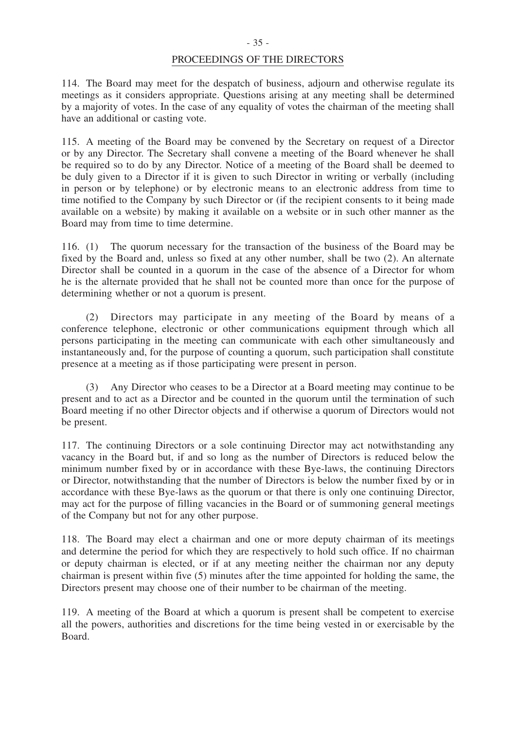## PROCEEDINGS OF THE DIRECTORS

114. The Board may meet for the despatch of business, adjourn and otherwise regulate its meetings as it considers appropriate. Questions arising at any meeting shall be determined by a majority of votes. In the case of any equality of votes the chairman of the meeting shall have an additional or casting vote.

115. A meeting of the Board may be convened by the Secretary on request of a Director or by any Director. The Secretary shall convene a meeting of the Board whenever he shall be required so to do by any Director. Notice of a meeting of the Board shall be deemed to be duly given to a Director if it is given to such Director in writing or verbally (including in person or by telephone) or by electronic means to an electronic address from time to time notified to the Company by such Director or (if the recipient consents to it being made available on a website) by making it available on a website or in such other manner as the Board may from time to time determine.

116. (1) The quorum necessary for the transaction of the business of the Board may be fixed by the Board and, unless so fixed at any other number, shall be two (2). An alternate Director shall be counted in a quorum in the case of the absence of a Director for whom he is the alternate provided that he shall not be counted more than once for the purpose of determining whether or not a quorum is present.

(2) Directors may participate in any meeting of the Board by means of a conference telephone, electronic or other communications equipment through which all persons participating in the meeting can communicate with each other simultaneously and instantaneously and, for the purpose of counting a quorum, such participation shall constitute presence at a meeting as if those participating were present in person.

(3) Any Director who ceases to be a Director at a Board meeting may continue to be present and to act as a Director and be counted in the quorum until the termination of such Board meeting if no other Director objects and if otherwise a quorum of Directors would not be present.

117. The continuing Directors or a sole continuing Director may act notwithstanding any vacancy in the Board but, if and so long as the number of Directors is reduced below the minimum number fixed by or in accordance with these Bye-laws, the continuing Directors or Director, notwithstanding that the number of Directors is below the number fixed by or in accordance with these Bye-laws as the quorum or that there is only one continuing Director, may act for the purpose of filling vacancies in the Board or of summoning general meetings of the Company but not for any other purpose.

118. The Board may elect a chairman and one or more deputy chairman of its meetings and determine the period for which they are respectively to hold such office. If no chairman or deputy chairman is elected, or if at any meeting neither the chairman nor any deputy chairman is present within five (5) minutes after the time appointed for holding the same, the Directors present may choose one of their number to be chairman of the meeting.

119. A meeting of the Board at which a quorum is present shall be competent to exercise all the powers, authorities and discretions for the time being vested in or exercisable by the Board.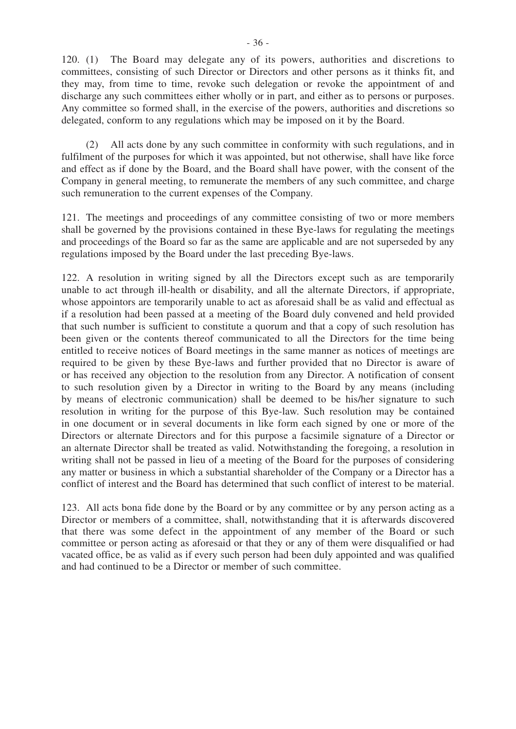120. (1) The Board may delegate any of its powers, authorities and discretions to committees, consisting of such Director or Directors and other persons as it thinks fit, and they may, from time to time, revoke such delegation or revoke the appointment of and discharge any such committees either wholly or in part, and either as to persons or purposes. Any committee so formed shall, in the exercise of the powers, authorities and discretions so delegated, conform to any regulations which may be imposed on it by the Board.

(2) All acts done by any such committee in conformity with such regulations, and in fulfilment of the purposes for which it was appointed, but not otherwise, shall have like force and effect as if done by the Board, and the Board shall have power, with the consent of the Company in general meeting, to remunerate the members of any such committee, and charge such remuneration to the current expenses of the Company.

121. The meetings and proceedings of any committee consisting of two or more members shall be governed by the provisions contained in these Bye-laws for regulating the meetings and proceedings of the Board so far as the same are applicable and are not superseded by any regulations imposed by the Board under the last preceding Bye-laws.

122. A resolution in writing signed by all the Directors except such as are temporarily unable to act through ill-health or disability, and all the alternate Directors, if appropriate, whose appointors are temporarily unable to act as aforesaid shall be as valid and effectual as if a resolution had been passed at a meeting of the Board duly convened and held provided that such number is sufficient to constitute a quorum and that a copy of such resolution has been given or the contents thereof communicated to all the Directors for the time being entitled to receive notices of Board meetings in the same manner as notices of meetings are required to be given by these Bye-laws and further provided that no Director is aware of or has received any objection to the resolution from any Director. A notification of consent to such resolution given by a Director in writing to the Board by any means (including by means of electronic communication) shall be deemed to be his/her signature to such resolution in writing for the purpose of this Bye-law. Such resolution may be contained in one document or in several documents in like form each signed by one or more of the Directors or alternate Directors and for this purpose a facsimile signature of a Director or an alternate Director shall be treated as valid. Notwithstanding the foregoing, a resolution in writing shall not be passed in lieu of a meeting of the Board for the purposes of considering any matter or business in which a substantial shareholder of the Company or a Director has a conflict of interest and the Board has determined that such conflict of interest to be material.

123. All acts bona fide done by the Board or by any committee or by any person acting as a Director or members of a committee, shall, notwithstanding that it is afterwards discovered that there was some defect in the appointment of any member of the Board or such committee or person acting as aforesaid or that they or any of them were disqualified or had vacated office, be as valid as if every such person had been duly appointed and was qualified and had continued to be a Director or member of such committee.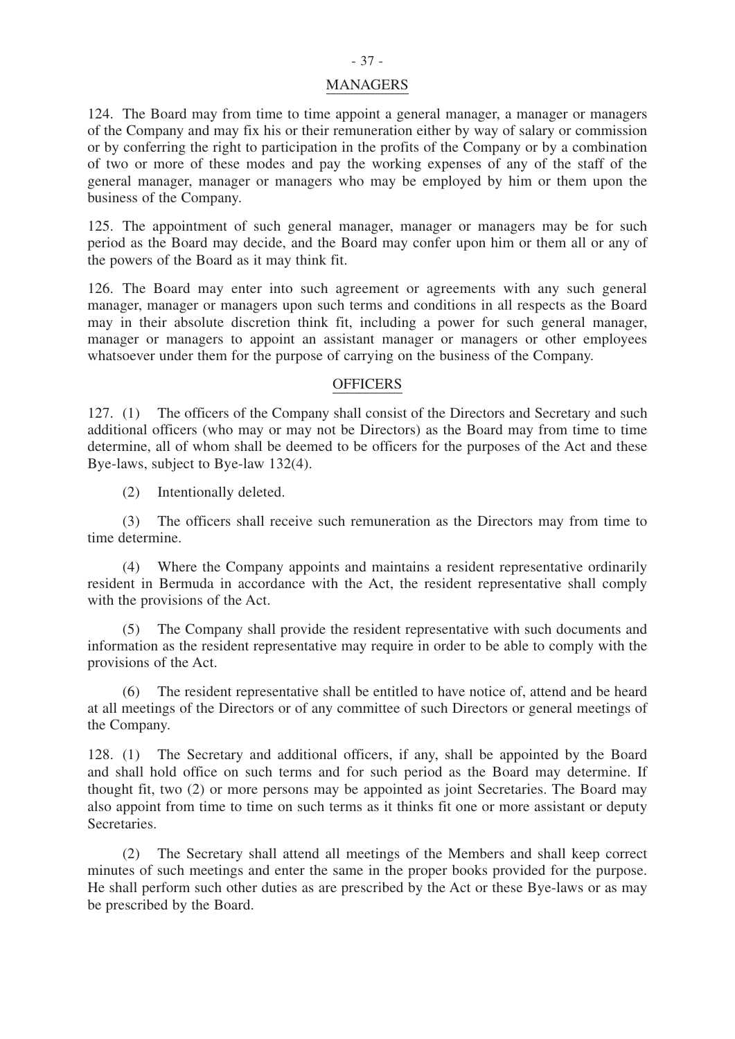## MANAGERS

124. The Board may from time to time appoint a general manager, a manager or managers of the Company and may fix his or their remuneration either by way of salary or commission or by conferring the right to participation in the profits of the Company or by a combination of two or more of these modes and pay the working expenses of any of the staff of the general manager, manager or managers who may be employed by him or them upon the business of the Company.

125. The appointment of such general manager, manager or managers may be for such period as the Board may decide, and the Board may confer upon him or them all or any of the powers of the Board as it may think fit.

126. The Board may enter into such agreement or agreements with any such general manager, manager or managers upon such terms and conditions in all respects as the Board may in their absolute discretion think fit, including a power for such general manager, manager or managers to appoint an assistant manager or managers or other employees whatsoever under them for the purpose of carrying on the business of the Company.

## OFFICERS

127. (1) The officers of the Company shall consist of the Directors and Secretary and such additional officers (who may or may not be Directors) as the Board may from time to time determine, all of whom shall be deemed to be officers for the purposes of the Act and these Bye-laws, subject to Bye-law 132(4).

(2) Intentionally deleted.

(3) The officers shall receive such remuneration as the Directors may from time to time determine.

(4) Where the Company appoints and maintains a resident representative ordinarily resident in Bermuda in accordance with the Act, the resident representative shall comply with the provisions of the Act.

(5) The Company shall provide the resident representative with such documents and information as the resident representative may require in order to be able to comply with the provisions of the Act.

(6) The resident representative shall be entitled to have notice of, attend and be heard at all meetings of the Directors or of any committee of such Directors or general meetings of the Company.

128. (1) The Secretary and additional officers, if any, shall be appointed by the Board and shall hold office on such terms and for such period as the Board may determine. If thought fit, two (2) or more persons may be appointed as joint Secretaries. The Board may also appoint from time to time on such terms as it thinks fit one or more assistant or deputy Secretaries.

(2) The Secretary shall attend all meetings of the Members and shall keep correct minutes of such meetings and enter the same in the proper books provided for the purpose. He shall perform such other duties as are prescribed by the Act or these Bye-laws or as may be prescribed by the Board.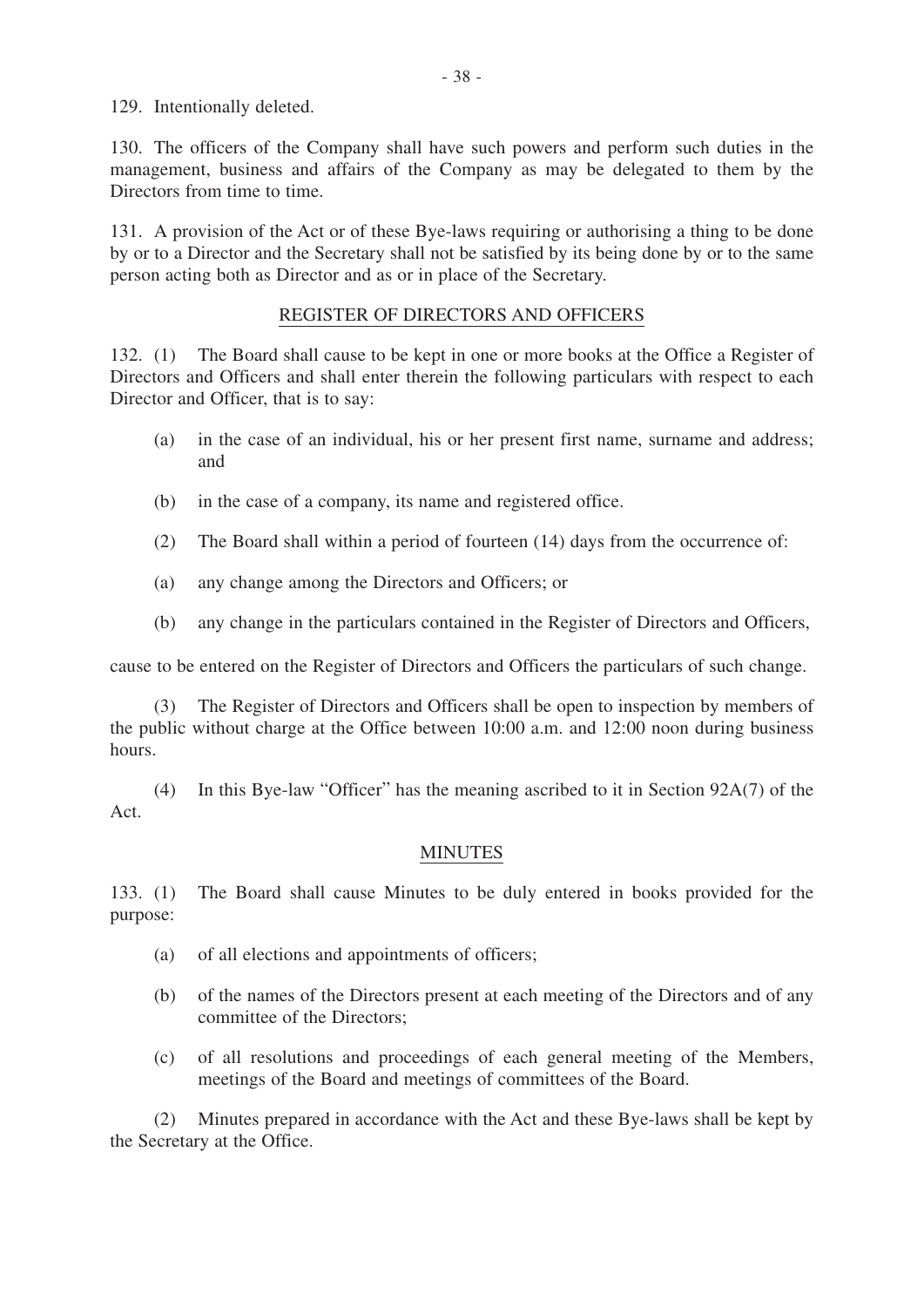129. Intentionally deleted.

130. The officers of the Company shall have such powers and perform such duties in the management, business and affairs of the Company as may be delegated to them by the Directors from time to time.

131. A provision of the Act or of these Bye-laws requiring or authorising a thing to be done by or to a Director and the Secretary shall not be satisfied by its being done by or to the same person acting both as Director and as or in place of the Secretary.

## REGISTER OF DIRECTORS AND OFFICERS

132. (1) The Board shall cause to be kept in one or more books at the Office a Register of Directors and Officers and shall enter therein the following particulars with respect to each Director and Officer, that is to say:

(a) in the case of an individual, his or her present first name, surname and address; and

(b) in the case of a company, its name and registered office.

(2) The Board shall within a period of fourteen (14) days from the occurrence of:

(a) any change among the Directors and Officers; or

(b) any change in the particulars contained in the Register of Directors and Officers,

cause to be entered on the Register of Directors and Officers the particulars of such change.

(3) The Register of Directors and Officers shall be open to inspection by members of the public without charge at the Office between 10:00 a.m. and 12:00 noon during business hours.

(4) In this Bye-law "Officer" has the meaning ascribed to it in Section 92A(7) of the Act.

## MINUTES

133. (1) The Board shall cause Minutes to be duly entered in books provided for the purpose:

(a) of all elections and appointments of officers;

(b) of the names of the Directors present at each meeting of the Directors and of any committee of the Directors;

(c) of all resolutions and proceedings of each general meeting of the Members, meetings of the Board and meetings of committees of the Board.

(2) Minutes prepared in accordance with the Act and these Bye-laws shall be kept by the Secretary at the Office.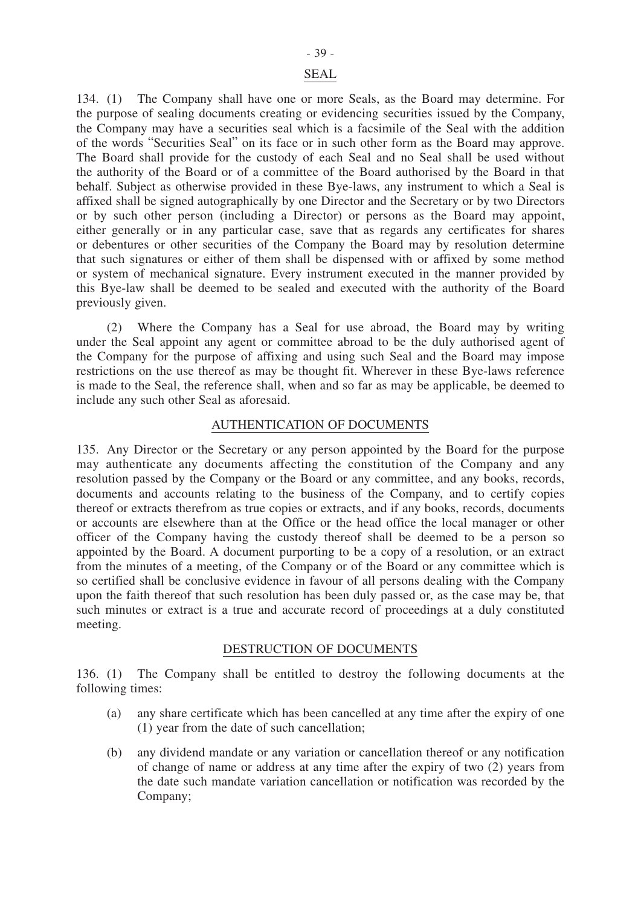## SEAL

134. (1) The Company shall have one or more Seals, as the Board may determine. For the purpose of sealing documents creating or evidencing securities issued by the Company, the Company may have a securities seal which is a facsimile of the Seal with the addition of the words "Securities Seal" on its face or in such other form as the Board may approve. The Board shall provide for the custody of each Seal and no Seal shall be used without the authority of the Board or of a committee of the Board authorised by the Board in that behalf. Subject as otherwise provided in these Bye-laws, any instrument to which a Seal is affixed shall be signed autographically by one Director and the Secretary or by two Directors or by such other person (including a Director) or persons as the Board may appoint, either generally or in any particular case, save that as regards any certificates for shares or debentures or other securities of the Company the Board may by resolution determine that such signatures or either of them shall be dispensed with or affixed by some method or system of mechanical signature. Every instrument executed in the manner provided by this Bye-law shall be deemed to be sealed and executed with the authority of the Board previously given.

(2) Where the Company has a Seal for use abroad, the Board may by writing under the Seal appoint any agent or committee abroad to be the duly authorised agent of the Company for the purpose of affixing and using such Seal and the Board may impose restrictions on the use thereof as may be thought fit. Wherever in these Bye-laws reference is made to the Seal, the reference shall, when and so far as may be applicable, be deemed to include any such other Seal as aforesaid.

## AUTHENTICATION OF DOCUMENTS

135. Any Director or the Secretary or any person appointed by the Board for the purpose may authenticate any documents affecting the constitution of the Company and any resolution passed by the Company or the Board or any committee, and any books, records, documents and accounts relating to the business of the Company, and to certify copies thereof or extracts therefrom as true copies or extracts, and if any books, records, documents or accounts are elsewhere than at the Office or the head office the local manager or other officer of the Company having the custody thereof shall be deemed to be a person so appointed by the Board. A document purporting to be a copy of a resolution, or an extract from the minutes of a meeting, of the Company or of the Board or any committee which is so certified shall be conclusive evidence in favour of all persons dealing with the Company upon the faith thereof that such resolution has been duly passed or, as the case may be, that such minutes or extract is a true and accurate record of proceedings at a duly constituted meeting.

## DESTRUCTION OF DOCUMENTS

136. (1) The Company shall be entitled to destroy the following documents at the following times:

(a) any share certificate which has been cancelled at any time after the expiry of one (1) year from the date of such cancellation;

(b) any dividend mandate or any variation or cancellation thereof or any notification of change of name or address at any time after the expiry of two (2) years from the date such mandate variation cancellation or notification was recorded by the Company;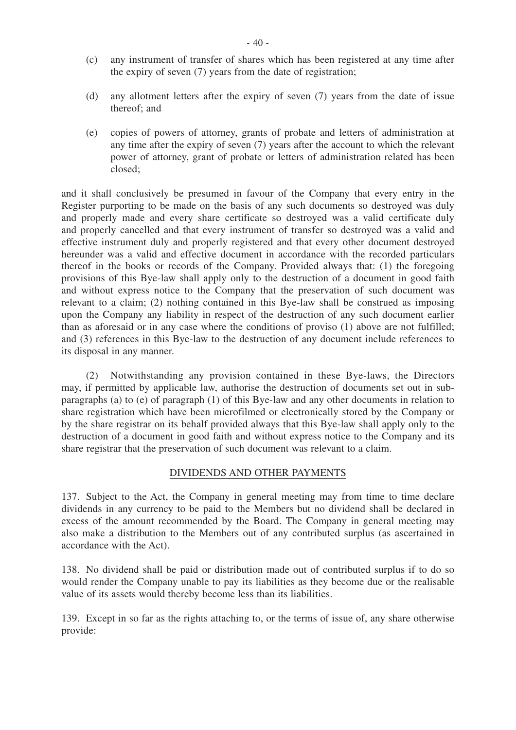(c) any instrument of transfer of shares which has been registered at any time after the expiry of seven (7) years from the date of registration;

(d) any allotment letters after the expiry of seven (7) years from the date of issue thereof; and

(e) copies of powers of attorney, grants of probate and letters of administration at any time after the expiry of seven (7) years after the account to which the relevant power of attorney, grant of probate or letters of administration related has been closed;

and it shall conclusively be presumed in favour of the Company that every entry in the Register purporting to be made on the basis of any such documents so destroyed was duly and properly made and every share certificate so destroyed was a valid certificate duly and properly cancelled and that every instrument of transfer so destroyed was a valid and effective instrument duly and properly registered and that every other document destroyed hereunder was a valid and effective document in accordance with the recorded particulars thereof in the books or records of the Company. Provided always that: (1) the foregoing provisions of this Bye-law shall apply only to the destruction of a document in good faith and without express notice to the Company that the preservation of such document was relevant to a claim; (2) nothing contained in this Bye-law shall be construed as imposing upon the Company any liability in respect of the destruction of any such document earlier than as aforesaid or in any case where the conditions of proviso (1) above are not fulfilled; and (3) references in this Bye-law to the destruction of any document include references to its disposal in any manner.

(2) Notwithstanding any provision contained in these Bye-laws, the Directors may, if permitted by applicable law, authorise the destruction of documents set out in sub-paragraphs (a) to (e) of paragraph (1) of this Bye-law and any other documents in relation to share registration which have been microfilmed or electronically stored by the Company or by the share registrar on its behalf provided always that this Bye-law shall apply only to the destruction of a document in good faith and without express notice to the Company and its share registrar that the preservation of such document was relevant to a claim.

## DIVIDENDS AND OTHER PAYMENTS

137. Subject to the Act, the Company in general meeting may from time to time declare dividends in any currency to be paid to the Members but no dividend shall be declared in excess of the amount recommended by the Board. The Company in general meeting may also make a distribution to the Members out of any contributed surplus (as ascertained in accordance with the Act).

138. No dividend shall be paid or distribution made out of contributed surplus if to do so would render the Company unable to pay its liabilities as they become due or the realisable value of its assets would thereby become less than its liabilities.

139. Except in so far as the rights attaching to, or the terms of issue of, any share otherwise provide: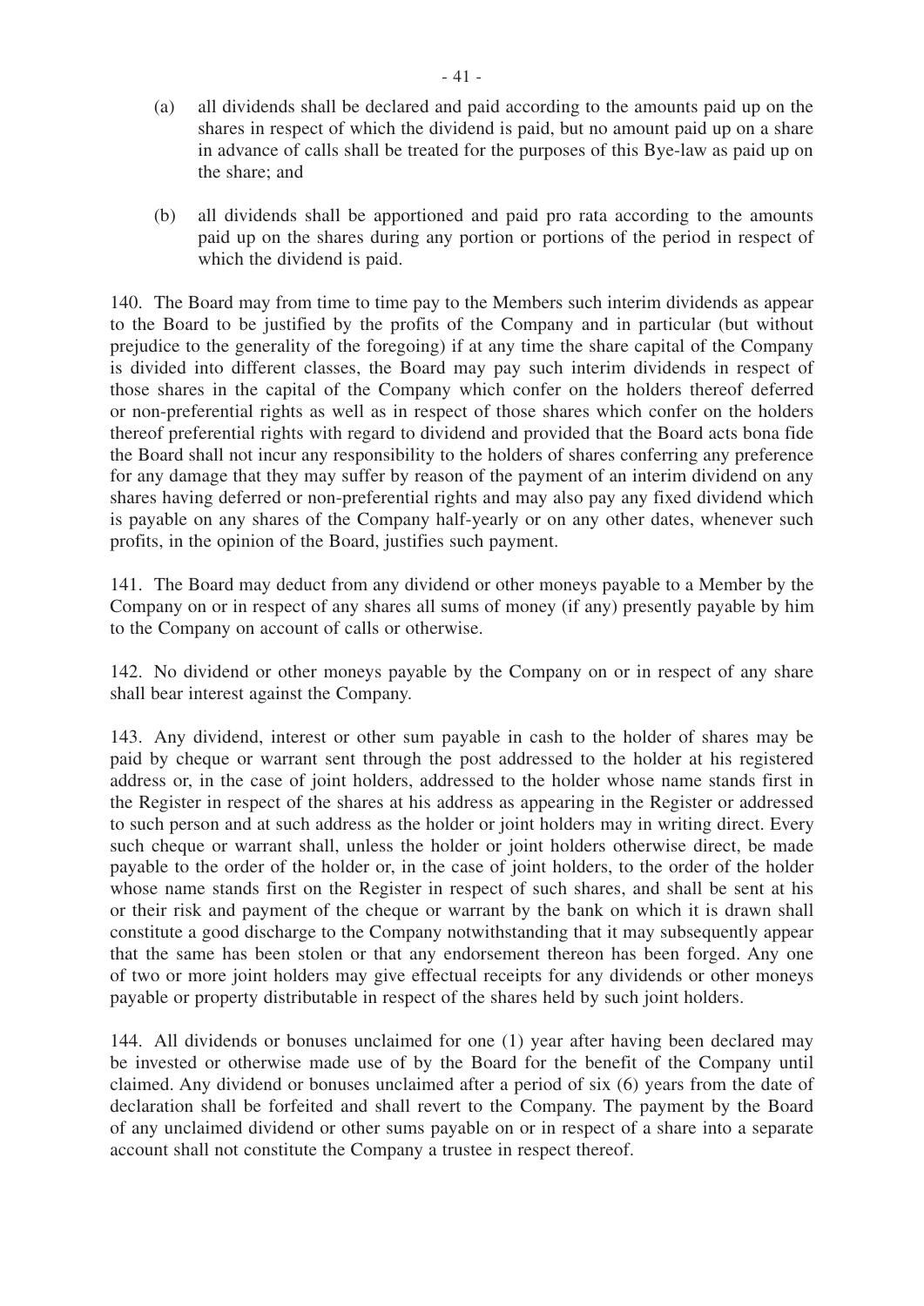(a) all dividends shall be declared and paid according to the amounts paid up on the shares in respect of which the dividend is paid, but no amount paid up on a share in advance of calls shall be treated for the purposes of this Bye-law as paid up on the share; and

(b) all dividends shall be apportioned and paid pro rata according to the amounts paid up on the shares during any portion or portions of the period in respect of which the dividend is paid.

140. The Board may from time to time pay to the Members such interim dividends as appear to the Board to be justified by the profits of the Company and in particular (but without prejudice to the generality of the foregoing) if at any time the share capital of the Company is divided into different classes, the Board may pay such interim dividends in respect of those shares in the capital of the Company which confer on the holders thereof deferred or non-preferential rights as well as in respect of those shares which confer on the holders thereof preferential rights with regard to dividend and provided that the Board acts bona fide the Board shall not incur any responsibility to the holders of shares conferring any preference for any damage that they may suffer by reason of the payment of an interim dividend on any shares having deferred or non-preferential rights and may also pay any fixed dividend which is payable on any shares of the Company half-yearly or on any other dates, whenever such profits, in the opinion of the Board, justifies such payment.

141. The Board may deduct from any dividend or other moneys payable to a Member by the Company on or in respect of any shares all sums of money (if any) presently payable by him to the Company on account of calls or otherwise.

142. No dividend or other moneys payable by the Company on or in respect of any share shall bear interest against the Company.

143. Any dividend, interest or other sum payable in cash to the holder of shares may be paid by cheque or warrant sent through the post addressed to the holder at his registered address or, in the case of joint holders, addressed to the holder whose name stands first in the Register in respect of the shares at his address as appearing in the Register or addressed to such person and at such address as the holder or joint holders may in writing direct. Every such cheque or warrant shall, unless the holder or joint holders otherwise direct, be made payable to the order of the holder or, in the case of joint holders, to the order of the holder whose name stands first on the Register in respect of such shares, and shall be sent at his or their risk and payment of the cheque or warrant by the bank on which it is drawn shall constitute a good discharge to the Company notwithstanding that it may subsequently appear that the same has been stolen or that any endorsement thereon has been forged. Any one of two or more joint holders may give effectual receipts for any dividends or other moneys payable or property distributable in respect of the shares held by such joint holders.

144. All dividends or bonuses unclaimed for one (1) year after having been declared may be invested or otherwise made use of by the Board for the benefit of the Company until claimed. Any dividend or bonuses unclaimed after a period of six (6) years from the date of declaration shall be forfeited and shall revert to the Company. The payment by the Board of any unclaimed dividend or other sums payable on or in respect of a share into a separate account shall not constitute the Company a trustee in respect thereof.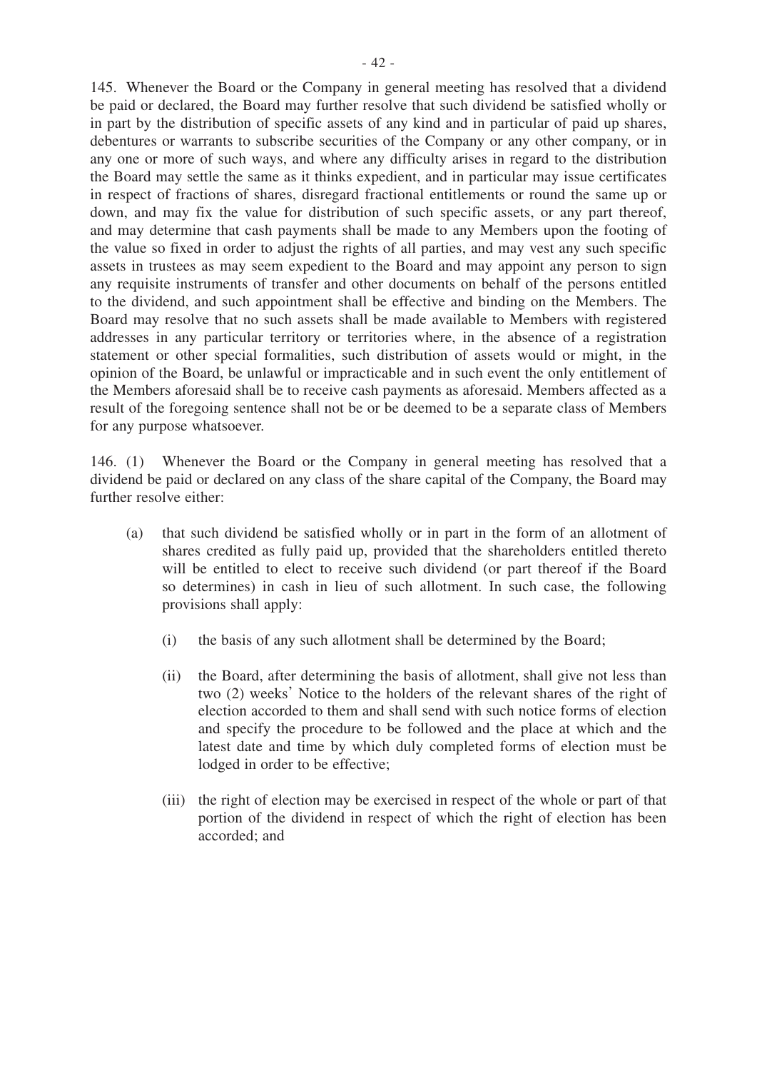145. Whenever the Board or the Company in general meeting has resolved that a dividend be paid or declared, the Board may further resolve that such dividend be satisfied wholly or in part by the distribution of specific assets of any kind and in particular of paid up shares, debentures or warrants to subscribe securities of the Company or any other company, or in any one or more of such ways, and where any difficulty arises in regard to the distribution the Board may settle the same as it thinks expedient, and in particular may issue certificates in respect of fractions of shares, disregard fractional entitlements or round the same up or down, and may fix the value for distribution of such specific assets, or any part thereof, and may determine that cash payments shall be made to any Members upon the footing of the value so fixed in order to adjust the rights of all parties, and may vest any such specific assets in trustees as may seem expedient to the Board and may appoint any person to sign any requisite instruments of transfer and other documents on behalf of the persons entitled to the dividend, and such appointment shall be effective and binding on the Members. The Board may resolve that no such assets shall be made available to Members with registered addresses in any particular territory or territories where, in the absence of a registration statement or other special formalities, such distribution of assets would or might, in the opinion of the Board, be unlawful or impracticable and in such event the only entitlement of the Members aforesaid shall be to receive cash payments as aforesaid. Members affected as a result of the foregoing sentence shall not be or be deemed to be a separate class of Members for any purpose whatsoever.

146. (1) Whenever the Board or the Company in general meeting has resolved that a dividend be paid or declared on any class of the share capital of the Company, the Board may further resolve either:

(a) that such dividend be satisfied wholly or in part in the form of an allotment of shares credited as fully paid up, provided that the shareholders entitled thereto will be entitled to elect to receive such dividend (or part thereof if the Board so determines) in cash in lieu of such allotment. In such case, the following provisions shall apply:

(i) the basis of any such allotment shall be determined by the Board;

(ii) the Board, after determining the basis of allotment, shall give not less than two (2) weeks' Notice to the holders of the relevant shares of the right of election accorded to them and shall send with such notice forms of election and specify the procedure to be followed and the place at which and the latest date and time by which duly completed forms of election must be lodged in order to be effective;

(iii) the right of election may be exercised in respect of the whole or part of that portion of the dividend in respect of which the right of election has been accorded; and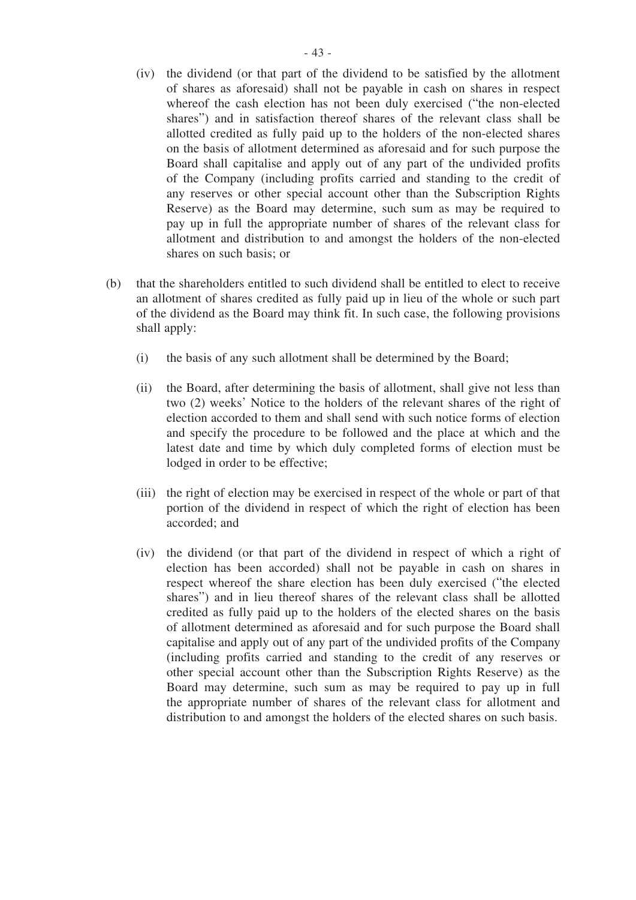(iv) the dividend (or that part of the dividend to be satisfied by the allotment of shares as aforesaid) shall not be payable in cash on shares in respect whereof the cash election has not been duly exercised ("the non-elected shares") and in satisfaction thereof shares of the relevant class shall be allotted credited as fully paid up to the holders of the non-elected shares on the basis of allotment determined as aforesaid and for such purpose the Board shall capitalise and apply out of any part of the undivided profits of the Company (including profits carried and standing to the credit of any reserves or other special account other than the Subscription Rights Reserve) as the Board may determine, such sum as may be required to pay up in full the appropriate number of shares of the relevant class for allotment and distribution to and amongst the holders of the non-elected shares on such basis; or

(b) that the shareholders entitled to such dividend shall be entitled to elect to receive an allotment of shares credited as fully paid up in lieu of the whole or such part of the dividend as the Board may think fit. In such case, the following provisions shall apply:

(i) the basis of any such allotment shall be determined by the Board;

(ii) the Board, after determining the basis of allotment, shall give not less than two (2) weeks' Notice to the holders of the relevant shares of the right of election accorded to them and shall send with such notice forms of election and specify the procedure to be followed and the place at which and the latest date and time by which duly completed forms of election must be lodged in order to be effective;

(iii) the right of election may be exercised in respect of the whole or part of that portion of the dividend in respect of which the right of election has been accorded; and

(iv) the dividend (or that part of the dividend in respect of which a right of election has been accorded) shall not be payable in cash on shares in respect whereof the share election has been duly exercised ("the elected shares") and in lieu thereof shares of the relevant class shall be allotted credited as fully paid up to the holders of the elected shares on the basis of allotment determined as aforesaid and for such purpose the Board shall capitalise and apply out of any part of the undivided profits of the Company (including profits carried and standing to the credit of any reserves or other special account other than the Subscription Rights Reserve) as the Board may determine, such sum as may be required to pay up in full the appropriate number of shares of the relevant class for allotment and distribution to and amongst the holders of the elected shares on such basis.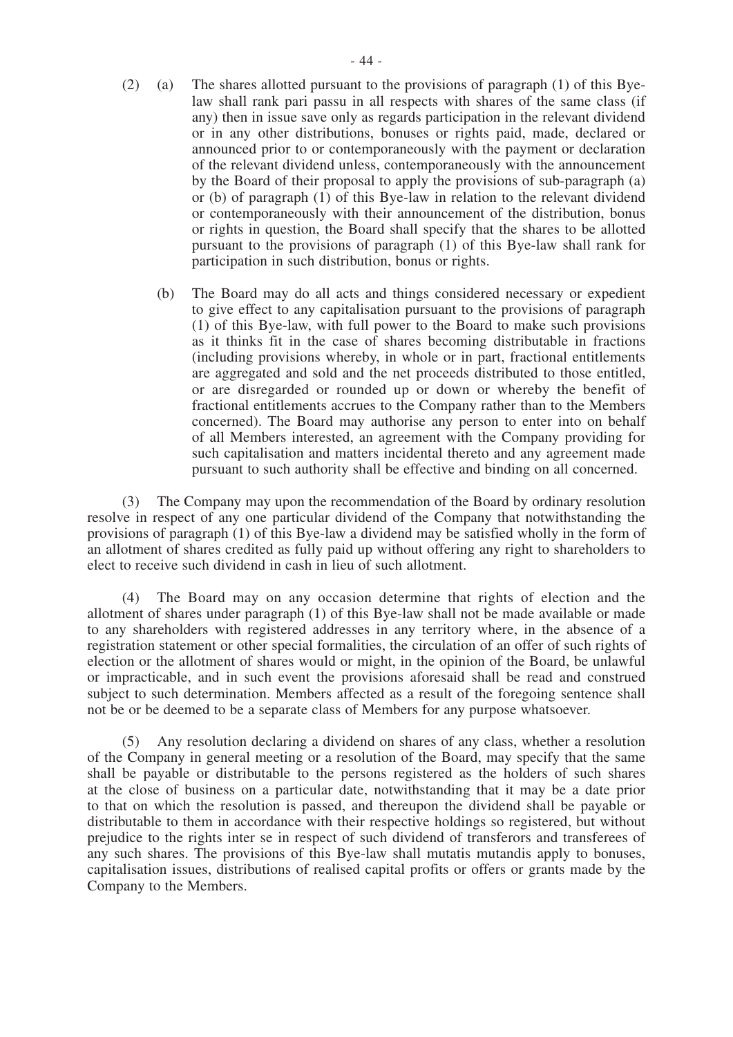(2) (a) The shares allotted pursuant to the provisions of paragraph (1) of this Bye-law shall rank pari passu in all respects with shares of the same class (if any) then in issue save only as regards participation in the relevant dividend or in any other distributions, bonuses or rights paid, made, declared or announced prior to or contemporaneously with the payment or declaration of the relevant dividend unless, contemporaneously with the announcement by the Board of their proposal to apply the provisions of sub-paragraph (a) or (b) of paragraph (1) of this Bye-law in relation to the relevant dividend or contemporaneously with their announcement of the distribution, bonus or rights in question, the Board shall specify that the shares to be allotted pursuant to the provisions of paragraph (1) of this Bye-law shall rank for participation in such distribution, bonus or rights.

(b) The Board may do all acts and things considered necessary or expedient to give effect to any capitalisation pursuant to the provisions of paragraph (1) of this Bye-law, with full power to the Board to make such provisions as it thinks fit in the case of shares becoming distributable in fractions (including provisions whereby, in whole or in part, fractional entitlements are aggregated and sold and the net proceeds distributed to those entitled, or are disregarded or rounded up or down or whereby the benefit of fractional entitlements accrues to the Company rather than to the Members concerned). The Board may authorise any person to enter into on behalf of all Members interested, an agreement with the Company providing for such capitalisation and matters incidental thereto and any agreement made pursuant to such authority shall be effective and binding on all concerned.

(3) The Company may upon the recommendation of the Board by ordinary resolution resolve in respect of any one particular dividend of the Company that notwithstanding the provisions of paragraph (1) of this Bye-law a dividend may be satisfied wholly in the form of an allotment of shares credited as fully paid up without offering any right to shareholders to elect to receive such dividend in cash in lieu of such allotment.

(4) The Board may on any occasion determine that rights of election and the allotment of shares under paragraph (1) of this Bye-law shall not be made available or made to any shareholders with registered addresses in any territory where, in the absence of a registration statement or other special formalities, the circulation of an offer of such rights of election or the allotment of shares would or might, in the opinion of the Board, be unlawful or impracticable, and in such event the provisions aforesaid shall be read and construed subject to such determination. Members affected as a result of the foregoing sentence shall not be or be deemed to be a separate class of Members for any purpose whatsoever.

(5) Any resolution declaring a dividend on shares of any class, whether a resolution of the Company in general meeting or a resolution of the Board, may specify that the same shall be payable or distributable to the persons registered as the holders of such shares at the close of business on a particular date, notwithstanding that it may be a date prior to that on which the resolution is passed, and thereupon the dividend shall be payable or distributable to them in accordance with their respective holdings so registered, but without prejudice to the rights inter se in respect of such dividend of transferors and transferees of any such shares. The provisions of this Bye-law shall mutatis mutandis apply to bonuses, capitalisation issues, distributions of realised capital profits or offers or grants made by the Company to the Members.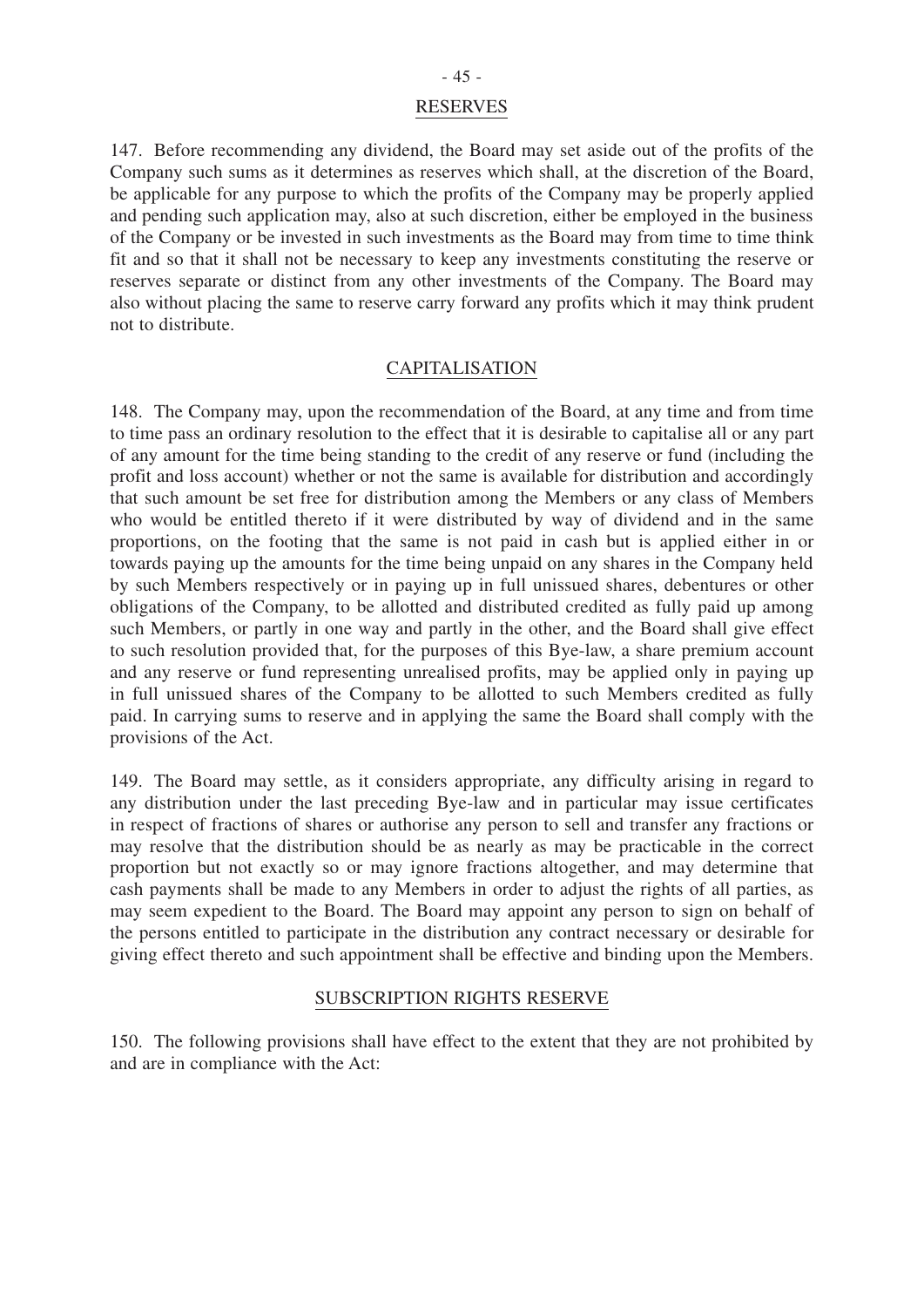## RESERVES

147. Before recommending any dividend, the Board may set aside out of the profits of the Company such sums as it determines as reserves which shall, at the discretion of the Board, be applicable for any purpose to which the profits of the Company may be properly applied and pending such application may, also at such discretion, either be employed in the business of the Company or be invested in such investments as the Board may from time to time think fit and so that it shall not be necessary to keep any investments constituting the reserve or reserves separate or distinct from any other investments of the Company. The Board may also without placing the same to reserve carry forward any profits which it may think prudent not to distribute.

## CAPITALISATION

148. The Company may, upon the recommendation of the Board, at any time and from time to time pass an ordinary resolution to the effect that it is desirable to capitalise all or any part of any amount for the time being standing to the credit of any reserve or fund (including the profit and loss account) whether or not the same is available for distribution and accordingly that such amount be set free for distribution among the Members or any class of Members who would be entitled thereto if it were distributed by way of dividend and in the same proportions, on the footing that the same is not paid in cash but is applied either in or towards paying up the amounts for the time being unpaid on any shares in the Company held by such Members respectively or in paying up in full unissued shares, debentures or other obligations of the Company, to be allotted and distributed credited as fully paid up among such Members, or partly in one way and partly in the other, and the Board shall give effect to such resolution provided that, for the purposes of this Bye-law, a share premium account and any reserve or fund representing unrealised profits, may be applied only in paying up in full unissued shares of the Company to be allotted to such Members credited as fully paid. In carrying sums to reserve and in applying the same the Board shall comply with the provisions of the Act.

149. The Board may settle, as it considers appropriate, any difficulty arising in regard to any distribution under the last preceding Bye-law and in particular may issue certificates in respect of fractions of shares or authorise any person to sell and transfer any fractions or may resolve that the distribution should be as nearly as may be practicable in the correct proportion but not exactly so or may ignore fractions altogether, and may determine that cash payments shall be made to any Members in order to adjust the rights of all parties, as may seem expedient to the Board. The Board may appoint any person to sign on behalf of the persons entitled to participate in the distribution any contract necessary or desirable for giving effect thereto and such appointment shall be effective and binding upon the Members.

## SUBSCRIPTION RIGHTS RESERVE

150. The following provisions shall have effect to the extent that they are not prohibited by and are in compliance with the Act: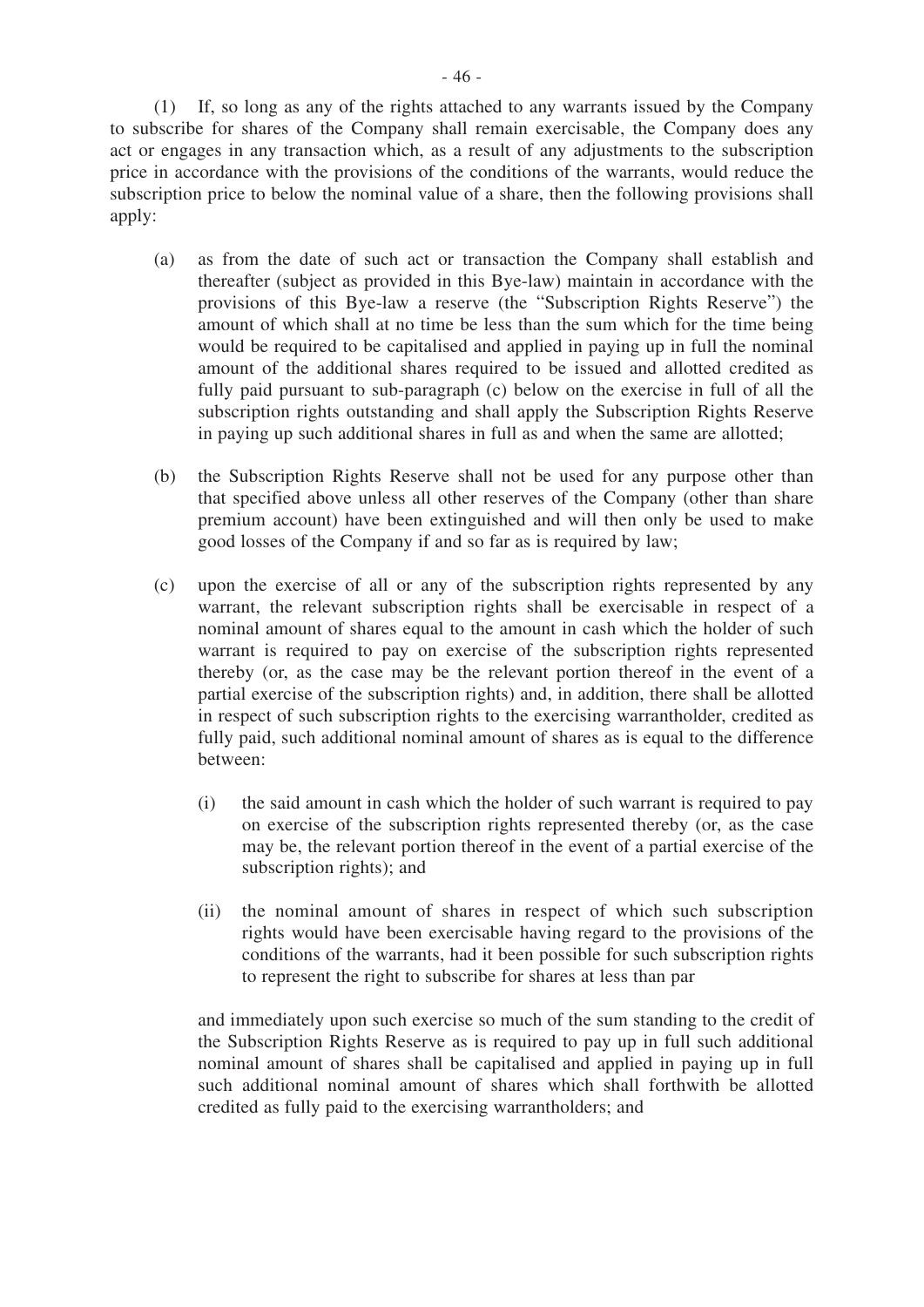(1) If, so long as any of the rights attached to any warrants issued by the Company to subscribe for shares of the Company shall remain exercisable, the Company does any act or engages in any transaction which, as a result of any adjustments to the subscription price in accordance with the provisions of the conditions of the warrants, would reduce the subscription price to below the nominal value of a share, then the following provisions shall apply:

(a) as from the date of such act or transaction the Company shall establish and thereafter (subject as provided in this Bye-law) maintain in accordance with the provisions of this Bye-law a reserve (the "Subscription Rights Reserve") the amount of which shall at no time be less than the sum which for the time being would be required to be capitalised and applied in paying up in full the nominal amount of the additional shares required to be issued and allotted credited as fully paid pursuant to sub-paragraph (c) below on the exercise in full of all the subscription rights outstanding and shall apply the Subscription Rights Reserve in paying up such additional shares in full as and when the same are allotted;

(b) the Subscription Rights Reserve shall not be used for any purpose other than that specified above unless all other reserves of the Company (other than share premium account) have been extinguished and will then only be used to make good losses of the Company if and so far as is required by law;

(c) upon the exercise of all or any of the subscription rights represented by any warrant, the relevant subscription rights shall be exercisable in respect of a nominal amount of shares equal to the amount in cash which the holder of such warrant is required to pay on exercise of the subscription rights represented thereby (or, as the case may be the relevant portion thereof in the event of a partial exercise of the subscription rights) and, in addition, there shall be allotted in respect of such subscription rights to the exercising warrantholder, credited as fully paid, such additional nominal amount of shares as is equal to the difference between:

   (i) the said amount in cash which the holder of such warrant is required to pay on exercise of the subscription rights represented thereby (or, as the case may be, the relevant portion thereof in the event of a partial exercise of the subscription rights); and

   (ii) the nominal amount of shares in respect of which such subscription rights would have been exercisable having regard to the provisions of the conditions of the warrants, had it been possible for such subscription rights to represent the right to subscribe for shares at less than par

   and immediately upon such exercise so much of the sum standing to the credit of the Subscription Rights Reserve as is required to pay up in full such additional nominal amount of shares shall be capitalised and applied in paying up in full such additional nominal amount of shares which shall forthwith be allotted credited as fully paid to the exercising warrantholders; and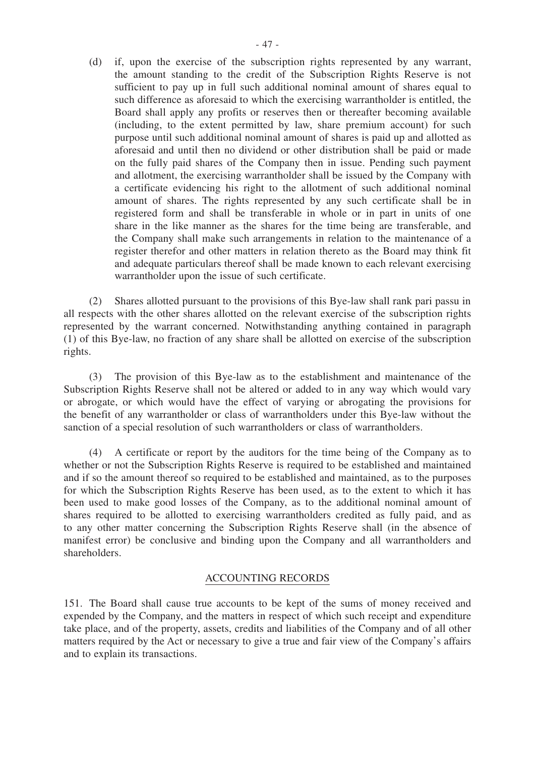(d) if, upon the exercise of the subscription rights represented by any warrant, the amount standing to the credit of the Subscription Rights Reserve is not sufficient to pay up in full such additional nominal amount of shares equal to such difference as aforesaid to which the exercising warrantholder is entitled, the Board shall apply any profits or reserves then or thereafter becoming available (including, to the extent permitted by law, share premium account) for such purpose until such additional nominal amount of shares is paid up and allotted as aforesaid and until then no dividend or other distribution shall be paid or made on the fully paid shares of the Company then in issue. Pending such payment and allotment, the exercising warrantholder shall be issued by the Company with a certificate evidencing his right to the allotment of such additional nominal amount of shares. The rights represented by any such certificate shall be in registered form and shall be transferable in whole or in part in units of one share in the like manner as the shares for the time being are transferable, and the Company shall make such arrangements in relation to the maintenance of a register therefor and other matters in relation thereto as the Board may think fit and adequate particulars thereof shall be made known to each relevant exercising warrantholder upon the issue of such certificate.

(2) Shares allotted pursuant to the provisions of this Bye-law shall rank pari passu in all respects with the other shares allotted on the relevant exercise of the subscription rights represented by the warrant concerned. Notwithstanding anything contained in paragraph (1) of this Bye-law, no fraction of any share shall be allotted on exercise of the subscription rights.

(3) The provision of this Bye-law as to the establishment and maintenance of the Subscription Rights Reserve shall not be altered or added to in any way which would vary or abrogate, or which would have the effect of varying or abrogating the provisions for the benefit of any warrantholder or class of warrantholders under this Bye-law without the sanction of a special resolution of such warrantholders or class of warrantholders.

(4) A certificate or report by the auditors for the time being of the Company as to whether or not the Subscription Rights Reserve is required to be established and maintained and if so the amount thereof so required to be established and maintained, as to the purposes for which the Subscription Rights Reserve has been used, as to the extent to which it has been used to make good losses of the Company, as to the additional nominal amount of shares required to be allotted to exercising warrantholders credited as fully paid, and as to any other matter concerning the Subscription Rights Reserve shall (in the absence of manifest error) be conclusive and binding upon the Company and all warrantholders and shareholders.

## ACCOUNTING RECORDS

151. The Board shall cause true accounts to be kept of the sums of money received and expended by the Company, and the matters in respect of which such receipt and expenditure take place, and of the property, assets, credits and liabilities of the Company and of all other matters required by the Act or necessary to give a true and fair view of the Company's affairs and to explain its transactions.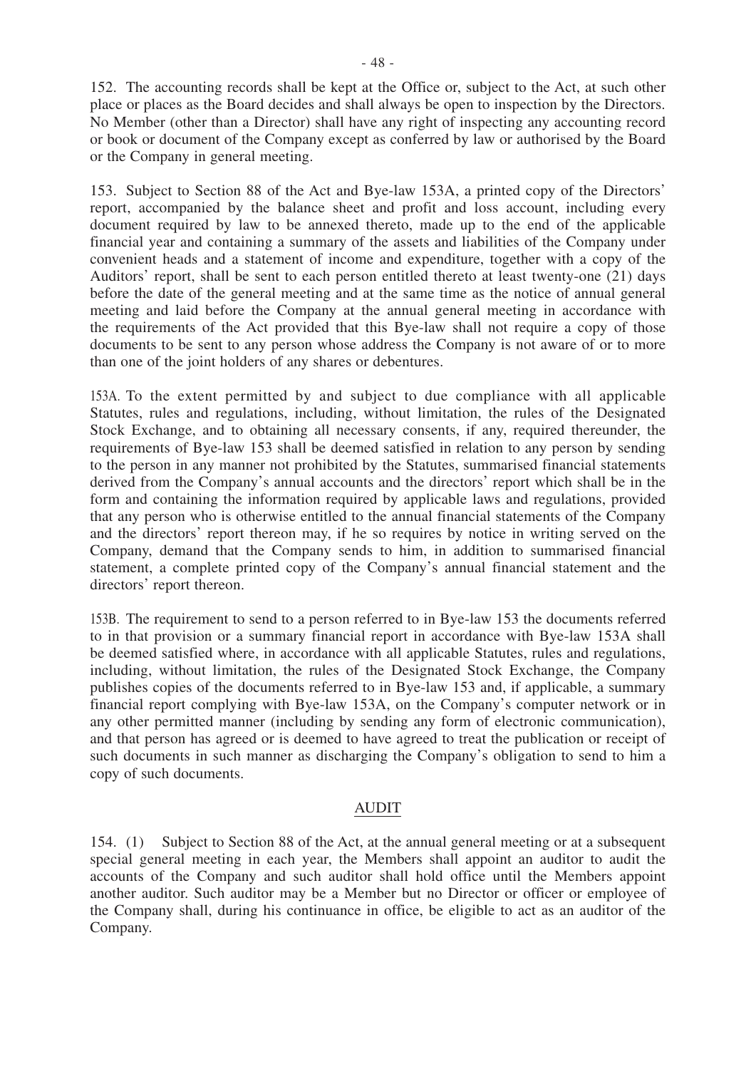152. The accounting records shall be kept at the Office or, subject to the Act, at such other place or places as the Board decides and shall always be open to inspection by the Directors. No Member (other than a Director) shall have any right of inspecting any accounting record or book or document of the Company except as conferred by law or authorised by the Board or the Company in general meeting.

153. Subject to Section 88 of the Act and Bye-law 153A, a printed copy of the Directors' report, accompanied by the balance sheet and profit and loss account, including every document required by law to be annexed thereto, made up to the end of the applicable financial year and containing a summary of the assets and liabilities of the Company under convenient heads and a statement of income and expenditure, together with a copy of the Auditors' report, shall be sent to each person entitled thereto at least twenty-one (21) days before the date of the general meeting and at the same time as the notice of annual general meeting and laid before the Company at the annual general meeting in accordance with the requirements of the Act provided that this Bye-law shall not require a copy of those documents to be sent to any person whose address the Company is not aware of or to more than one of the joint holders of any shares or debentures.

153A. To the extent permitted by and subject to due compliance with all applicable Statutes, rules and regulations, including, without limitation, the rules of the Designated Stock Exchange, and to obtaining all necessary consents, if any, required thereunder, the requirements of Bye-law 153 shall be deemed satisfied in relation to any person by sending to the person in any manner not prohibited by the Statutes, summarised financial statements derived from the Company's annual accounts and the directors' report which shall be in the form and containing the information required by applicable laws and regulations, provided that any person who is otherwise entitled to the annual financial statements of the Company and the directors' report thereon may, if he so requires by notice in writing served on the Company, demand that the Company sends to him, in addition to summarised financial statement, a complete printed copy of the Company's annual financial statement and the directors' report thereon.

153B. The requirement to send to a person referred to in Bye-law 153 the documents referred to in that provision or a summary financial report in accordance with Bye-law 153A shall be deemed satisfied where, in accordance with all applicable Statutes, rules and regulations, including, without limitation, the rules of the Designated Stock Exchange, the Company publishes copies of the documents referred to in Bye-law 153 and, if applicable, a summary financial report complying with Bye-law 153A, on the Company's computer network or in any other permitted manner (including by sending any form of electronic communication), and that person has agreed or is deemed to have agreed to treat the publication or receipt of such documents in such manner as discharging the Company's obligation to send to him a copy of such documents.

## AUDIT

154. (1) Subject to Section 88 of the Act, at the annual general meeting or at a subsequent special general meeting in each year, the Members shall appoint an auditor to audit the accounts of the Company and such auditor shall hold office until the Members appoint another auditor. Such auditor may be a Member but no Director or officer or employee of the Company shall, during his continuance in office, be eligible to act as an auditor of the Company.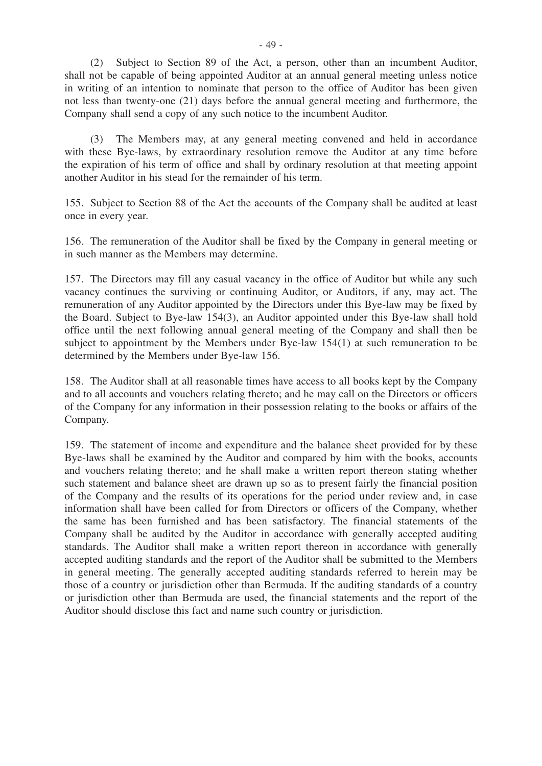(2) Subject to Section 89 of the Act, a person, other than an incumbent Auditor, shall not be capable of being appointed Auditor at an annual general meeting unless notice in writing of an intention to nominate that person to the office of Auditor has been given not less than twenty-one (21) days before the annual general meeting and furthermore, the Company shall send a copy of any such notice to the incumbent Auditor.

(3) The Members may, at any general meeting convened and held in accordance with these Bye-laws, by extraordinary resolution remove the Auditor at any time before the expiration of his term of office and shall by ordinary resolution at that meeting appoint another Auditor in his stead for the remainder of his term.

155. Subject to Section 88 of the Act the accounts of the Company shall be audited at least once in every year.

156. The remuneration of the Auditor shall be fixed by the Company in general meeting or in such manner as the Members may determine.

157. The Directors may fill any casual vacancy in the office of Auditor but while any such vacancy continues the surviving or continuing Auditor, or Auditors, if any, may act. The remuneration of any Auditor appointed by the Directors under this Bye-law may be fixed by the Board. Subject to Bye-law 154(3), an Auditor appointed under this Bye-law shall hold office until the next following annual general meeting of the Company and shall then be subject to appointment by the Members under Bye-law 154(1) at such remuneration to be determined by the Members under Bye-law 156.

158. The Auditor shall at all reasonable times have access to all books kept by the Company and to all accounts and vouchers relating thereto; and he may call on the Directors or officers of the Company for any information in their possession relating to the books or affairs of the Company.

159. The statement of income and expenditure and the balance sheet provided for by these Bye-laws shall be examined by the Auditor and compared by him with the books, accounts and vouchers relating thereto; and he shall make a written report thereon stating whether such statement and balance sheet are drawn up so as to present fairly the financial position of the Company and the results of its operations for the period under review and, in case information shall have been called for from Directors or officers of the Company, whether the same has been furnished and has been satisfactory. The financial statements of the Company shall be audited by the Auditor in accordance with generally accepted auditing standards. The Auditor shall make a written report thereon in accordance with generally accepted auditing standards and the report of the Auditor shall be submitted to the Members in general meeting. The generally accepted auditing standards referred to herein may be those of a country or jurisdiction other than Bermuda. If the auditing standards of a country or jurisdiction other than Bermuda are used, the financial statements and the report of the Auditor should disclose this fact and name such country or jurisdiction.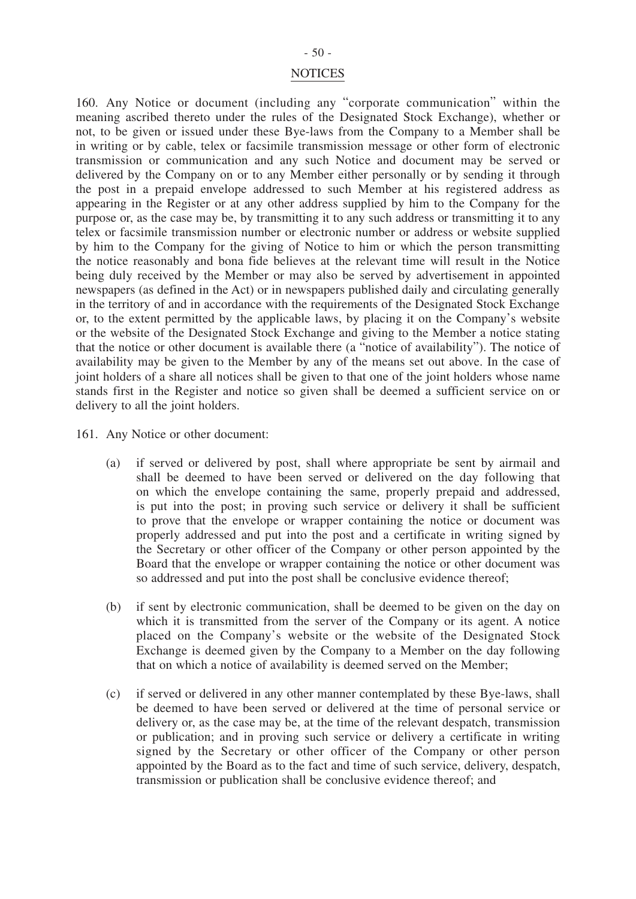## NOTICES

160. Any Notice or document (including any "corporate communication" within the meaning ascribed thereto under the rules of the Designated Stock Exchange), whether or not, to be given or issued under these Bye-laws from the Company to a Member shall be in writing or by cable, telex or facsimile transmission message or other form of electronic transmission or communication and any such Notice and document may be served or delivered by the Company on or to any Member either personally or by sending it through the post in a prepaid envelope addressed to such Member at his registered address as appearing in the Register or at any other address supplied by him to the Company for the purpose or, as the case may be, by transmitting it to any such address or transmitting it to any telex or facsimile transmission number or electronic number or address or website supplied by him to the Company for the giving of Notice to him or which the person transmitting the notice reasonably and bona fide believes at the relevant time will result in the Notice being duly received by the Member or may also be served by advertisement in appointed newspapers (as defined in the Act) or in newspapers published daily and circulating generally in the territory of and in accordance with the requirements of the Designated Stock Exchange or, to the extent permitted by the applicable laws, by placing it on the Company's website or the website of the Designated Stock Exchange and giving to the Member a notice stating that the notice or other document is available there (a "notice of availability"). The notice of availability may be given to the Member by any of the means set out above. In the case of joint holders of a share all notices shall be given to that one of the joint holders whose name stands first in the Register and notice so given shall be deemed a sufficient service on or delivery to all the joint holders.

161. Any Notice or other document:

(a) if served or delivered by post, shall where appropriate be sent by airmail and shall be deemed to have been served or delivered on the day following that on which the envelope containing the same, properly prepaid and addressed, is put into the post; in proving such service or delivery it shall be sufficient to prove that the envelope or wrapper containing the notice or document was properly addressed and put into the post and a certificate in writing signed by the Secretary or other officer of the Company or other person appointed by the Board that the envelope or wrapper containing the notice or other document was so addressed and put into the post shall be conclusive evidence thereof;

(b) if sent by electronic communication, shall be deemed to be given on the day on which it is transmitted from the server of the Company or its agent. A notice placed on the Company's website or the website of the Designated Stock Exchange is deemed given by the Company to a Member on the day following that on which a notice of availability is deemed served on the Member;

(c) if served or delivered in any other manner contemplated by these Bye-laws, shall be deemed to have been served or delivered at the time of personal service or delivery or, as the case may be, at the time of the relevant despatch, transmission or publication; and in proving such service or delivery a certificate in writing signed by the Secretary or other officer of the Company or other person appointed by the Board as to the fact and time of such service, delivery, despatch, transmission or publication shall be conclusive evidence thereof; and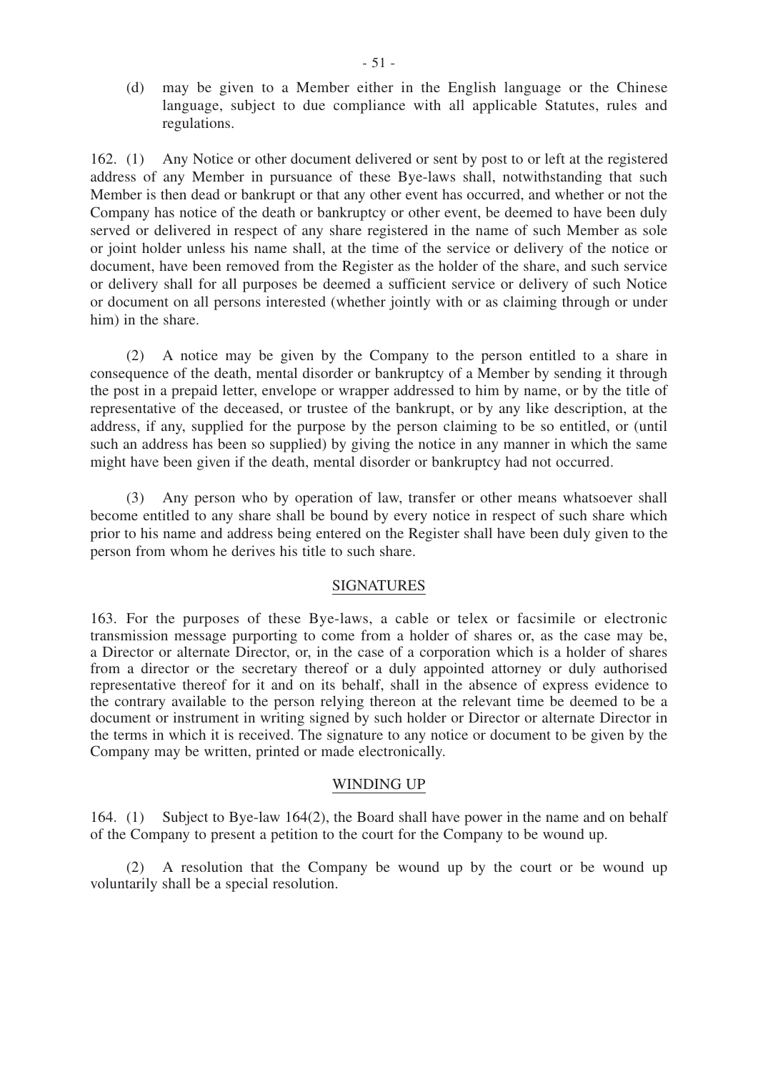(d) may be given to a Member either in the English language or the Chinese language, subject to due compliance with all applicable Statutes, rules and regulations.

162. (1) Any Notice or other document delivered or sent by post to or left at the registered address of any Member in pursuance of these Bye-laws shall, notwithstanding that such Member is then dead or bankrupt or that any other event has occurred, and whether or not the Company has notice of the death or bankruptcy or other event, be deemed to have been duly served or delivered in respect of any share registered in the name of such Member as sole or joint holder unless his name shall, at the time of the service or delivery of the notice or document, have been removed from the Register as the holder of the share, and such service or delivery shall for all purposes be deemed a sufficient service or delivery of such Notice or document on all persons interested (whether jointly with or as claiming through or under him) in the share.

(2) A notice may be given by the Company to the person entitled to a share in consequence of the death, mental disorder or bankruptcy of a Member by sending it through the post in a prepaid letter, envelope or wrapper addressed to him by name, or by the title of representative of the deceased, or trustee of the bankrupt, or by any like description, at the address, if any, supplied for the purpose by the person claiming to be so entitled, or (until such an address has been so supplied) by giving the notice in any manner in which the same might have been given if the death, mental disorder or bankruptcy had not occurred.

(3) Any person who by operation of law, transfer or other means whatsoever shall become entitled to any share shall be bound by every notice in respect of such share which prior to his name and address being entered on the Register shall have been duly given to the person from whom he derives his title to such share.

## SIGNATURES

163. For the purposes of these Bye-laws, a cable or telex or facsimile or electronic transmission message purporting to come from a holder of shares or, as the case may be, a Director or alternate Director, or, in the case of a corporation which is a holder of shares from a director or the secretary thereof or a duly appointed attorney or duly authorised representative thereof for it and on its behalf, shall in the absence of express evidence to the contrary available to the person relying thereon at the relevant time be deemed to be a document or instrument in writing signed by such holder or Director or alternate Director in the terms in which it is received. The signature to any notice or document to be given by the Company may be written, printed or made electronically.

## WINDING UP

164. (1) Subject to Bye-law 164(2), the Board shall have power in the name and on behalf of the Company to present a petition to the court for the Company to be wound up.

(2) A resolution that the Company be wound up by the court or be wound up voluntarily shall be a special resolution.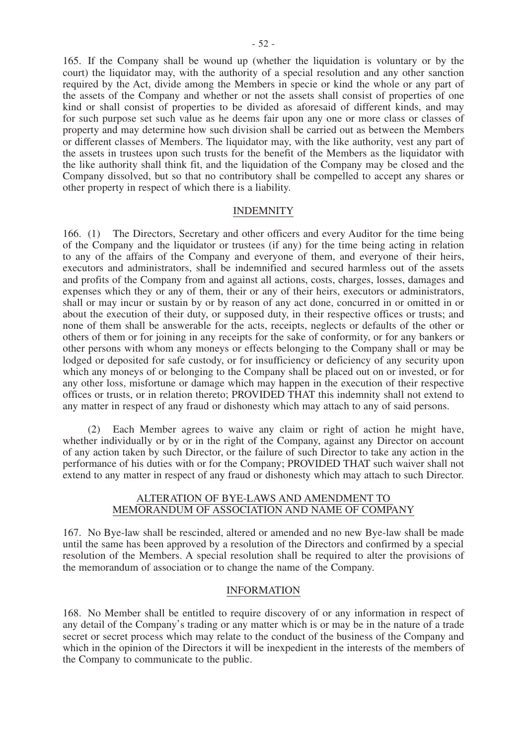165. If the Company shall be wound up (whether the liquidation is voluntary or by the court) the liquidator may, with the authority of a special resolution and any other sanction required by the Act, divide among the Members in specie or kind the whole or any part of the assets of the Company and whether or not the assets shall consist of properties of one kind or shall consist of properties to be divided as aforesaid of different kinds, and may for such purpose set such value as he deems fair upon any one or more class or classes of property and may determine how such division shall be carried out as between the Members or different classes of Members. The liquidator may, with the like authority, vest any part of the assets in trustees upon such trusts for the benefit of the Members as the liquidator with the like authority shall think fit, and the liquidation of the Company may be closed and the Company dissolved, but so that no contributory shall be compelled to accept any shares or other property in respect of which there is a liability.

## INDEMNITY

166. (1) The Directors, Secretary and other officers and every Auditor for the time being of the Company and the liquidator or trustees (if any) for the time being acting in relation to any of the affairs of the Company and everyone of them, and everyone of their heirs, executors and administrators, shall be indemnified and secured harmless out of the assets and profits of the Company from and against all actions, costs, charges, losses, damages and expenses which they or any of them, their or any of their heirs, executors or administrators, shall or may incur or sustain by or by reason of any act done, concurred in or omitted in or about the execution of their duty, or supposed duty, in their respective offices or trusts; and none of them shall be answerable for the acts, receipts, neglects or defaults of the other or others of them or for joining in any receipts for the sake of conformity, or for any bankers or other persons with whom any moneys or effects belonging to the Company shall or may be lodged or deposited for safe custody, or for insufficiency or deficiency of any security upon which any moneys of or belonging to the Company shall be placed out on or invested, or for any other loss, misfortune or damage which may happen in the execution of their respective offices or trusts, or in relation thereto; PROVIDED THAT this indemnity shall not extend to any matter in respect of any fraud or dishonesty which may attach to any of said persons.

(2) Each Member agrees to waive any claim or right of action he might have, whether individually or by or in the right of the Company, against any Director on account of any action taken by such Director, or the failure of such Director to take any action in the performance of his duties with or for the Company; PROVIDED THAT such waiver shall not extend to any matter in respect of any fraud or dishonesty which may attach to such Director.

## ALTERATION OF BYE-LAWS AND AMENDMENT TO MEMORANDUM OF ASSOCIATION AND NAME OF COMPANY

167. No Bye-law shall be rescinded, altered or amended and no new Bye-law shall be made until the same has been approved by a resolution of the Directors and confirmed by a special resolution of the Members. A special resolution shall be required to alter the provisions of the memorandum of association or to change the name of the Company.

## INFORMATION

168. No Member shall be entitled to require discovery of or any information in respect of any detail of the Company's trading or any matter which is or may be in the nature of a trade secret or secret process which may relate to the conduct of the business of the Company and which in the opinion of the Directors it will be inexpedient in the interests of the members of the Company to communicate to the public.